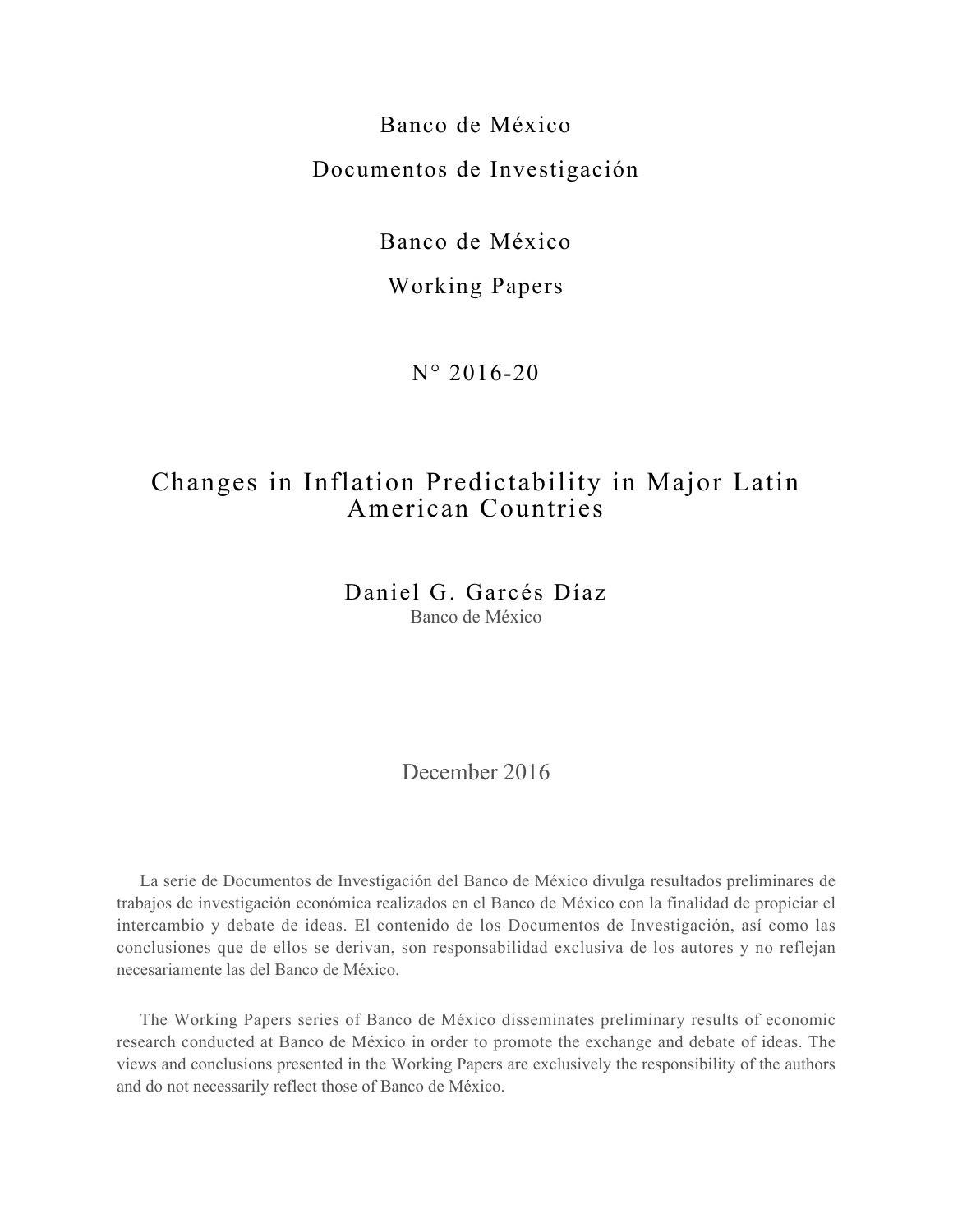Banco de México

Documentos de Investigación

Banco de México

Working Papers

N° 2016-20

# Changes in Inflation Predictability in Major Latin American Countries

Daniel G. Garcés Díaz

Banco de México

December 2016

La serie de Documentos de Investigación del Banco de México divulga resultados preliminares de trabajos de investigación económica realizados en el Banco de México con la finalidad de propiciar el intercambio y debate de ideas. El contenido de los Documentos de Investigación, así como las conclusiones que de ellos se derivan, son responsabilidad exclusiva de los autores y no reflejan necesariamente las del Banco de México.

The Working Papers series of Banco de México disseminates preliminary results of economic research conducted at Banco de México in order to promote the exchange and debate of ideas. The views and conclusions presented in the Working Papers are exclusively the responsibility of the authors and do not necessarily reflect those of Banco de México.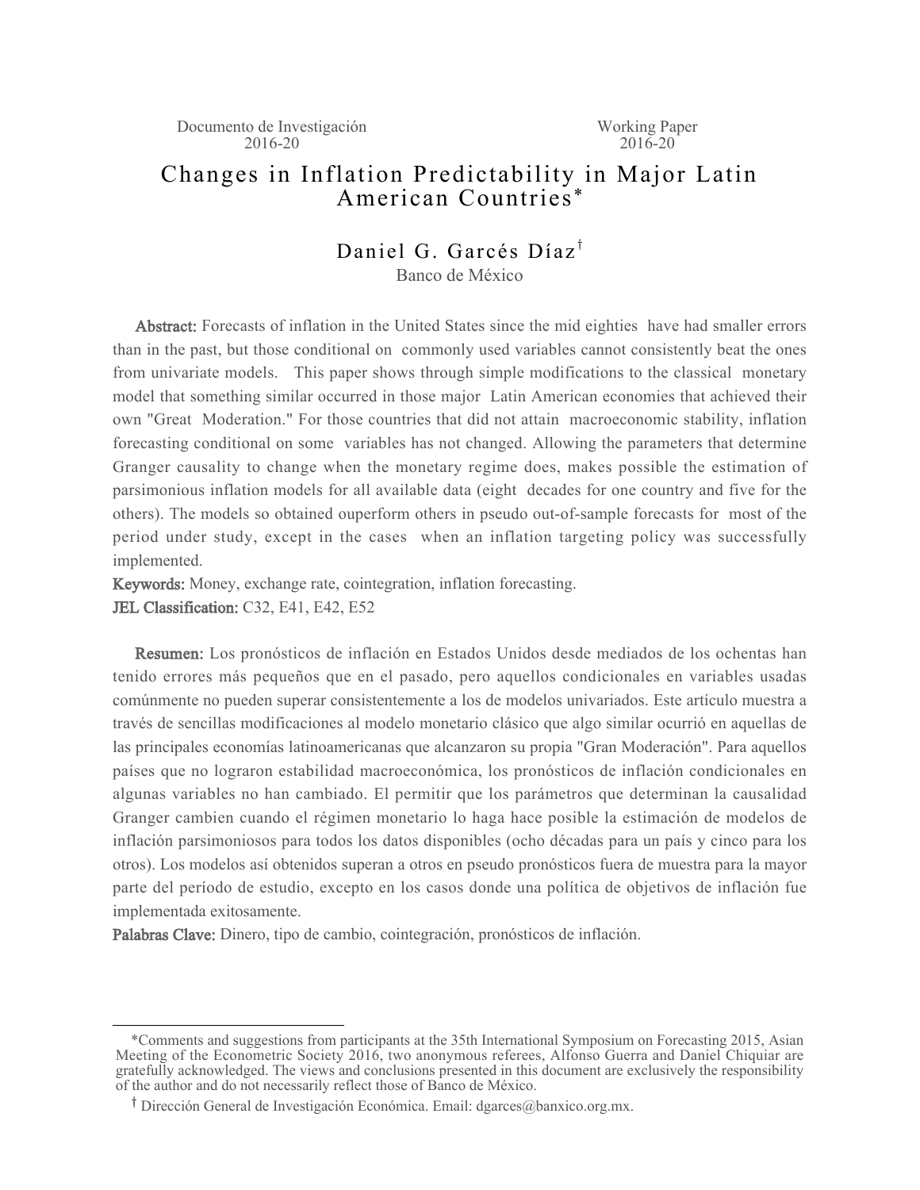Documento de Investigación 2016-20

Working Paper 2016-20

# Changes in Inflation Predictability in Major Latin American Countries*

Daniel G. Garcés Díaz[†]

Banco de México

**Abstract:** Forecasts of inflation in the United States since the mid eighties have had smaller errors than in the past, but those conditional on commonly used variables cannot consistently beat the ones from univariate models. This paper shows through simple modifications to the classical monetary model that something similar occurred in those major Latin American economies that achieved their own "Great Moderation." For those countries that did not attain macroeconomic stability, inflation forecasting conditional on some variables has not changed. Allowing the parameters that determine Granger causality to change when the monetary regime does, makes possible the estimation of parsimonious inflation models for all available data (eight decades for one country and five for the others). The models so obtained ouperform others in pseudo out-of-sample forecasts for most of the period under study, except in the cases when an inflation targeting policy was successfully implemented.

**Keywords:** Money, exchange rate, cointegration, inflation forecasting.

**JEL Classification:** C32, E41, E42, E52

**Resumen:** Los pronósticos de inflación en Estados Unidos desde mediados de los ochentas han tenido errores más pequeños que en el pasado, pero aquellos condicionales en variables usadas comúnmente no pueden superar consistentemente a los de modelos univariados. Este artículo muestra a través de sencillas modificaciones al modelo monetario clásico que algo similar ocurrió en aquellas de las principales economías latinoamericanas que alcanzaron su propia "Gran Moderación". Para aquellos países que no lograron estabilidad macroeconómica, los pronósticos de inflación condicionales en algunas variables no han cambiado. El permitir que los parámetros que determinan la causalidad Granger cambien cuando el régimen monetario lo haga hace posible la estimación de modelos de inflación parsimoniosos para todos los datos disponibles (ocho décadas para un país y cinco para los otros). Los modelos así obtenidos superan a otros en pseudo pronósticos fuera de muestra para la mayor parte del período de estudio, excepto en los casos donde una política de objetivos de inflación fue implementada exitosamente.

**Palabras Clave:** Dinero, tipo de cambio, cointegración, pronósticos de inflación.

---

*Comments and suggestions from participants at the 35th International Symposium on Forecasting 2015, Asian Meeting of the Econometric Society 2016, two anonymous referees, Alfonso Guerra and Daniel Chiquiar are gratefully acknowledged. The views and conclusions presented in this document are exclusively the responsibility of the author and do not necessarily reflect those of Banco de México.

[†] Dirección General de Investigación Económica. Email: dgarces@banxico.org.mx.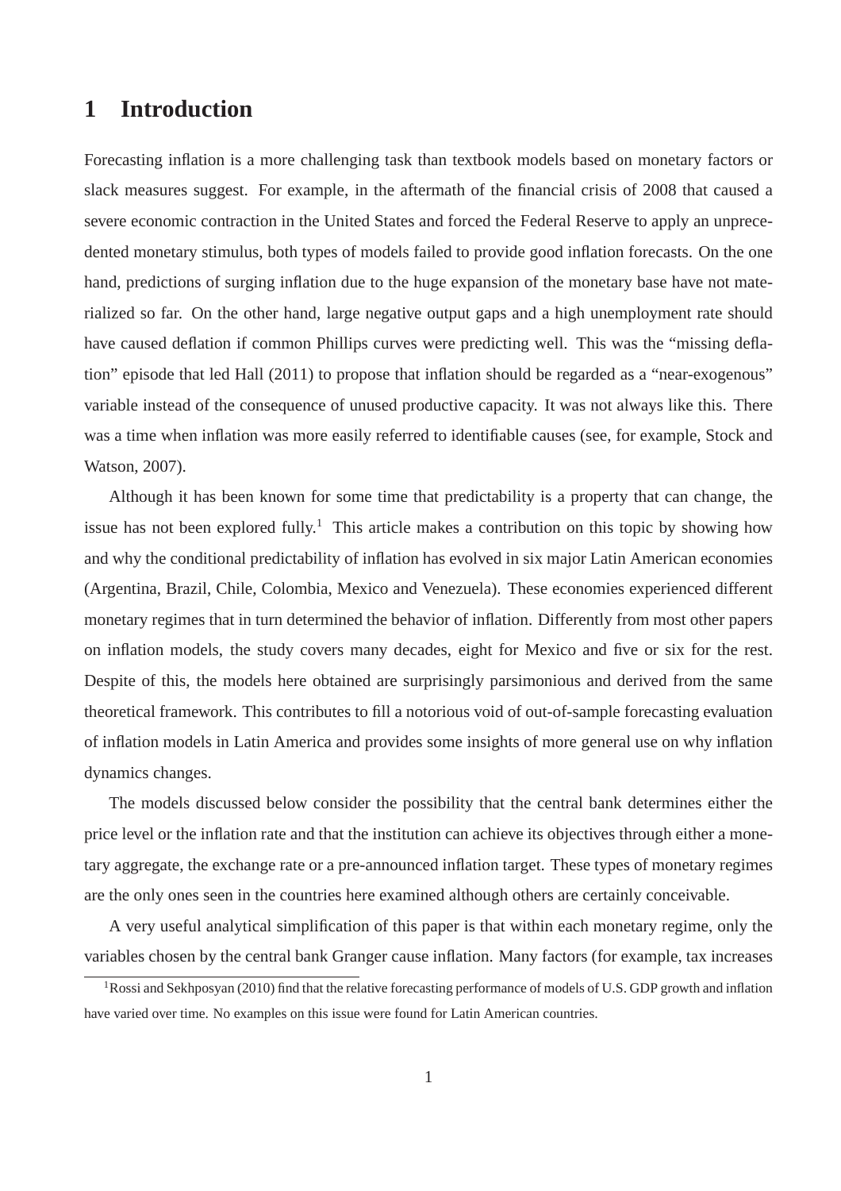# 1 Introduction

Forecasting inflation is a more challenging task than textbook models based on monetary factors or slack measures suggest. For example, in the aftermath of the financial crisis of 2008 that caused a severe economic contraction in the United States and forced the Federal Reserve to apply an unprecedented monetary stimulus, both types of models failed to provide good inflation forecasts. On the one hand, predictions of surging inflation due to the huge expansion of the monetary base have not materialized so far. On the other hand, large negative output gaps and a high unemployment rate should have caused deflation if common Phillips curves were predicting well. This was the "missing deflation" episode that led Hall (2011) to propose that inflation should be regarded as a "near-exogenous" variable instead of the consequence of unused productive capacity. It was not always like this. There was a time when inflation was more easily referred to identifiable causes (see, for example, Stock and Watson, 2007).

Although it has been known for some time that predictability is a property that can change, the issue has not been explored fully.[1] This article makes a contribution on this topic by showing how and why the conditional predictability of inflation has evolved in six major Latin American economies (Argentina, Brazil, Chile, Colombia, Mexico and Venezuela). These economies experienced different monetary regimes that in turn determined the behavior of inflation. Differently from most other papers on inflation models, the study covers many decades, eight for Mexico and five or six for the rest. Despite of this, the models here obtained are surprisingly parsimonious and derived from the same theoretical framework. This contributes to fill a notorious void of out-of-sample forecasting evaluation of inflation models in Latin America and provides some insights of more general use on why inflation dynamics changes.

The models discussed below consider the possibility that the central bank determines either the price level or the inflation rate and that the institution can achieve its objectives through either a monetary aggregate, the exchange rate or a pre-announced inflation target. These types of monetary regimes are the only ones seen in the countries here examined although others are certainly conceivable.

A very useful analytical simplification of this paper is that within each monetary regime, only the variables chosen by the central bank Granger cause inflation. Many factors (for example, tax increases

[1] Rossi and Sekhposyan (2010) find that the relative forecasting performance of models of U.S. GDP growth and inflation have varied over time. No examples on this issue were found for Latin American countries.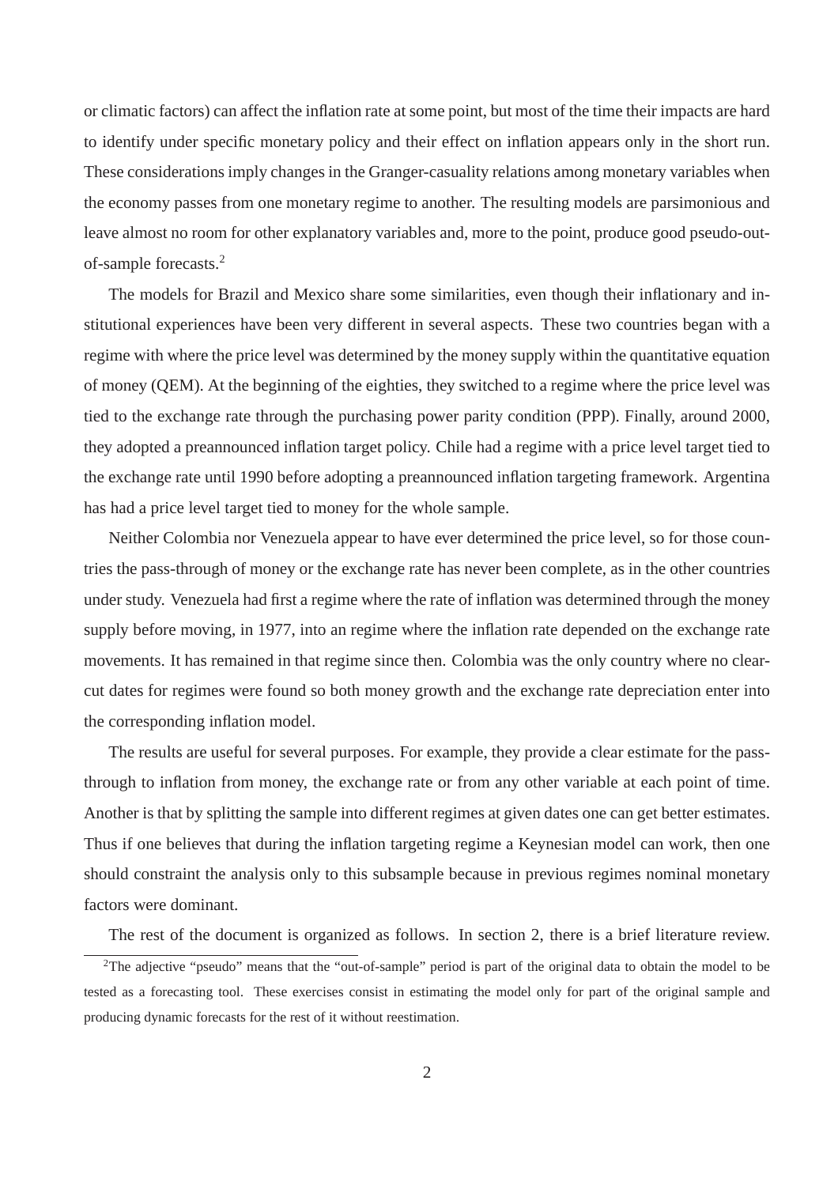or climatic factors) can affect the inflation rate at some point, but most of the time their impacts are hard to identify under specific monetary policy and their effect on inflation appears only in the short run. These considerations imply changes in the Granger-casuality relations among monetary variables when the economy passes from one monetary regime to another. The resulting models are parsimonious and leave almost no room for other explanatory variables and, more to the point, produce good pseudo-out-of-sample forecasts.[2]

The models for Brazil and Mexico share some similarities, even though their inflationary and institutional experiences have been very different in several aspects. These two countries began with a regime with where the price level was determined by the money supply within the quantitative equation of money (QEM). At the beginning of the eighties, they switched to a regime where the price level was tied to the exchange rate through the purchasing power parity condition (PPP). Finally, around 2000, they adopted a preannounced inflation target policy. Chile had a regime with a price level target tied to the exchange rate until 1990 before adopting a preannounced inflation targeting framework. Argentina has had a price level target tied to money for the whole sample.

Neither Colombia nor Venezuela appear to have ever determined the price level, so for those countries the pass-through of money or the exchange rate has never been complete, as in the other countries under study. Venezuela had first a regime where the rate of inflation was determined through the money supply before moving, in 1977, into an regime where the inflation rate depended on the exchange rate movements. It has remained in that regime since then. Colombia was the only country where no clear-cut dates for regimes were found so both money growth and the exchange rate depreciation enter into the corresponding inflation model.

The results are useful for several purposes. For example, they provide a clear estimate for the pass-through to inflation from money, the exchange rate or from any other variable at each point of time. Another is that by splitting the sample into different regimes at given dates one can get better estimates. Thus if one believes that during the inflation targeting regime a Keynesian model can work, then one should constraint the analysis only to this subsample because in previous regimes nominal monetary factors were dominant.

The rest of the document is organized as follows. In section 2, there is a brief literature review.

[2]The adjective "pseudo" means that the "out-of-sample" period is part of the original data to obtain the model to be tested as a forecasting tool. These exercises consist in estimating the model only for part of the original sample and producing dynamic forecasts for the rest of it without reestimation.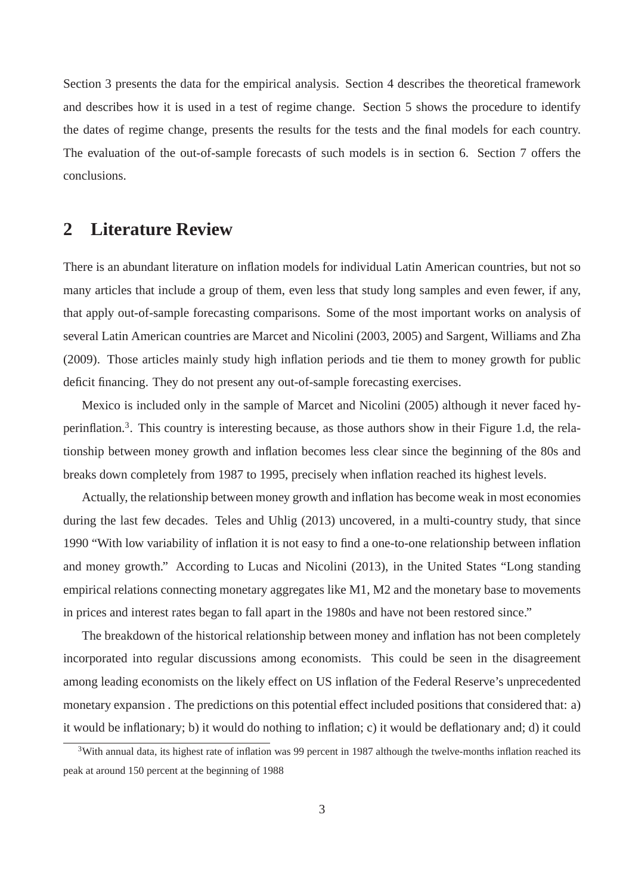Section 3 presents the data for the empirical analysis. Section 4 describes the theoretical framework and describes how it is used in a test of regime change. Section 5 shows the procedure to identify the dates of regime change, presents the results for the tests and the final models for each country. The evaluation of the out-of-sample forecasts of such models is in section 6. Section 7 offers the conclusions.

## 2 Literature Review

There is an abundant literature on inflation models for individual Latin American countries, but not so many articles that include a group of them, even less that study long samples and even fewer, if any, that apply out-of-sample forecasting comparisons. Some of the most important works on analysis of several Latin American countries are Marcet and Nicolini (2003, 2005) and Sargent, Williams and Zha (2009). Those articles mainly study high inflation periods and tie them to money growth for public deficit financing. They do not present any out-of-sample forecasting exercises.

Mexico is included only in the sample of Marcet and Nicolini (2005) although it never faced hyperinflation.[3]. This country is interesting because, as those authors show in their Figure 1.d, the relationship between money growth and inflation becomes less clear since the beginning of the 80s and breaks down completely from 1987 to 1995, precisely when inflation reached its highest levels.

Actually, the relationship between money growth and inflation has become weak in most economies during the last few decades. Teles and Uhlig (2013) uncovered, in a multi-country study, that since 1990 "With low variability of inflation it is not easy to find a one-to-one relationship between inflation and money growth." According to Lucas and Nicolini (2013), in the United States "Long standing empirical relations connecting monetary aggregates like M1, M2 and the monetary base to movements in prices and interest rates began to fall apart in the 1980s and have not been restored since."

The breakdown of the historical relationship between money and inflation has not been completely incorporated into regular discussions among economists. This could be seen in the disagreement among leading economists on the likely effect on US inflation of the Federal Reserve's unprecedented monetary expansion . The predictions on this potential effect included positions that considered that: a) it would be inflationary; b) it would do nothing to inflation; c) it would be deflationary and; d) it could

[3]With annual data, its highest rate of inflation was 99 percent in 1987 although the twelve-months inflation reached its peak at around 150 percent at the beginning of 1988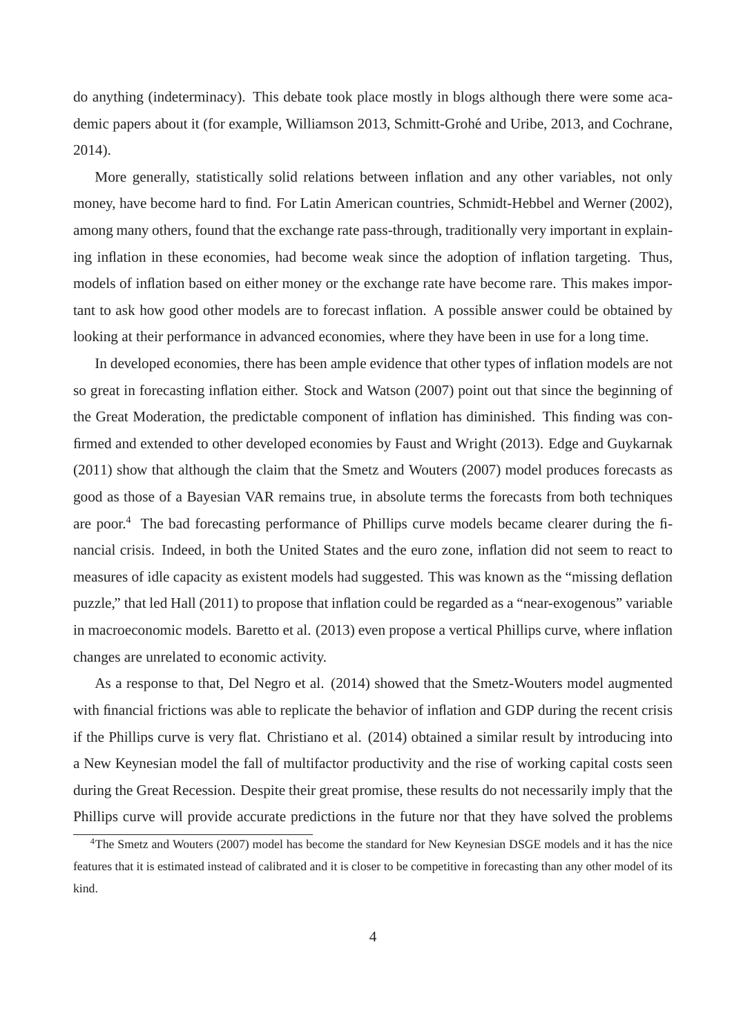do anything (indeterminacy). This debate took place mostly in blogs although there were some academic papers about it (for example, Williamson 2013, Schmitt-Grohé and Uribe, 2013, and Cochrane, 2014).

More generally, statistically solid relations between inflation and any other variables, not only money, have become hard to find. For Latin American countries, Schmidt-Hebbel and Werner (2002), among many others, found that the exchange rate pass-through, traditionally very important in explaining inflation in these economies, had become weak since the adoption of inflation targeting. Thus, models of inflation based on either money or the exchange rate have become rare. This makes important to ask how good other models are to forecast inflation. A possible answer could be obtained by looking at their performance in advanced economies, where they have been in use for a long time.

In developed economies, there has been ample evidence that other types of inflation models are not so great in forecasting inflation either. Stock and Watson (2007) point out that since the beginning of the Great Moderation, the predictable component of inflation has diminished. This finding was confirmed and extended to other developed economies by Faust and Wright (2013). Edge and Guykarnak (2011) show that although the claim that the Smetz and Wouters (2007) model produces forecasts as good as those of a Bayesian VAR remains true, in absolute terms the forecasts from both techniques are poor.[4] The bad forecasting performance of Phillips curve models became clearer during the financial crisis. Indeed, in both the United States and the euro zone, inflation did not seem to react to measures of idle capacity as existent models had suggested. This was known as the "missing deflation puzzle," that led Hall (2011) to propose that inflation could be regarded as a "near-exogenous" variable in macroeconomic models. Baretto et al. (2013) even propose a vertical Phillips curve, where inflation changes are unrelated to economic activity.

As a response to that, Del Negro et al. (2014) showed that the Smetz-Wouters model augmented with financial frictions was able to replicate the behavior of inflation and GDP during the recent crisis if the Phillips curve is very flat. Christiano et al. (2014) obtained a similar result by introducing into a New Keynesian model the fall of multifactor productivity and the rise of working capital costs seen during the Great Recession. Despite their great promise, these results do not necessarily imply that the Phillips curve will provide accurate predictions in the future nor that they have solved the problems

[4] The Smetz and Wouters (2007) model has become the standard for New Keynesian DSGE models and it has the nice features that it is estimated instead of calibrated and it is closer to be competitive in forecasting than any other model of its kind.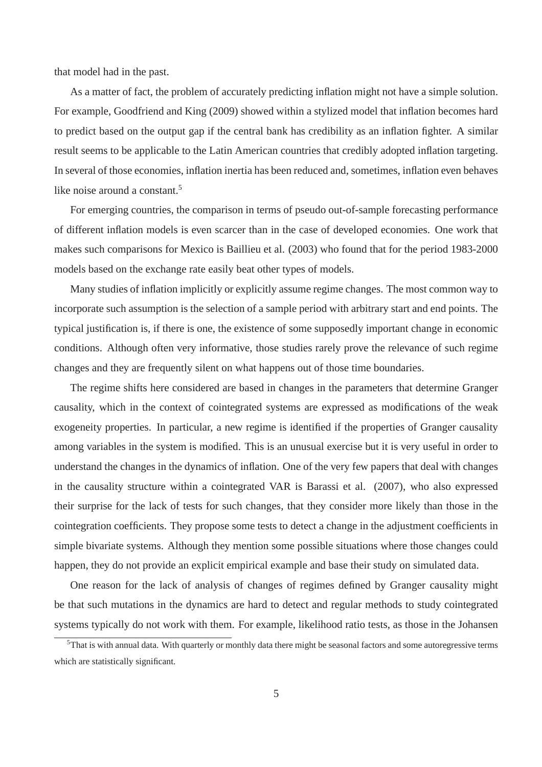that model had in the past.

As a matter of fact, the problem of accurately predicting inflation might not have a simple solution. For example, Goodfriend and King (2009) showed within a stylized model that inflation becomes hard to predict based on the output gap if the central bank has credibility as an inflation fighter. A similar result seems to be applicable to the Latin American countries that credibly adopted inflation targeting. In several of those economies, inflation inertia has been reduced and, sometimes, inflation even behaves like noise around a constant.[5]

For emerging countries, the comparison in terms of pseudo out-of-sample forecasting performance of different inflation models is even scarcer than in the case of developed economies. One work that makes such comparisons for Mexico is Baillieu et al. (2003) who found that for the period 1983-2000 models based on the exchange rate easily beat other types of models.

Many studies of inflation implicitly or explicitly assume regime changes. The most common way to incorporate such assumption is the selection of a sample period with arbitrary start and end points. The typical justification is, if there is one, the existence of some supposedly important change in economic conditions. Although often very informative, those studies rarely prove the relevance of such regime changes and they are frequently silent on what happens out of those time boundaries.

The regime shifts here considered are based in changes in the parameters that determine Granger causality, which in the context of cointegrated systems are expressed as modifications of the weak exogeneity properties. In particular, a new regime is identified if the properties of Granger causality among variables in the system is modified. This is an unusual exercise but it is very useful in order to understand the changes in the dynamics of inflation. One of the very few papers that deal with changes in the causality structure within a cointegrated VAR is Barassi et al. (2007), who also expressed their surprise for the lack of tests for such changes, that they consider more likely than those in the cointegration coefficients. They propose some tests to detect a change in the adjustment coefficients in simple bivariate systems. Although they mention some possible situations where those changes could happen, they do not provide an explicit empirical example and base their study on simulated data.

One reason for the lack of analysis of changes of regimes defined by Granger causality might be that such mutations in the dynamics are hard to detect and regular methods to study cointegrated systems typically do not work with them. For example, likelihood ratio tests, as those in the Johansen

[5] That is with annual data. With quarterly or monthly data there might be seasonal factors and some autoregressive terms which are statistically significant.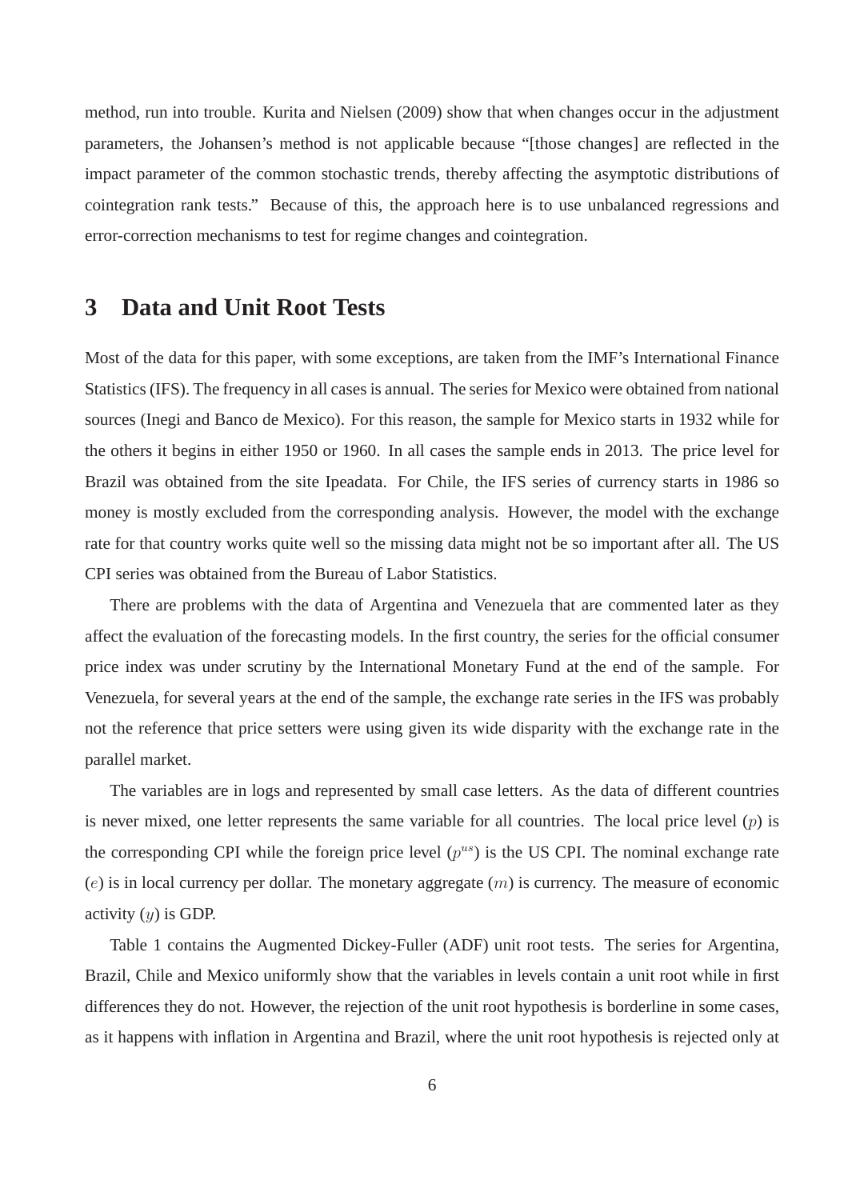method, run into trouble. Kurita and Nielsen (2009) show that when changes occur in the adjustment parameters, the Johansen's method is not applicable because "[those changes] are reflected in the impact parameter of the common stochastic trends, thereby affecting the asymptotic distributions of cointegration rank tests." Because of this, the approach here is to use unbalanced regressions and error-correction mechanisms to test for regime changes and cointegration.

# 3 Data and Unit Root Tests

Most of the data for this paper, with some exceptions, are taken from the IMF's International Finance Statistics (IFS). The frequency in all cases is annual. The series for Mexico were obtained from national sources (Inegi and Banco de Mexico). For this reason, the sample for Mexico starts in 1932 while for the others it begins in either 1950 or 1960. In all cases the sample ends in 2013. The price level for Brazil was obtained from the site Ipeadata. For Chile, the IFS series of currency starts in 1986 so money is mostly excluded from the corresponding analysis. However, the model with the exchange rate for that country works quite well so the missing data might not be so important after all. The US CPI series was obtained from the Bureau of Labor Statistics.

There are problems with the data of Argentina and Venezuela that are commented later as they affect the evaluation of the forecasting models. In the first country, the series for the official consumer price index was under scrutiny by the International Monetary Fund at the end of the sample. For Venezuela, for several years at the end of the sample, the exchange rate series in the IFS was probably not the reference that price setters were using given its wide disparity with the exchange rate in the parallel market.

The variables are in logs and represented by small case letters. As the data of different countries is never mixed, one letter represents the same variable for all countries. The local price level ($p$) is the corresponding CPI while the foreign price level ($p^{us}$) is the US CPI. The nominal exchange rate ($e$) is in local currency per dollar. The monetary aggregate ($m$) is currency. The measure of economic activity ($y$) is GDP.

Table 1 contains the Augmented Dickey-Fuller (ADF) unit root tests. The series for Argentina, Brazil, Chile and Mexico uniformly show that the variables in levels contain a unit root while in first differences they do not. However, the rejection of the unit root hypothesis is borderline in some cases, as it happens with inflation in Argentina and Brazil, where the unit root hypothesis is rejected only at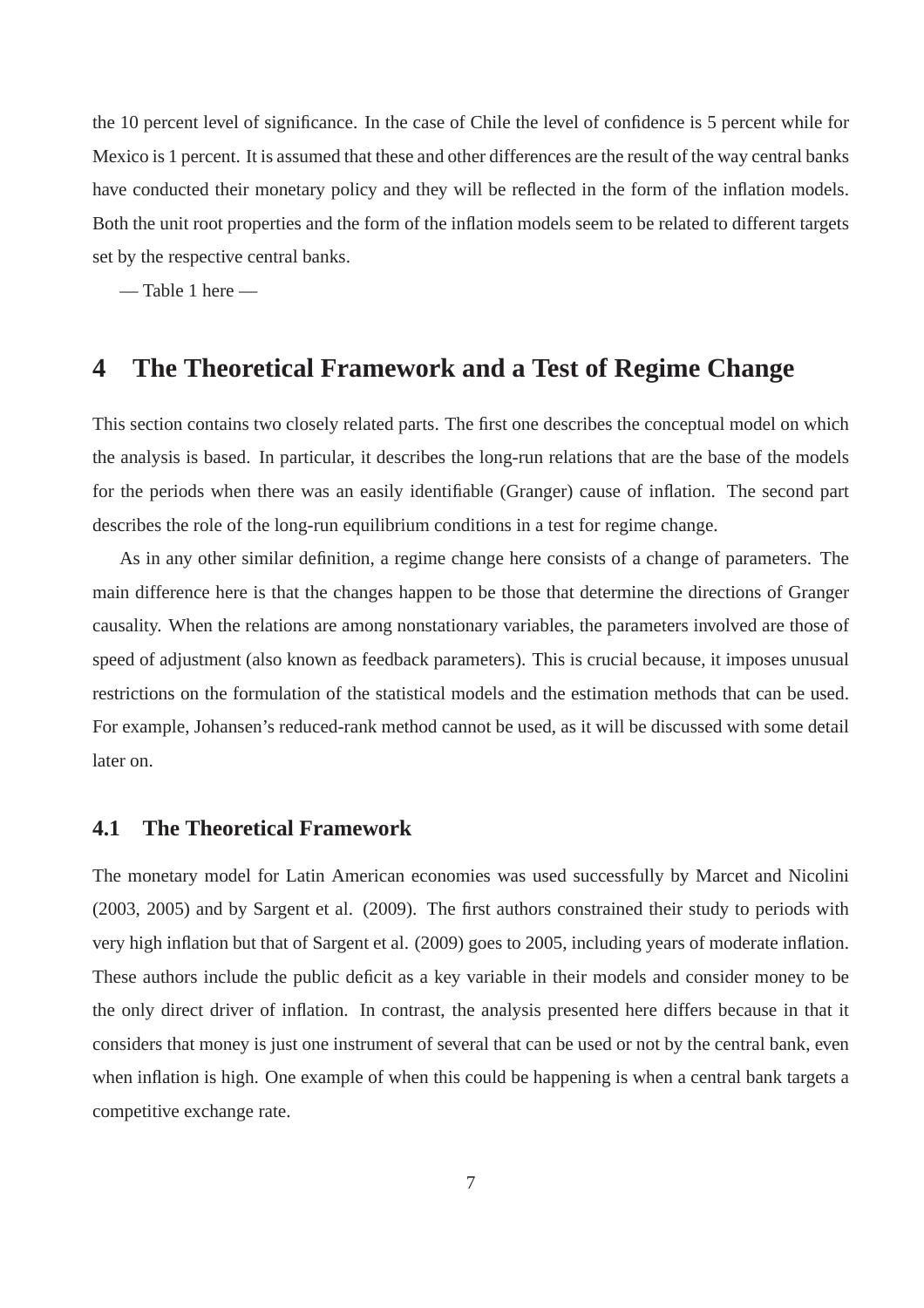the 10 percent level of significance. In the case of Chile the level of confidence is 5 percent while for Mexico is 1 percent. It is assumed that these and other differences are the result of the way central banks have conducted their monetary policy and they will be reflected in the form of the inflation models. Both the unit root properties and the form of the inflation models seem to be related to different targets set by the respective central banks.

— Table 1 here —

# 4 The Theoretical Framework and a Test of Regime Change

This section contains two closely related parts. The first one describes the conceptual model on which the analysis is based. In particular, it describes the long-run relations that are the base of the models for the periods when there was an easily identifiable (Granger) cause of inflation. The second part describes the role of the long-run equilibrium conditions in a test for regime change.

As in any other similar definition, a regime change here consists of a change of parameters. The main difference here is that the changes happen to be those that determine the directions of Granger causality. When the relations are among nonstationary variables, the parameters involved are those of speed of adjustment (also known as feedback parameters). This is crucial because, it imposes unusual restrictions on the formulation of the statistical models and the estimation methods that can be used. For example, Johansen's reduced-rank method cannot be used, as it will be discussed with some detail later on.

## 4.1 The Theoretical Framework

The monetary model for Latin American economies was used successfully by Marcet and Nicolini (2003, 2005) and by Sargent et al. (2009). The first authors constrained their study to periods with very high inflation but that of Sargent et al. (2009) goes to 2005, including years of moderate inflation. These authors include the public deficit as a key variable in their models and consider money to be the only direct driver of inflation. In contrast, the analysis presented here differs because in that it considers that money is just one instrument of several that can be used or not by the central bank, even when inflation is high. One example of when this could be happening is when a central bank targets a competitive exchange rate.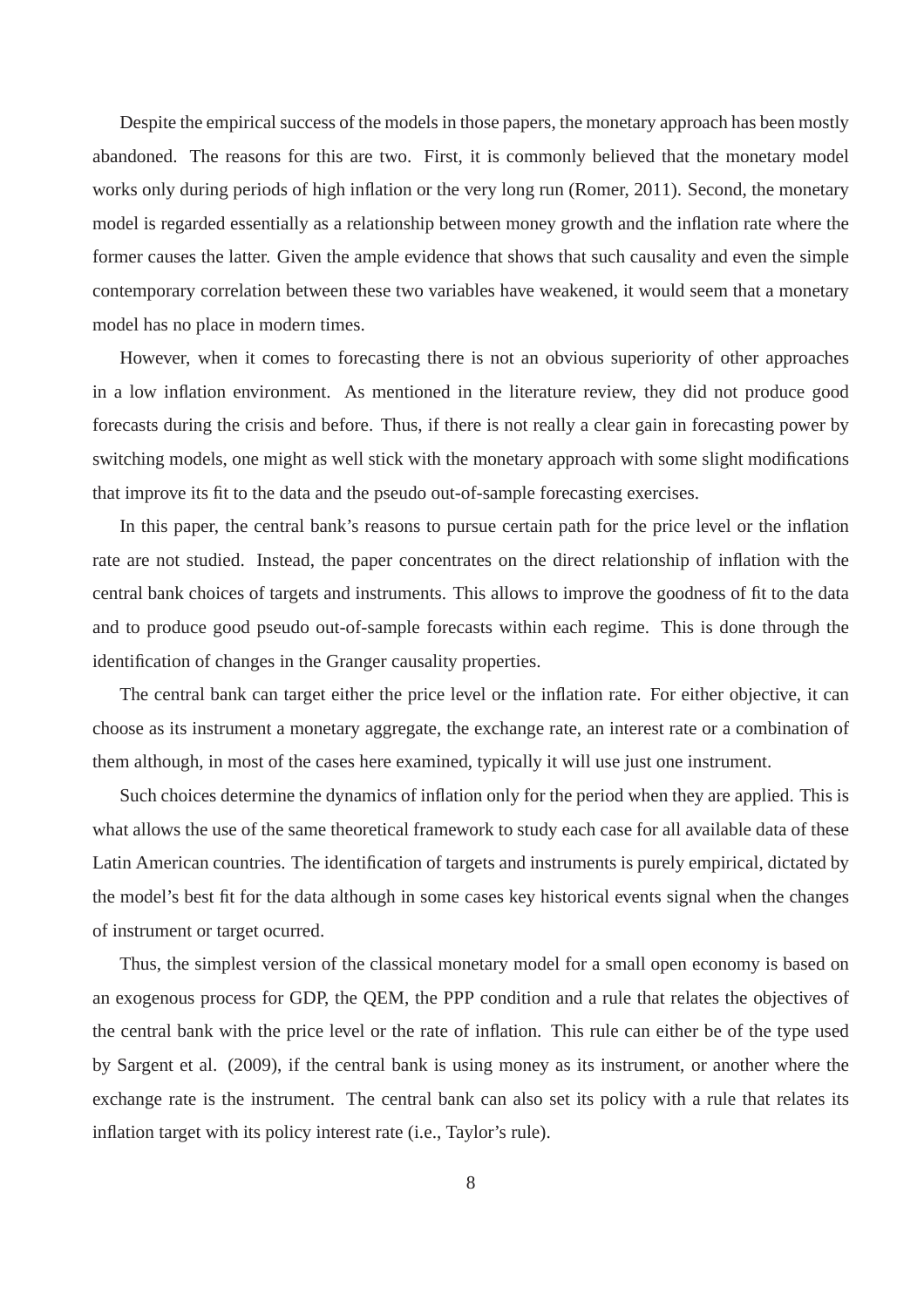Despite the empirical success of the models in those papers, the monetary approach has been mostly abandoned. The reasons for this are two. First, it is commonly believed that the monetary model works only during periods of high inflation or the very long run (Romer, 2011). Second, the monetary model is regarded essentially as a relationship between money growth and the inflation rate where the former causes the latter. Given the ample evidence that shows that such causality and even the simple contemporary correlation between these two variables have weakened, it would seem that a monetary model has no place in modern times.

However, when it comes to forecasting there is not an obvious superiority of other approaches in a low inflation environment. As mentioned in the literature review, they did not produce good forecasts during the crisis and before. Thus, if there is not really a clear gain in forecasting power by switching models, one might as well stick with the monetary approach with some slight modifications that improve its fit to the data and the pseudo out-of-sample forecasting exercises.

In this paper, the central bank's reasons to pursue certain path for the price level or the inflation rate are not studied. Instead, the paper concentrates on the direct relationship of inflation with the central bank choices of targets and instruments. This allows to improve the goodness of fit to the data and to produce good pseudo out-of-sample forecasts within each regime. This is done through the identification of changes in the Granger causality properties.

The central bank can target either the price level or the inflation rate. For either objective, it can choose as its instrument a monetary aggregate, the exchange rate, an interest rate or a combination of them although, in most of the cases here examined, typically it will use just one instrument.

Such choices determine the dynamics of inflation only for the period when they are applied. This is what allows the use of the same theoretical framework to study each case for all available data of these Latin American countries. The identification of targets and instruments is purely empirical, dictated by the model's best fit for the data although in some cases key historical events signal when the changes of instrument or target ocurred.

Thus, the simplest version of the classical monetary model for a small open economy is based on an exogenous process for GDP, the QEM, the PPP condition and a rule that relates the objectives of the central bank with the price level or the rate of inflation. This rule can either be of the type used by Sargent et al. (2009), if the central bank is using money as its instrument, or another where the exchange rate is the instrument. The central bank can also set its policy with a rule that relates its inflation target with its policy interest rate (i.e., Taylor's rule).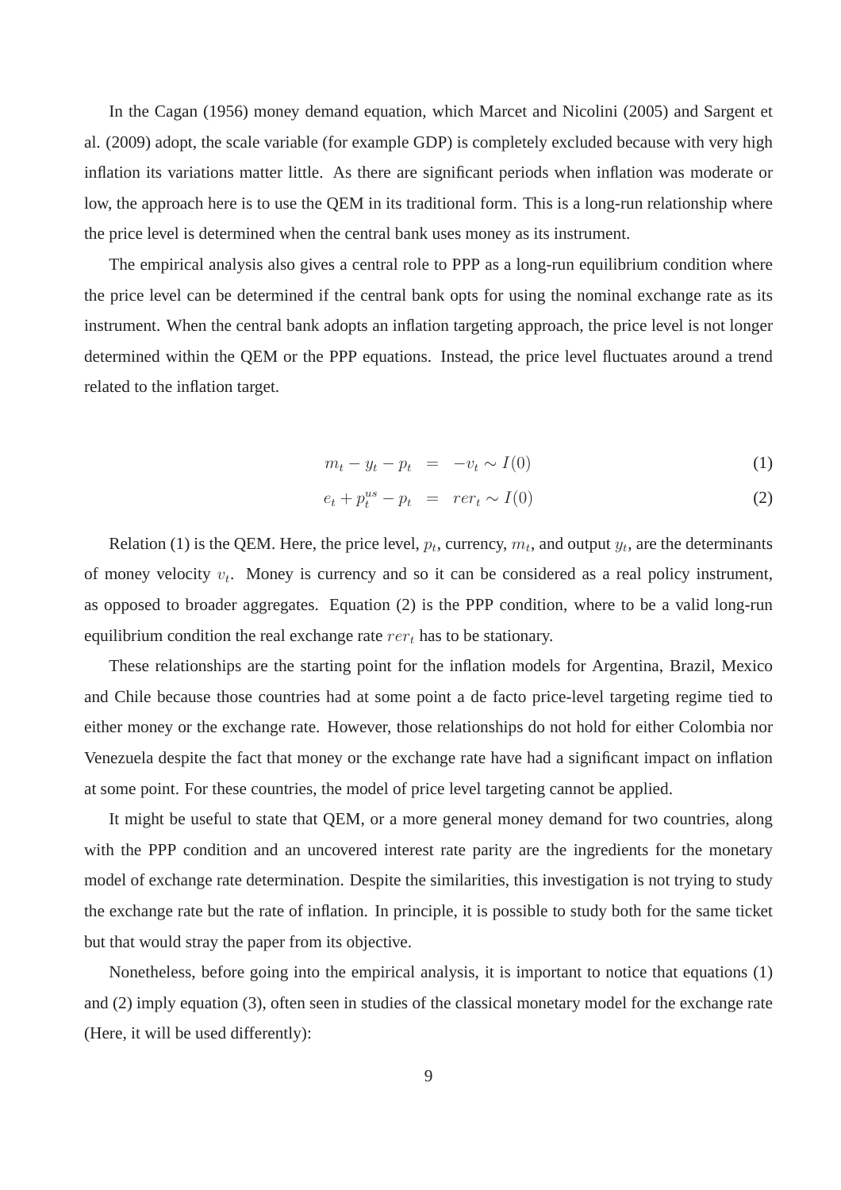In the Cagan (1956) money demand equation, which Marcet and Nicolini (2005) and Sargent et al. (2009) adopt, the scale variable (for example GDP) is completely excluded because with very high inflation its variations matter little. As there are significant periods when inflation was moderate or low, the approach here is to use the QEM in its traditional form. This is a long-run relationship where the price level is determined when the central bank uses money as its instrument.

The empirical analysis also gives a central role to PPP as a long-run equilibrium condition where the price level can be determined if the central bank opts for using the nominal exchange rate as its instrument. When the central bank adopts an inflation targeting approach, the price level is not longer determined within the QEM or the PPP equations. Instead, the price level fluctuates around a trend related to the inflation target.

$$m_t - y_t - p_t = -v_t \sim I(0) \tag{1}$$

$$e_t + p_t^{us} - p_t = rer_t \sim I(0) \tag{2}$$

Relation (1) is the QEM. Here, the price level, $p_t$, currency, $m_t$, and output $y_t$, are the determinants of money velocity $v_t$. Money is currency and so it can be considered as a real policy instrument, as opposed to broader aggregates. Equation (2) is the PPP condition, where to be a valid long-run equilibrium condition the real exchange rate $rer_t$ has to be stationary.

These relationships are the starting point for the inflation models for Argentina, Brazil, Mexico and Chile because those countries had at some point a de facto price-level targeting regime tied to either money or the exchange rate. However, those relationships do not hold for either Colombia nor Venezuela despite the fact that money or the exchange rate have had a significant impact on inflation at some point. For these countries, the model of price level targeting cannot be applied.

It might be useful to state that QEM, or a more general money demand for two countries, along with the PPP condition and an uncovered interest rate parity are the ingredients for the monetary model of exchange rate determination. Despite the similarities, this investigation is not trying to study the exchange rate but the rate of inflation. In principle, it is possible to study both for the same ticket but that would stray the paper from its objective.

Nonetheless, before going into the empirical analysis, it is important to notice that equations (1) and (2) imply equation (3), often seen in studies of the classical monetary model for the exchange rate (Here, it will be used differently):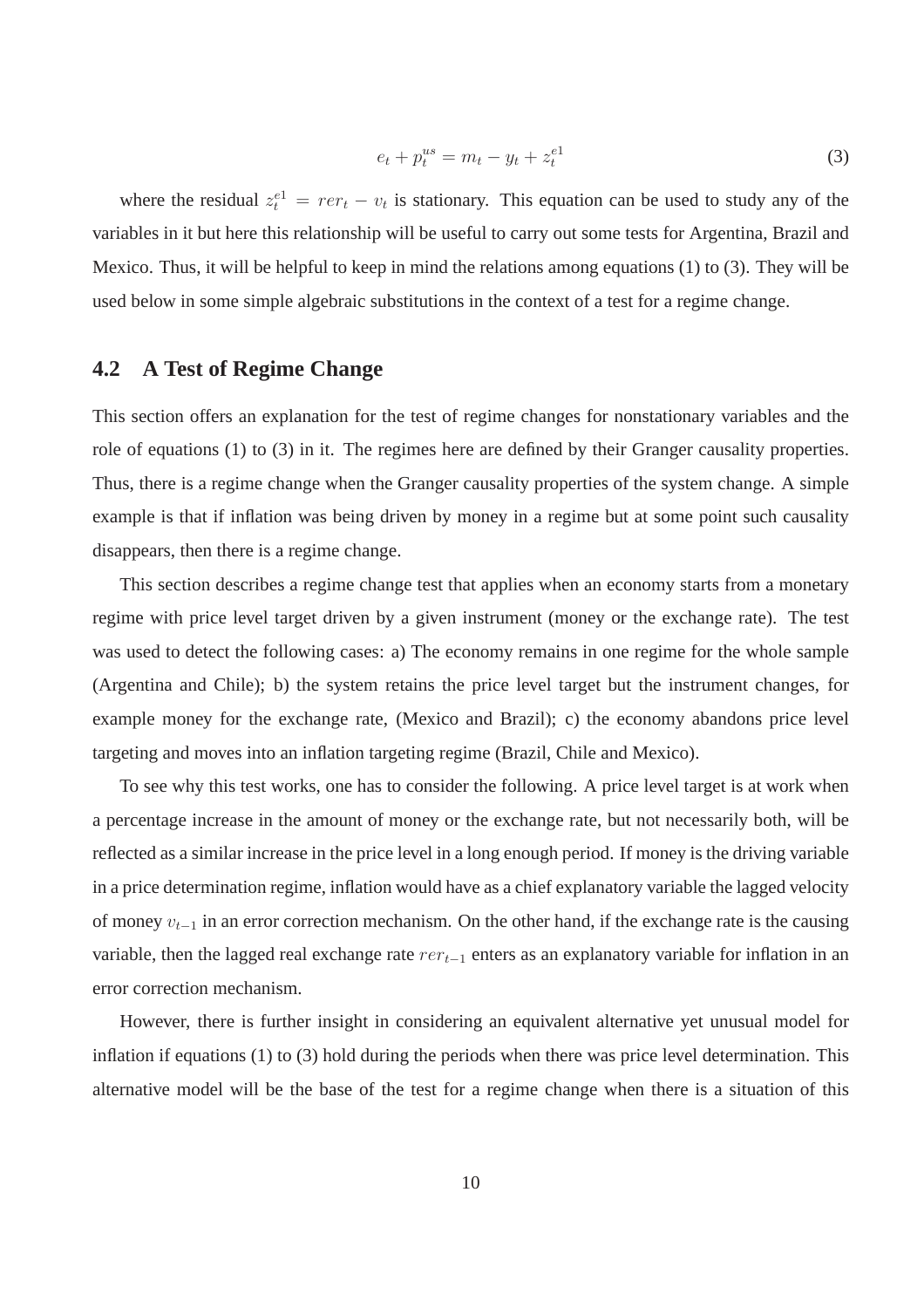$$e_t + p_t^{us} = m_t - y_t + z_t^{e1} \tag{3}$$

where the residual $z_t^{e1} = rer_t - v_t$ is stationary. This equation can be used to study any of the variables in it but here this relationship will be useful to carry out some tests for Argentina, Brazil and Mexico. Thus, it will be helpful to keep in mind the relations among equations (1) to (3). They will be used below in some simple algebraic substitutions in the context of a test for a regime change.

## 4.2 A Test of Regime Change

This section offers an explanation for the test of regime changes for nonstationary variables and the role of equations (1) to (3) in it. The regimes here are defined by their Granger causality properties. Thus, there is a regime change when the Granger causality properties of the system change. A simple example is that if inflation was being driven by money in a regime but at some point such causality disappears, then there is a regime change.

This section describes a regime change test that applies when an economy starts from a monetary regime with price level target driven by a given instrument (money or the exchange rate). The test was used to detect the following cases: a) The economy remains in one regime for the whole sample (Argentina and Chile); b) the system retains the price level target but the instrument changes, for example money for the exchange rate, (Mexico and Brazil); c) the economy abandons price level targeting and moves into an inflation targeting regime (Brazil, Chile and Mexico).

To see why this test works, one has to consider the following. A price level target is at work when a percentage increase in the amount of money or the exchange rate, but not necessarily both, will be reflected as a similar increase in the price level in a long enough period. If money is the driving variable in a price determination regime, inflation would have as a chief explanatory variable the lagged velocity of money $v_{t-1}$ in an error correction mechanism. On the other hand, if the exchange rate is the causing variable, then the lagged real exchange rate $rer_{t-1}$ enters as an explanatory variable for inflation in an error correction mechanism.

However, there is further insight in considering an equivalent alternative yet unusual model for inflation if equations (1) to (3) hold during the periods when there was price level determination. This alternative model will be the base of the test for a regime change when there is a situation of this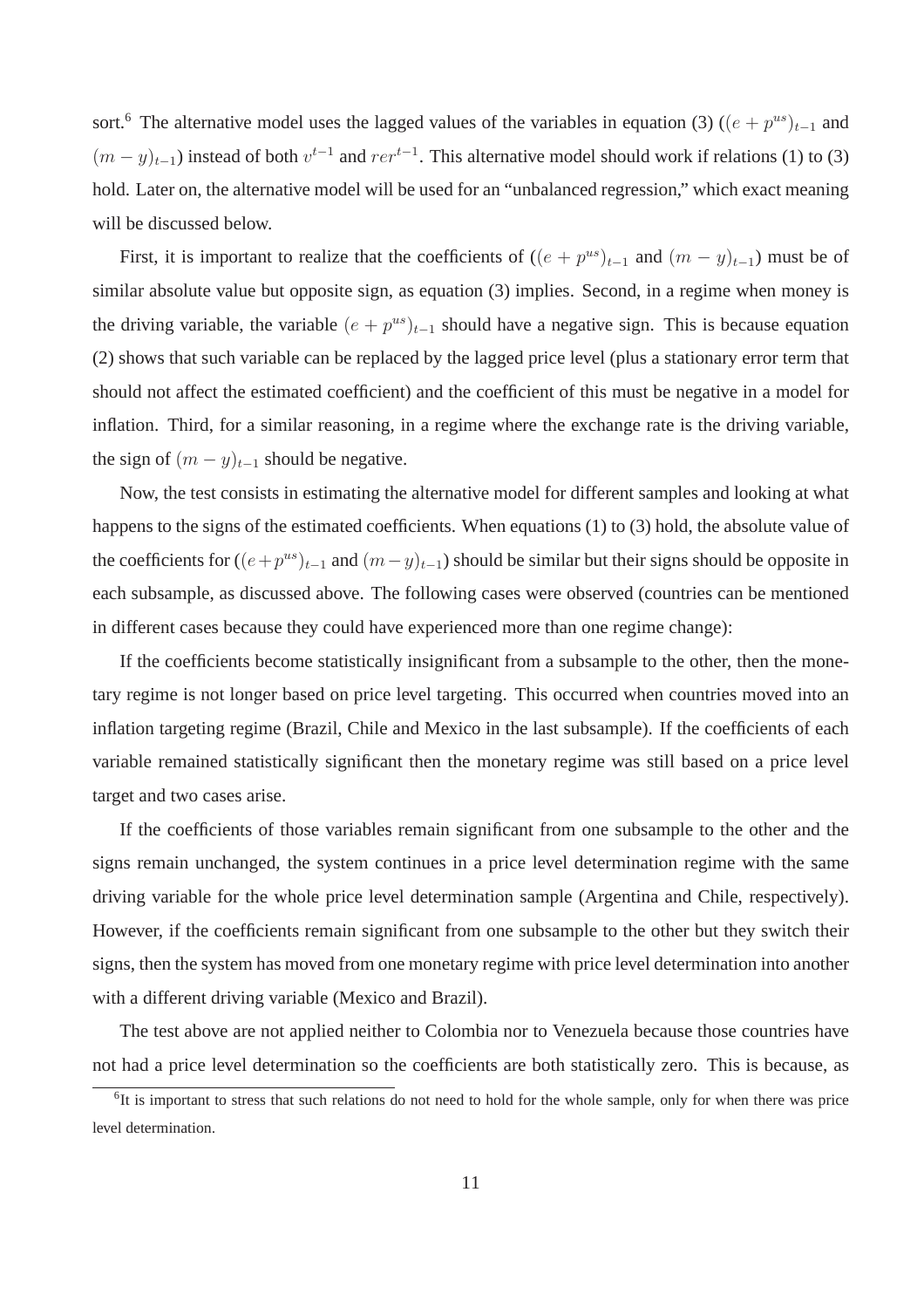sort.[6] The alternative model uses the lagged values of the variables in equation (3) ($(e + p^{us})_{t-1}$ and $(m - y)_{t-1}$) instead of both $v^{t-1}$ and $rer^{t-1}$. This alternative model should work if relations (1) to (3) hold. Later on, the alternative model will be used for an "unbalanced regression," which exact meaning will be discussed below.

First, it is important to realize that the coefficients of ($(e + p^{us})_{t-1}$ and $(m - y)_{t-1}$) must be of similar absolute value but opposite sign, as equation (3) implies. Second, in a regime when money is the driving variable, the variable $(e + p^{us})_{t-1}$ should have a negative sign. This is because equation (2) shows that such variable can be replaced by the lagged price level (plus a stationary error term that should not affect the estimated coefficient) and the coefficient of this must be negative in a model for inflation. Third, for a similar reasoning, in a regime where the exchange rate is the driving variable, the sign of $(m - y)_{t-1}$ should be negative.

Now, the test consists in estimating the alternative model for different samples and looking at what happens to the signs of the estimated coefficients. When equations (1) to (3) hold, the absolute value of the coefficients for ($(e+p^{us})_{t-1}$ and $(m-y)_{t-1}$) should be similar but their signs should be opposite in each subsample, as discussed above. The following cases were observed (countries can be mentioned in different cases because they could have experienced more than one regime change):

If the coefficients become statistically insignificant from a subsample to the other, then the monetary regime is not longer based on price level targeting. This occurred when countries moved into an inflation targeting regime (Brazil, Chile and Mexico in the last subsample). If the coefficients of each variable remained statistically significant then the monetary regime was still based on a price level target and two cases arise.

If the coefficients of those variables remain significant from one subsample to the other and the signs remain unchanged, the system continues in a price level determination regime with the same driving variable for the whole price level determination sample (Argentina and Chile, respectively). However, if the coefficients remain significant from one subsample to the other but they switch their signs, then the system has moved from one monetary regime with price level determination into another with a different driving variable (Mexico and Brazil).

The test above are not applied neither to Colombia nor to Venezuela because those countries have not had a price level determination so the coefficients are both statistically zero. This is because, as

[6] It is important to stress that such relations do not need to hold for the whole sample, only for when there was price level determination.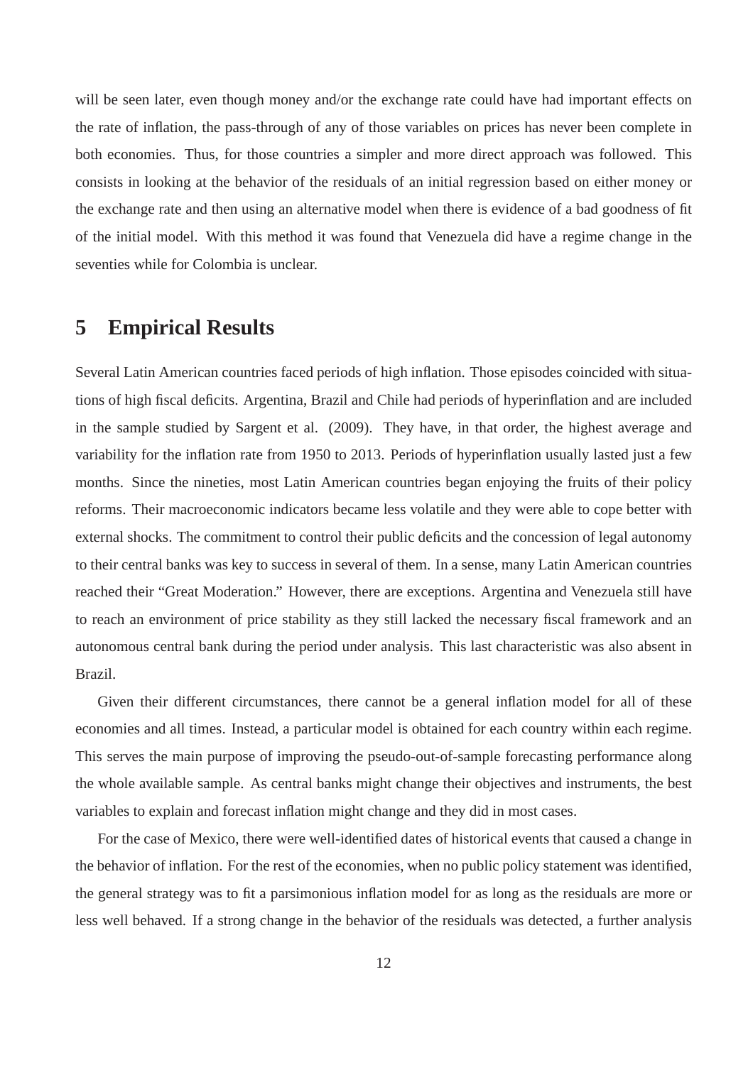will be seen later, even though money and/or the exchange rate could have had important effects on the rate of inflation, the pass-through of any of those variables on prices has never been complete in both economies. Thus, for those countries a simpler and more direct approach was followed. This consists in looking at the behavior of the residuals of an initial regression based on either money or the exchange rate and then using an alternative model when there is evidence of a bad goodness of fit of the initial model. With this method it was found that Venezuela did have a regime change in the seventies while for Colombia is unclear.

## 5 Empirical Results

Several Latin American countries faced periods of high inflation. Those episodes coincided with situations of high fiscal deficits. Argentina, Brazil and Chile had periods of hyperinflation and are included in the sample studied by Sargent et al. (2009). They have, in that order, the highest average and variability for the inflation rate from 1950 to 2013. Periods of hyperinflation usually lasted just a few months. Since the nineties, most Latin American countries began enjoying the fruits of their policy reforms. Their macroeconomic indicators became less volatile and they were able to cope better with external shocks. The commitment to control their public deficits and the concession of legal autonomy to their central banks was key to success in several of them. In a sense, many Latin American countries reached their "Great Moderation." However, there are exceptions. Argentina and Venezuela still have to reach an environment of price stability as they still lacked the necessary fiscal framework and an autonomous central bank during the period under analysis. This last characteristic was also absent in Brazil.

Given their different circumstances, there cannot be a general inflation model for all of these economies and all times. Instead, a particular model is obtained for each country within each regime. This serves the main purpose of improving the pseudo-out-of-sample forecasting performance along the whole available sample. As central banks might change their objectives and instruments, the best variables to explain and forecast inflation might change and they did in most cases.

For the case of Mexico, there were well-identified dates of historical events that caused a change in the behavior of inflation. For the rest of the economies, when no public policy statement was identified, the general strategy was to fit a parsimonious inflation model for as long as the residuals are more or less well behaved. If a strong change in the behavior of the residuals was detected, a further analysis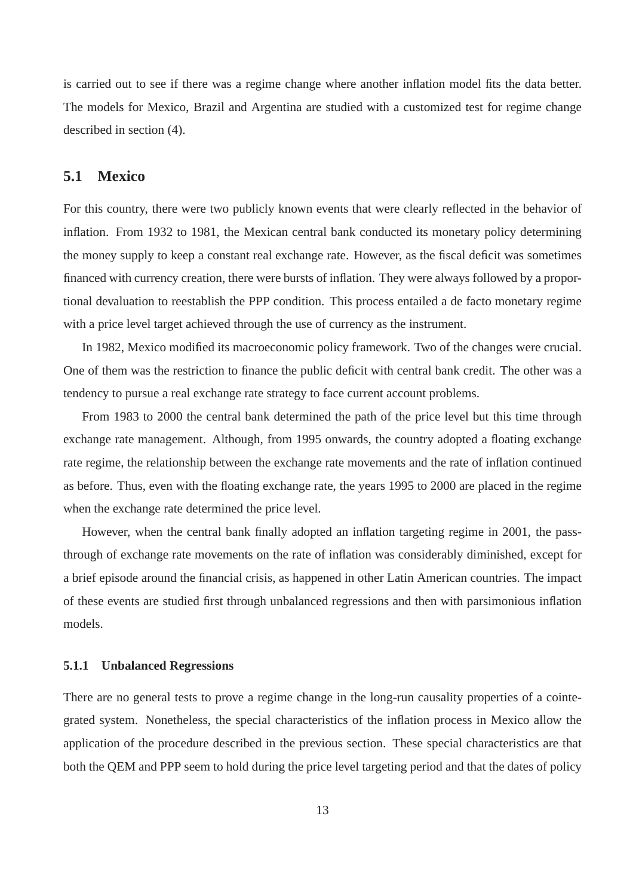is carried out to see if there was a regime change where another inflation model fits the data better. The models for Mexico, Brazil and Argentina are studied with a customized test for regime change described in section (4).

## 5.1 Mexico

For this country, there were two publicly known events that were clearly reflected in the behavior of inflation. From 1932 to 1981, the Mexican central bank conducted its monetary policy determining the money supply to keep a constant real exchange rate. However, as the fiscal deficit was sometimes financed with currency creation, there were bursts of inflation. They were always followed by a proportional devaluation to reestablish the PPP condition. This process entailed a de facto monetary regime with a price level target achieved through the use of currency as the instrument.

In 1982, Mexico modified its macroeconomic policy framework. Two of the changes were crucial. One of them was the restriction to finance the public deficit with central bank credit. The other was a tendency to pursue a real exchange rate strategy to face current account problems.

From 1983 to 2000 the central bank determined the path of the price level but this time through exchange rate management. Although, from 1995 onwards, the country adopted a floating exchange rate regime, the relationship between the exchange rate movements and the rate of inflation continued as before. Thus, even with the floating exchange rate, the years 1995 to 2000 are placed in the regime when the exchange rate determined the price level.

However, when the central bank finally adopted an inflation targeting regime in 2001, the pass-through of exchange rate movements on the rate of inflation was considerably diminished, except for a brief episode around the financial crisis, as happened in other Latin American countries. The impact of these events are studied first through unbalanced regressions and then with parsimonious inflation models.

### 5.1.1 Unbalanced Regressions

There are no general tests to prove a regime change in the long-run causality properties of a cointegrated system. Nonetheless, the special characteristics of the inflation process in Mexico allow the application of the procedure described in the previous section. These special characteristics are that both the QEM and PPP seem to hold during the price level targeting period and that the dates of policy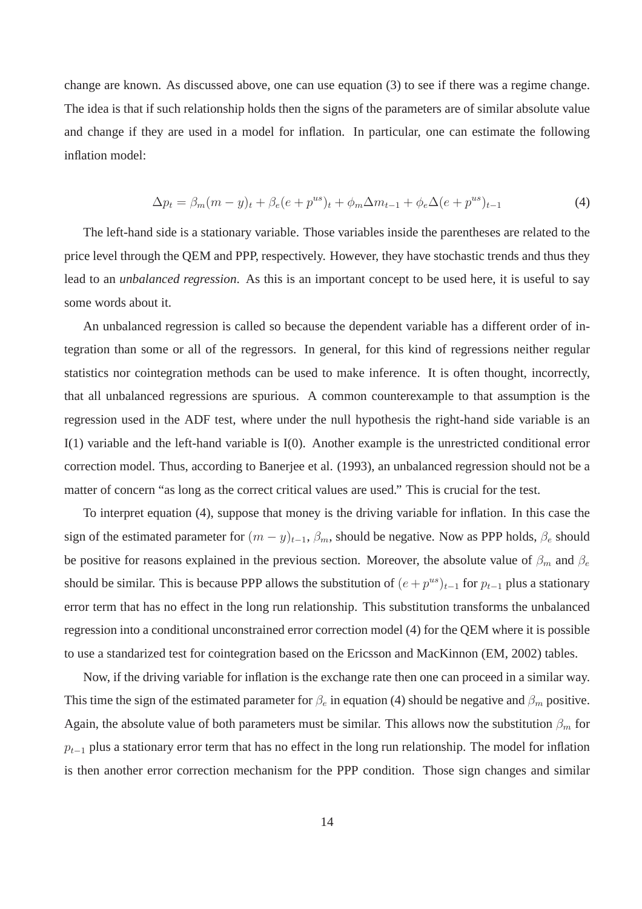change are known. As discussed above, one can use equation (3) to see if there was a regime change. The idea is that if such relationship holds then the signs of the parameters are of similar absolute value and change if they are used in a model for inflation. In particular, one can estimate the following inflation model:

$$\Delta p_t = \beta_m(m-y)_t + \beta_e(e+p^{us})_t + \phi_m \Delta m_{t-1} + \phi_e \Delta(e+p^{us})_{t-1} \tag{4}$$

The left-hand side is a stationary variable. Those variables inside the parentheses are related to the price level through the QEM and PPP, respectively. However, they have stochastic trends and thus they lead to an *unbalanced regression*. As this is an important concept to be used here, it is useful to say some words about it.

An unbalanced regression is called so because the dependent variable has a different order of integration than some or all of the regressors. In general, for this kind of regressions neither regular statistics nor cointegration methods can be used to make inference. It is often thought, incorrectly, that all unbalanced regressions are spurious. A common counterexample to that assumption is the regression used in the ADF test, where under the null hypothesis the right-hand side variable is an I(1) variable and the left-hand variable is I(0). Another example is the unrestricted conditional error correction model. Thus, according to Banerjee et al. (1993), an unbalanced regression should not be a matter of concern "as long as the correct critical values are used." This is crucial for the test.

To interpret equation (4), suppose that money is the driving variable for inflation. In this case the sign of the estimated parameter for $(m-y)_{t-1}$, $\beta_m$, should be negative. Now as PPP holds, $\beta_e$ should be positive for reasons explained in the previous section. Moreover, the absolute value of $\beta_m$ and $\beta_e$ should be similar. This is because PPP allows the substitution of $(e+p^{us})_{t-1}$ for $p_{t-1}$ plus a stationary error term that has no effect in the long run relationship. This substitution transforms the unbalanced regression into a conditional unconstrained error correction model (4) for the QEM where it is possible to use a standarized test for cointegration based on the Ericsson and MacKinnon (EM, 2002) tables.

Now, if the driving variable for inflation is the exchange rate then one can proceed in a similar way. This time the sign of the estimated parameter for $\beta_e$ in equation (4) should be negative and $\beta_m$ positive. Again, the absolute value of both parameters must be similar. This allows now the substitution $\beta_m$ for $p_{t-1}$ plus a stationary error term that has no effect in the long run relationship. The model for inflation is then another error correction mechanism for the PPP condition. Those sign changes and similar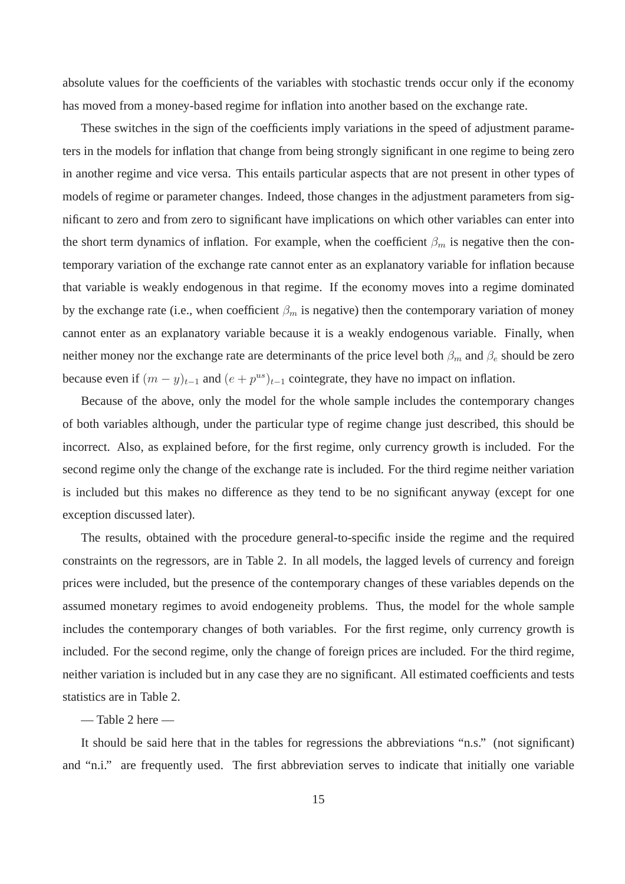absolute values for the coefficients of the variables with stochastic trends occur only if the economy has moved from a money-based regime for inflation into another based on the exchange rate.

These switches in the sign of the coefficients imply variations in the speed of adjustment parameters in the models for inflation that change from being strongly significant in one regime to being zero in another regime and vice versa. This entails particular aspects that are not present in other types of models of regime or parameter changes. Indeed, those changes in the adjustment parameters from significant to zero and from zero to significant have implications on which other variables can enter into the short term dynamics of inflation. For example, when the coefficient $\beta_m$ is negative then the contemporary variation of the exchange rate cannot enter as an explanatory variable for inflation because that variable is weakly endogenous in that regime. If the economy moves into a regime dominated by the exchange rate (i.e., when coefficient $\beta_m$ is negative) then the contemporary variation of money cannot enter as an explanatory variable because it is a weakly endogenous variable. Finally, when neither money nor the exchange rate are determinants of the price level both $\beta_m$ and $\beta_e$ should be zero because even if $(m-y)_{t-1}$ and $(e+p^{us})_{t-1}$ cointegrate, they have no impact on inflation.

Because of the above, only the model for the whole sample includes the contemporary changes of both variables although, under the particular type of regime change just described, this should be incorrect. Also, as explained before, for the first regime, only currency growth is included. For the second regime only the change of the exchange rate is included. For the third regime neither variation is included but this makes no difference as they tend to be no significant anyway (except for one exception discussed later).

The results, obtained with the procedure general-to-specific inside the regime and the required constraints on the regressors, are in Table 2. In all models, the lagged levels of currency and foreign prices were included, but the presence of the contemporary changes of these variables depends on the assumed monetary regimes to avoid endogeneity problems. Thus, the model for the whole sample includes the contemporary changes of both variables. For the first regime, only currency growth is included. For the second regime, only the change of foreign prices are included. For the third regime, neither variation is included but in any case they are no significant. All estimated coefficients and tests statistics are in Table 2.

— Table 2 here —

It should be said here that in the tables for regressions the abbreviations "n.s." (not significant) and "n.i." are frequently used. The first abbreviation serves to indicate that initially one variable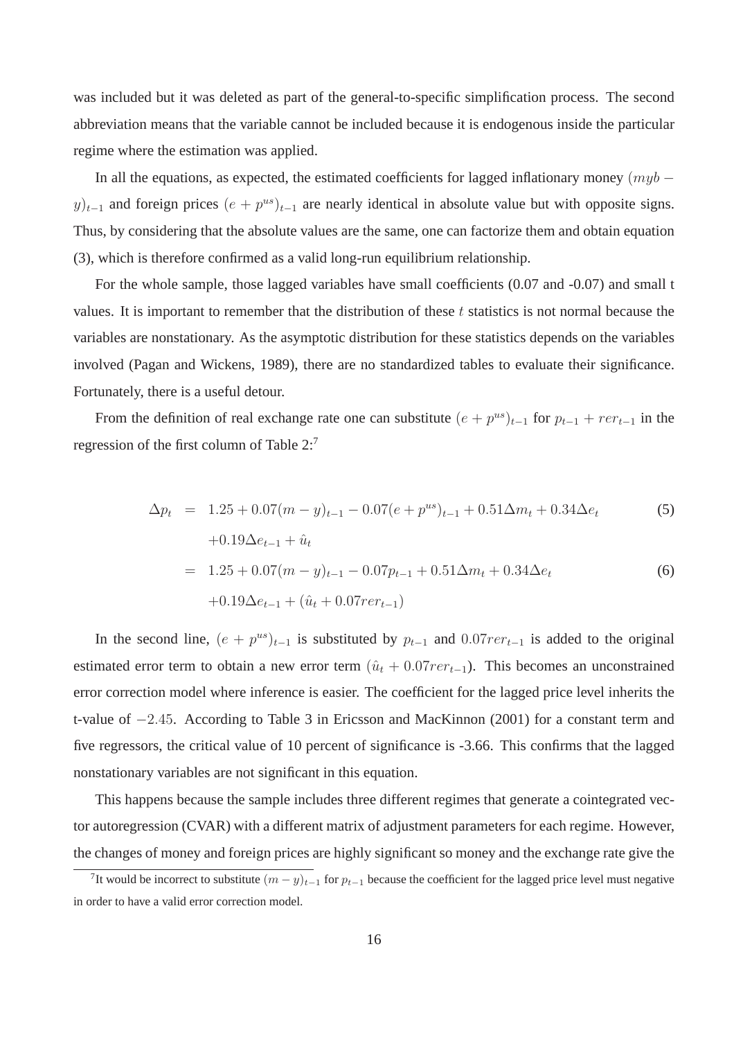was included but it was deleted as part of the general-to-specific simplification process. The second abbreviation means that the variable cannot be included because it is endogenous inside the particular regime where the estimation was applied.

In all the equations, as expected, the estimated coefficients for lagged inflationary money $(myb - y)_{t-1}$ and foreign prices $(e + p^{us})_{t-1}$ are nearly identical in absolute value but with opposite signs. Thus, by considering that the absolute values are the same, one can factorize them and obtain equation (3), which is therefore confirmed as a valid long-run equilibrium relationship.

For the whole sample, those lagged variables have small coefficients (0.07 and -0.07) and small t values. It is important to remember that the distribution of these $t$ statistics is not normal because the variables are nonstationary. As the asymptotic distribution for these statistics depends on the variables involved (Pagan and Wickens, 1989), there are no standardized tables to evaluate their significance. Fortunately, there is a useful detour.

From the definition of real exchange rate one can substitute $(e + p^{us})_{t-1}$ for $p_{t-1} + rer_{t-1}$ in the regression of the first column of Table 2:[7]

$$
\begin{aligned}
\Delta p_t &= 1.25 + 0.07(m - y)_{t-1} - 0.07(e + p^{us})_{t-1} + 0.51\Delta m_t + 0.34\Delta e_t \qquad (5)\\
&\quad + 0.19\Delta e_{t-1} + \hat{u}_t \\
&= 1.25 + 0.07(m - y)_{t-1} - 0.07p_{t-1} + 0.51\Delta m_t + 0.34\Delta e_t \qquad (6)\\
&\quad + 0.19\Delta e_{t-1} + (\hat{u}_t + 0.07rer_{t-1})
\end{aligned}
$$

In the second line, $(e + p^{us})_{t-1}$ is substituted by $p_{t-1}$ and $0.07rer_{t-1}$ is added to the original estimated error term to obtain a new error term $(\hat{u}_t + 0.07rer_{t-1})$. This becomes an unconstrained error correction model where inference is easier. The coefficient for the lagged price level inherits the t-value of $-2.45$. According to Table 3 in Ericsson and MacKinnon (2001) for a constant term and five regressors, the critical value of 10 percent of significance is -3.66. This confirms that the lagged nonstationary variables are not significant in this equation.

This happens because the sample includes three different regimes that generate a cointegrated vector autoregression (CVAR) with a different matrix of adjustment parameters for each regime. However, the changes of money and foreign prices are highly significant so money and the exchange rate give the

[7]It would be incorrect to substitute $(m - y)_{t-1}$ for $p_{t-1}$ because the coefficient for the lagged price level must negative in order to have a valid error correction model.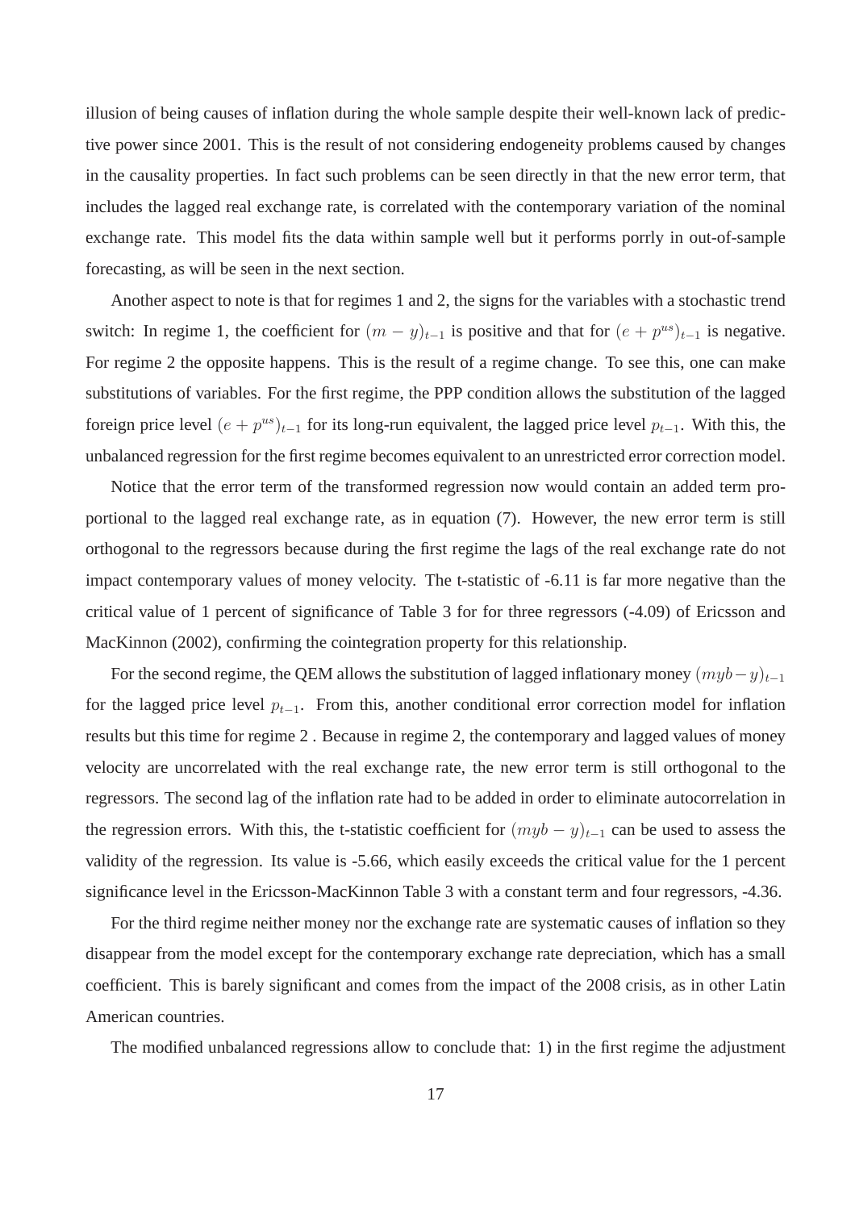illusion of being causes of inflation during the whole sample despite their well-known lack of predictive power since 2001. This is the result of not considering endogeneity problems caused by changes in the causality properties. In fact such problems can be seen directly in that the new error term, that includes the lagged real exchange rate, is correlated with the contemporary variation of the nominal exchange rate. This model fits the data within sample well but it performs porrly in out-of-sample forecasting, as will be seen in the next section.

Another aspect to note is that for regimes 1 and 2, the signs for the variables with a stochastic trend switch: In regime 1, the coefficient for $(m-y)_{t-1}$ is positive and that for $(e+p^{us})_{t-1}$ is negative. For regime 2 the opposite happens. This is the result of a regime change. To see this, one can make substitutions of variables. For the first regime, the PPP condition allows the substitution of the lagged foreign price level $(e+p^{us})_{t-1}$ for its long-run equivalent, the lagged price level $p_{t-1}$. With this, the unbalanced regression for the first regime becomes equivalent to an unrestricted error correction model.

Notice that the error term of the transformed regression now would contain an added term proportional to the lagged real exchange rate, as in equation (7). However, the new error term is still orthogonal to the regressors because during the first regime the lags of the real exchange rate do not impact contemporary values of money velocity. The t-statistic of -6.11 is far more negative than the critical value of 1 percent of significance of Table 3 for for three regressors (-4.09) of Ericsson and MacKinnon (2002), confirming the cointegration property for this relationship.

For the second regime, the QEM allows the substitution of lagged inflationary money $(myb-y)_{t-1}$ for the lagged price level $p_{t-1}$. From this, another conditional error correction model for inflation results but this time for regime 2 . Because in regime 2, the contemporary and lagged values of money velocity are uncorrelated with the real exchange rate, the new error term is still orthogonal to the regressors. The second lag of the inflation rate had to be added in order to eliminate autocorrelation in the regression errors. With this, the t-statistic coefficient for $(myb-y)_{t-1}$ can be used to assess the validity of the regression. Its value is -5.66, which easily exceeds the critical value for the 1 percent significance level in the Ericsson-MacKinnon Table 3 with a constant term and four regressors, -4.36.

For the third regime neither money nor the exchange rate are systematic causes of inflation so they disappear from the model except for the contemporary exchange rate depreciation, which has a small coefficient. This is barely significant and comes from the impact of the 2008 crisis, as in other Latin American countries.

The modified unbalanced regressions allow to conclude that: 1) in the first regime the adjustment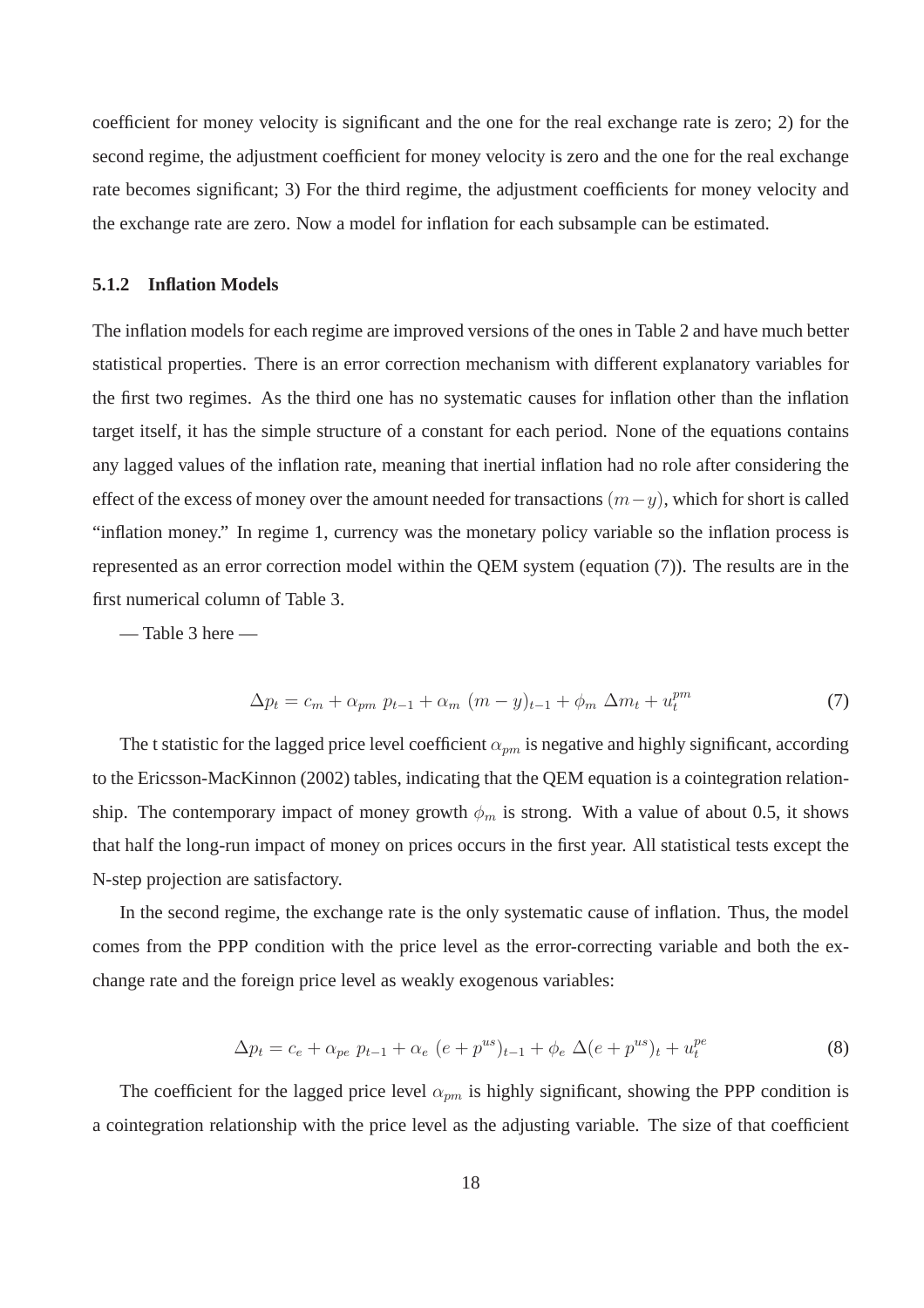coefficient for money velocity is significant and the one for the real exchange rate is zero; 2) for the second regime, the adjustment coefficient for money velocity is zero and the one for the real exchange rate becomes significant; 3) For the third regime, the adjustment coefficients for money velocity and the exchange rate are zero. Now a model for inflation for each subsample can be estimated.

### 5.1.2 Inflation Models

The inflation models for each regime are improved versions of the ones in Table 2 and have much better statistical properties. There is an error correction mechanism with different explanatory variables for the first two regimes. As the third one has no systematic causes for inflation other than the inflation target itself, it has the simple structure of a constant for each period. None of the equations contains any lagged values of the inflation rate, meaning that inertial inflation had no role after considering the effect of the excess of money over the amount needed for transactions $(m-y)$, which for short is called "inflation money." In regime 1, currency was the monetary policy variable so the inflation process is represented as an error correction model within the QEM system (equation (7)). The results are in the first numerical column of Table 3.

— Table 3 here —

$$\Delta p_t = c_m + \alpha_{pm} \; p_{t-1} + \alpha_m \; (m-y)_{t-1} + \phi_m \; \Delta m_t + u_t^{pm} \tag{7}$$

The t statistic for the lagged price level coefficient $\alpha_{pm}$ is negative and highly significant, according to the Ericsson-MacKinnon (2002) tables, indicating that the QEM equation is a cointegration relationship. The contemporary impact of money growth $\phi_m$ is strong. With a value of about 0.5, it shows that half the long-run impact of money on prices occurs in the first year. All statistical tests except the N-step projection are satisfactory.

In the second regime, the exchange rate is the only systematic cause of inflation. Thus, the model comes from the PPP condition with the price level as the error-correcting variable and both the exchange rate and the foreign price level as weakly exogenous variables:

$$\Delta p_t = c_e + \alpha_{pe} \; p_{t-1} + \alpha_e \; (e + p^{us})_{t-1} + \phi_e \; \Delta(e + p^{us})_t + u_t^{pe} \tag{8}$$

The coefficient for the lagged price level $\alpha_{pm}$ is highly significant, showing the PPP condition is a cointegration relationship with the price level as the adjusting variable. The size of that coefficient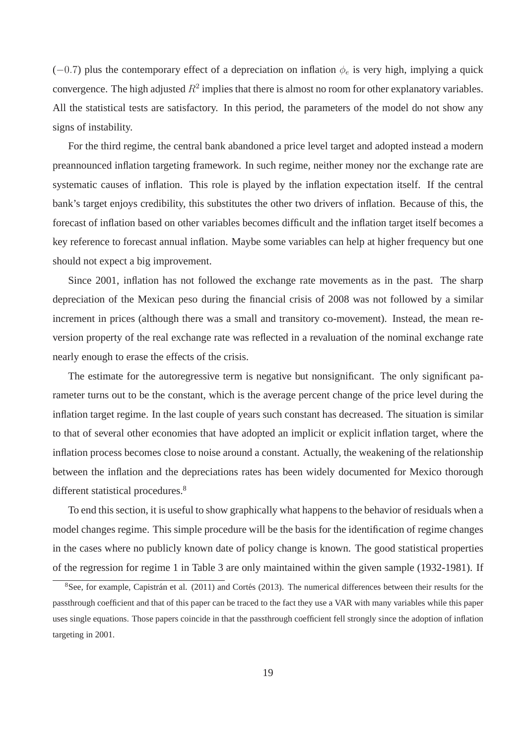$(-0.7)$ plus the contemporary effect of a depreciation on inflation $\phi_e$ is very high, implying a quick convergence. The high adjusted $R^2$ implies that there is almost no room for other explanatory variables. All the statistical tests are satisfactory. In this period, the parameters of the model do not show any signs of instability.

For the third regime, the central bank abandoned a price level target and adopted instead a modern preannounced inflation targeting framework. In such regime, neither money nor the exchange rate are systematic causes of inflation. This role is played by the inflation expectation itself. If the central bank's target enjoys credibility, this substitutes the other two drivers of inflation. Because of this, the forecast of inflation based on other variables becomes difficult and the inflation target itself becomes a key reference to forecast annual inflation. Maybe some variables can help at higher frequency but one should not expect a big improvement.

Since 2001, inflation has not followed the exchange rate movements as in the past. The sharp depreciation of the Mexican peso during the financial crisis of 2008 was not followed by a similar increment in prices (although there was a small and transitory co-movement). Instead, the mean reversion property of the real exchange rate was reflected in a revaluation of the nominal exchange rate nearly enough to erase the effects of the crisis.

The estimate for the autoregressive term is negative but nonsignificant. The only significant parameter turns out to be the constant, which is the average percent change of the price level during the inflation target regime. In the last couple of years such constant has decreased. The situation is similar to that of several other economies that have adopted an implicit or explicit inflation target, where the inflation process becomes close to noise around a constant. Actually, the weakening of the relationship between the inflation and the depreciations rates has been widely documented for Mexico thorough different statistical procedures.[8]

To end this section, it is useful to show graphically what happens to the behavior of residuals when a model changes regime. This simple procedure will be the basis for the identification of regime changes in the cases where no publicly known date of policy change is known. The good statistical properties of the regression for regime 1 in Table 3 are only maintained within the given sample (1932-1981). If

[8] See, for example, Capistrán et al. (2011) and Cortés (2013). The numerical differences between their results for the passthrough coefficient and that of this paper can be traced to the fact they use a VAR with many variables while this paper uses single equations. Those papers coincide in that the passthrough coefficient fell strongly since the adoption of inflation targeting in 2001.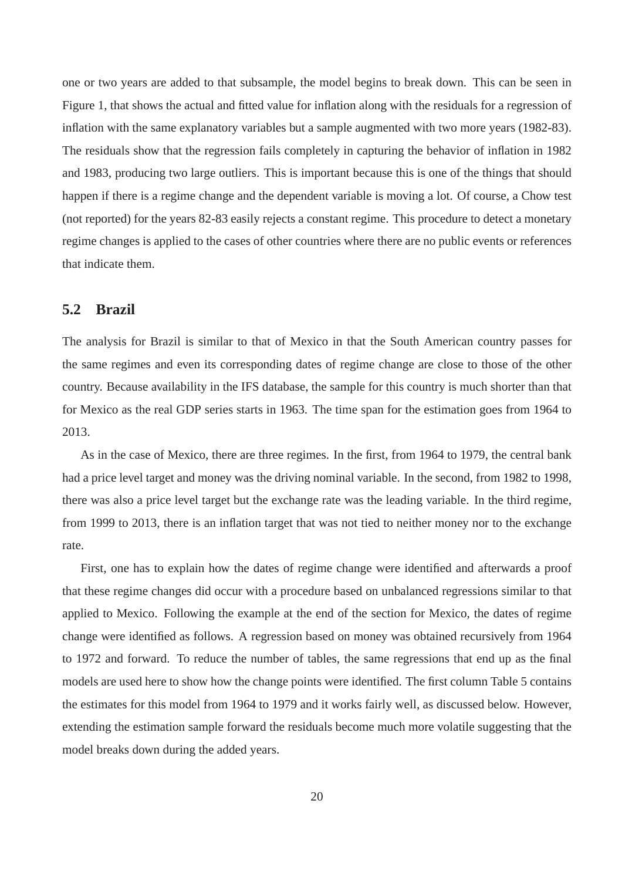one or two years are added to that subsample, the model begins to break down. This can be seen in Figure 1, that shows the actual and fitted value for inflation along with the residuals for a regression of inflation with the same explanatory variables but a sample augmented with two more years (1982-83). The residuals show that the regression fails completely in capturing the behavior of inflation in 1982 and 1983, producing two large outliers. This is important because this is one of the things that should happen if there is a regime change and the dependent variable is moving a lot. Of course, a Chow test (not reported) for the years 82-83 easily rejects a constant regime. This procedure to detect a monetary regime changes is applied to the cases of other countries where there are no public events or references that indicate them.

## 5.2 Brazil

The analysis for Brazil is similar to that of Mexico in that the South American country passes for the same regimes and even its corresponding dates of regime change are close to those of the other country. Because availability in the IFS database, the sample for this country is much shorter than that for Mexico as the real GDP series starts in 1963. The time span for the estimation goes from 1964 to 2013.

As in the case of Mexico, there are three regimes. In the first, from 1964 to 1979, the central bank had a price level target and money was the driving nominal variable. In the second, from 1982 to 1998, there was also a price level target but the exchange rate was the leading variable. In the third regime, from 1999 to 2013, there is an inflation target that was not tied to neither money nor to the exchange rate.

First, one has to explain how the dates of regime change were identified and afterwards a proof that these regime changes did occur with a procedure based on unbalanced regressions similar to that applied to Mexico. Following the example at the end of the section for Mexico, the dates of regime change were identified as follows. A regression based on money was obtained recursively from 1964 to 1972 and forward. To reduce the number of tables, the same regressions that end up as the final models are used here to show how the change points were identified. The first column Table 5 contains the estimates for this model from 1964 to 1979 and it works fairly well, as discussed below. However, extending the estimation sample forward the residuals become much more volatile suggesting that the model breaks down during the added years.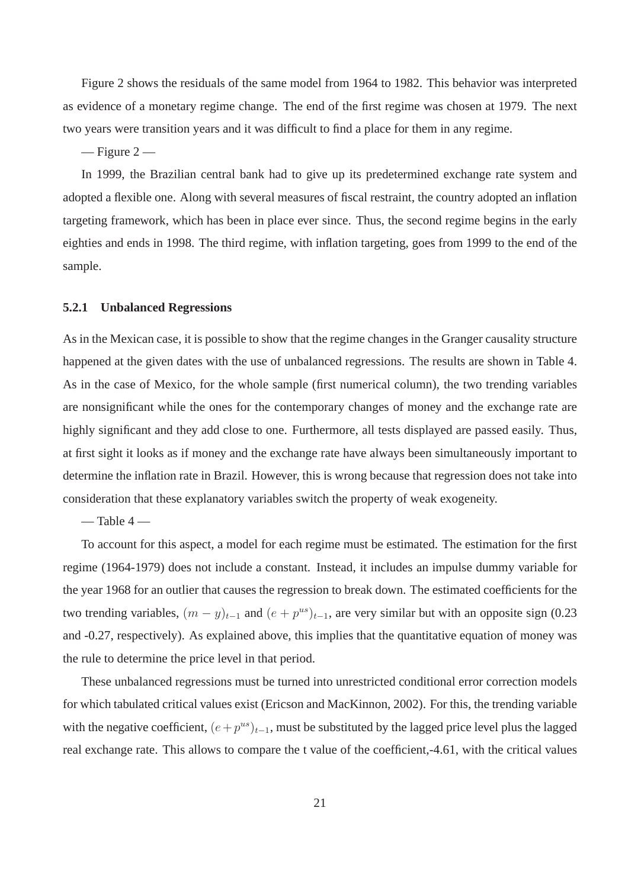Figure 2 shows the residuals of the same model from 1964 to 1982. This behavior was interpreted as evidence of a monetary regime change. The end of the first regime was chosen at 1979. The next two years were transition years and it was difficult to find a place for them in any regime.

— Figure 2 —

In 1999, the Brazilian central bank had to give up its predetermined exchange rate system and adopted a flexible one. Along with several measures of fiscal restraint, the country adopted an inflation targeting framework, which has been in place ever since. Thus, the second regime begins in the early eighties and ends in 1998. The third regime, with inflation targeting, goes from 1999 to the end of the sample.

### 5.2.1 Unbalanced Regressions

As in the Mexican case, it is possible to show that the regime changes in the Granger causality structure happened at the given dates with the use of unbalanced regressions. The results are shown in Table 4. As in the case of Mexico, for the whole sample (first numerical column), the two trending variables are nonsignificant while the ones for the contemporary changes of money and the exchange rate are highly significant and they add close to one. Furthermore, all tests displayed are passed easily. Thus, at first sight it looks as if money and the exchange rate have always been simultaneously important to determine the inflation rate in Brazil. However, this is wrong because that regression does not take into consideration that these explanatory variables switch the property of weak exogeneity.

— Table 4 —

To account for this aspect, a model for each regime must be estimated. The estimation for the first regime (1964-1979) does not include a constant. Instead, it includes an impulse dummy variable for the year 1968 for an outlier that causes the regression to break down. The estimated coefficients for the two trending variables, $(m-y)_{t-1}$ and $(e+p^{us})_{t-1}$, are very similar but with an opposite sign (0.23 and -0.27, respectively). As explained above, this implies that the quantitative equation of money was the rule to determine the price level in that period.

These unbalanced regressions must be turned into unrestricted conditional error correction models for which tabulated critical values exist (Ericson and MacKinnon, 2002). For this, the trending variable with the negative coefficient, $(e+p^{us})_{t-1}$, must be substituted by the lagged price level plus the lagged real exchange rate. This allows to compare the t value of the coefficient,-4.61, with the critical values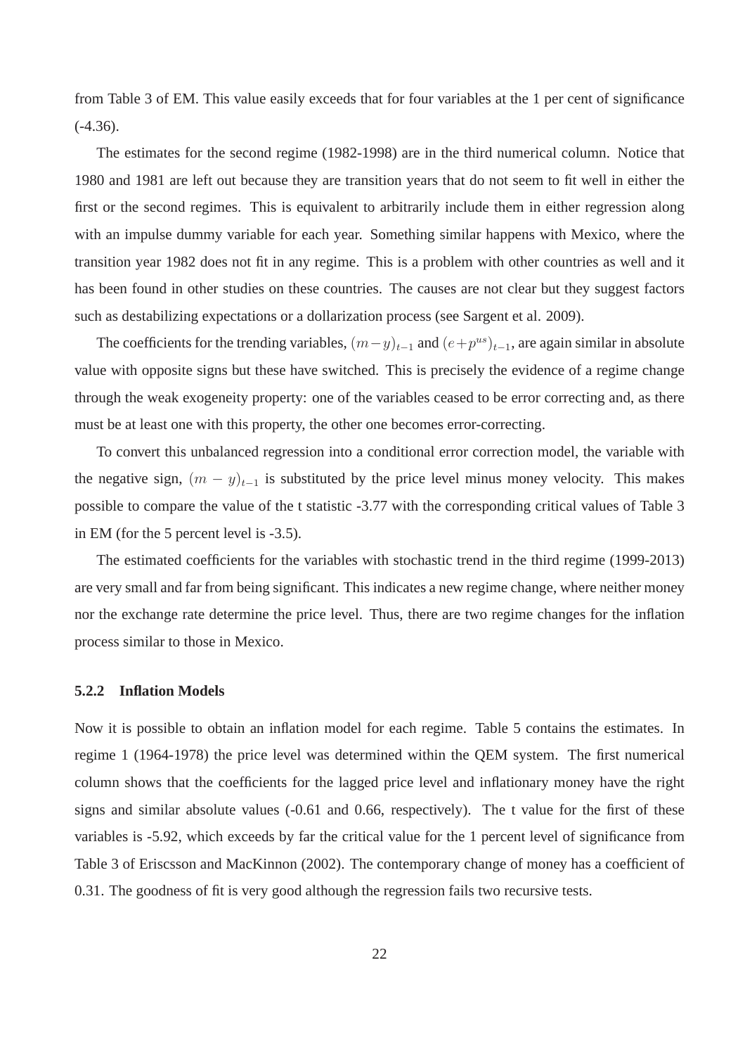from Table 3 of EM. This value easily exceeds that for four variables at the 1 per cent of significance (-4.36).

The estimates for the second regime (1982-1998) are in the third numerical column. Notice that 1980 and 1981 are left out because they are transition years that do not seem to fit well in either the first or the second regimes. This is equivalent to arbitrarily include them in either regression along with an impulse dummy variable for each year. Something similar happens with Mexico, where the transition year 1982 does not fit in any regime. This is a problem with other countries as well and it has been found in other studies on these countries. The causes are not clear but they suggest factors such as destabilizing expectations or a dollarization process (see Sargent et al. 2009).

The coefficients for the trending variables, $(m-y)_{t-1}$ and $(e+p^{us})_{t-1}$, are again similar in absolute value with opposite signs but these have switched. This is precisely the evidence of a regime change through the weak exogeneity property: one of the variables ceased to be error correcting and, as there must be at least one with this property, the other one becomes error-correcting.

To convert this unbalanced regression into a conditional error correction model, the variable with the negative sign, $(m-y)_{t-1}$ is substituted by the price level minus money velocity. This makes possible to compare the value of the t statistic -3.77 with the corresponding critical values of Table 3 in EM (for the 5 percent level is -3.5).

The estimated coefficients for the variables with stochastic trend in the third regime (1999-2013) are very small and far from being significant. This indicates a new regime change, where neither money nor the exchange rate determine the price level. Thus, there are two regime changes for the inflation process similar to those in Mexico.

### 5.2.2 Inflation Models

Now it is possible to obtain an inflation model for each regime. Table 5 contains the estimates. In regime 1 (1964-1978) the price level was determined within the QEM system. The first numerical column shows that the coefficients for the lagged price level and inflationary money have the right signs and similar absolute values (-0.61 and 0.66, respectively). The t value for the first of these variables is -5.92, which exceeds by far the critical value for the 1 percent level of significance from Table 3 of Eriscsson and MacKinnon (2002). The contemporary change of money has a coefficient of 0.31. The goodness of fit is very good although the regression fails two recursive tests.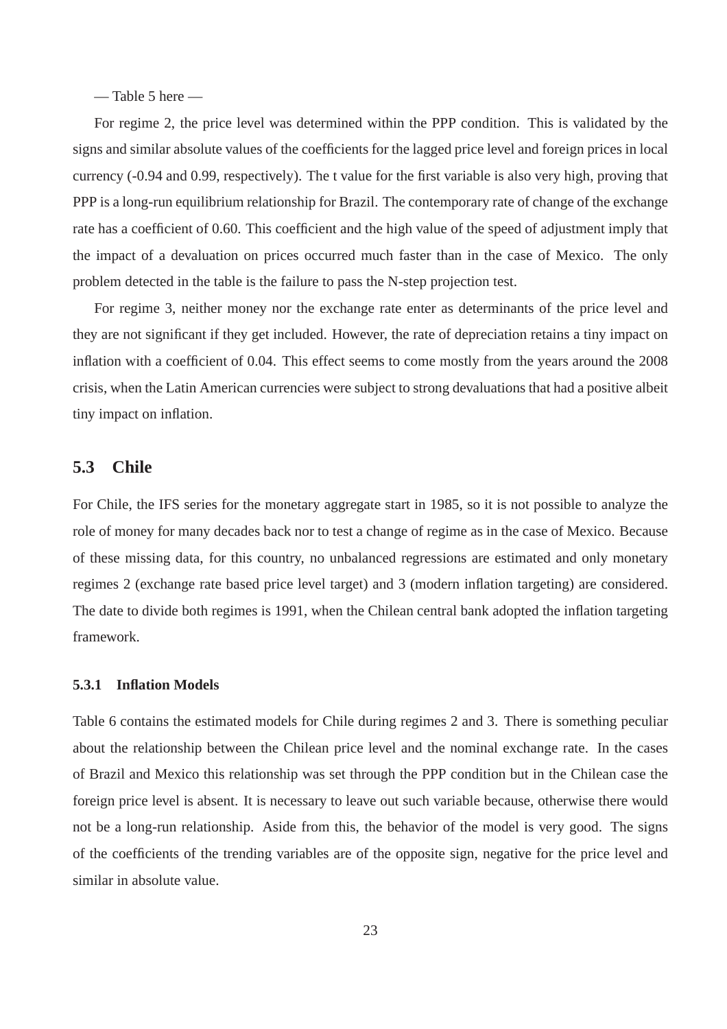— Table 5 here —

For regime 2, the price level was determined within the PPP condition. This is validated by the signs and similar absolute values of the coefficients for the lagged price level and foreign prices in local currency (-0.94 and 0.99, respectively). The t value for the first variable is also very high, proving that PPP is a long-run equilibrium relationship for Brazil. The contemporary rate of change of the exchange rate has a coefficient of 0.60. This coefficient and the high value of the speed of adjustment imply that the impact of a devaluation on prices occurred much faster than in the case of Mexico. The only problem detected in the table is the failure to pass the N-step projection test.

For regime 3, neither money nor the exchange rate enter as determinants of the price level and they are not significant if they get included. However, the rate of depreciation retains a tiny impact on inflation with a coefficient of 0.04. This effect seems to come mostly from the years around the 2008 crisis, when the Latin American currencies were subject to strong devaluations that had a positive albeit tiny impact on inflation.

## 5.3 Chile

For Chile, the IFS series for the monetary aggregate start in 1985, so it is not possible to analyze the role of money for many decades back nor to test a change of regime as in the case of Mexico. Because of these missing data, for this country, no unbalanced regressions are estimated and only monetary regimes 2 (exchange rate based price level target) and 3 (modern inflation targeting) are considered. The date to divide both regimes is 1991, when the Chilean central bank adopted the inflation targeting framework.

### 5.3.1 Inflation Models

Table 6 contains the estimated models for Chile during regimes 2 and 3. There is something peculiar about the relationship between the Chilean price level and the nominal exchange rate. In the cases of Brazil and Mexico this relationship was set through the PPP condition but in the Chilean case the foreign price level is absent. It is necessary to leave out such variable because, otherwise there would not be a long-run relationship. Aside from this, the behavior of the model is very good. The signs of the coefficients of the trending variables are of the opposite sign, negative for the price level and similar in absolute value.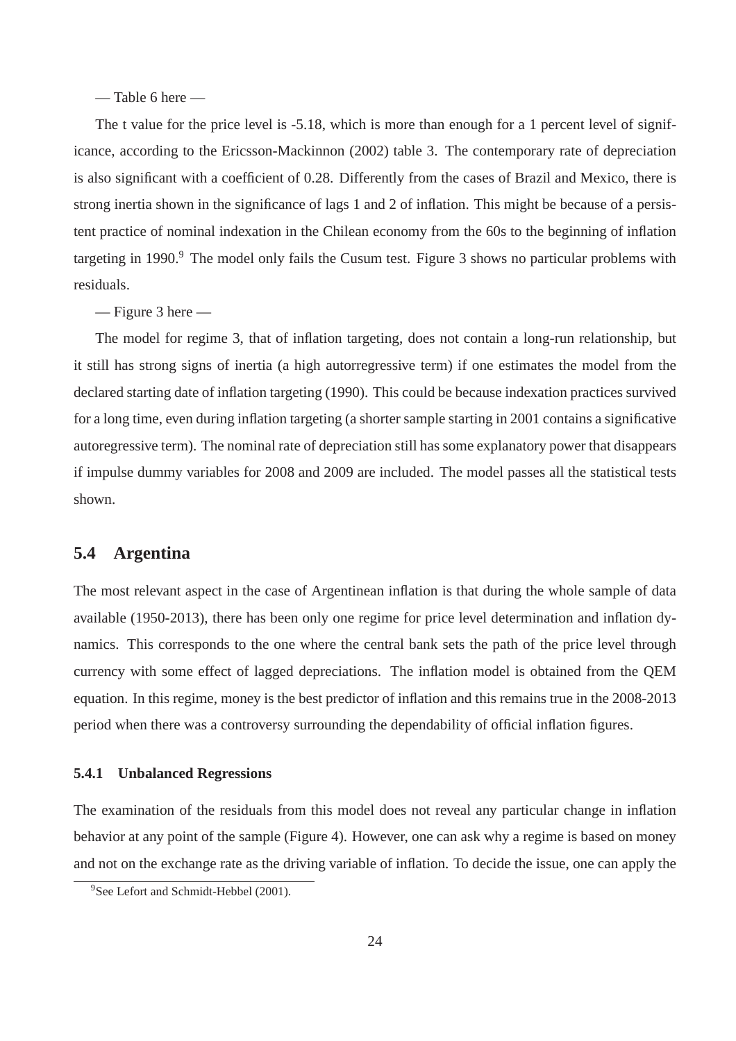— Table 6 here —

The t value for the price level is -5.18, which is more than enough for a 1 percent level of significance, according to the Ericsson-Mackinnon (2002) table 3. The contemporary rate of depreciation is also significant with a coefficient of 0.28. Differently from the cases of Brazil and Mexico, there is strong inertia shown in the significance of lags 1 and 2 of inflation. This might be because of a persistent practice of nominal indexation in the Chilean economy from the 60s to the beginning of inflation targeting in 1990.[9] The model only fails the Cusum test. Figure 3 shows no particular problems with residuals.

— Figure 3 here —

The model for regime 3, that of inflation targeting, does not contain a long-run relationship, but it still has strong signs of inertia (a high autorregressive term) if one estimates the model from the declared starting date of inflation targeting (1990). This could be because indexation practices survived for a long time, even during inflation targeting (a shorter sample starting in 2001 contains a significative autoregressive term). The nominal rate of depreciation still has some explanatory power that disappears if impulse dummy variables for 2008 and 2009 are included. The model passes all the statistical tests shown.

## 5.4 Argentina

The most relevant aspect in the case of Argentinean inflation is that during the whole sample of data available (1950-2013), there has been only one regime for price level determination and inflation dynamics. This corresponds to the one where the central bank sets the path of the price level through currency with some effect of lagged depreciations. The inflation model is obtained from the QEM equation. In this regime, money is the best predictor of inflation and this remains true in the 2008-2013 period when there was a controversy surrounding the dependability of official inflation figures.

### 5.4.1 Unbalanced Regressions

The examination of the residuals from this model does not reveal any particular change in inflation behavior at any point of the sample (Figure 4). However, one can ask why a regime is based on money and not on the exchange rate as the driving variable of inflation. To decide the issue, one can apply the

[9] See Lefort and Schmidt-Hebbel (2001).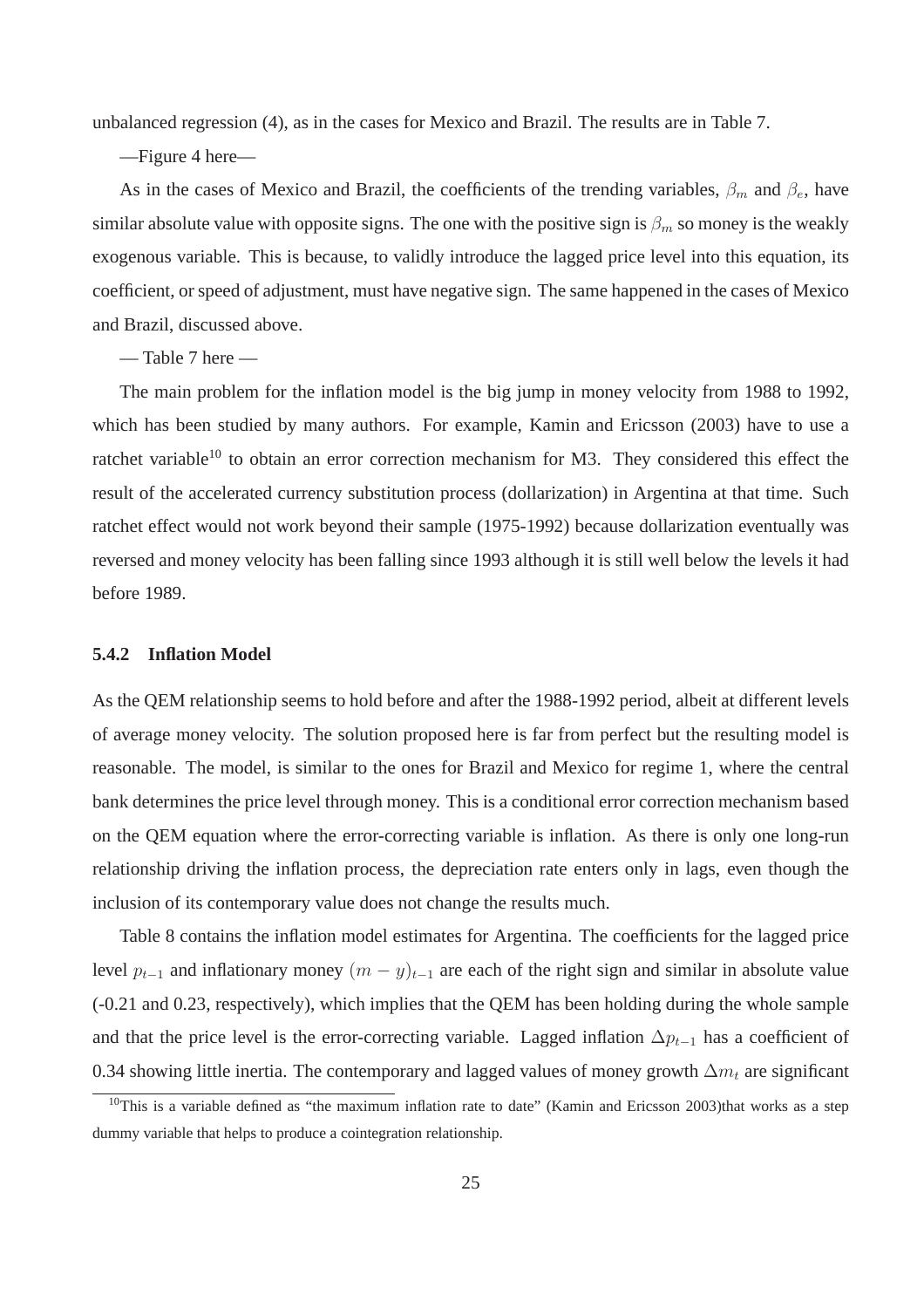unbalanced regression (4), as in the cases for Mexico and Brazil. The results are in Table 7.

—Figure 4 here—

As in the cases of Mexico and Brazil, the coefficients of the trending variables, $\beta_m$ and $\beta_e$, have similar absolute value with opposite signs. The one with the positive sign is $\beta_m$ so money is the weakly exogenous variable. This is because, to validly introduce the lagged price level into this equation, its coefficient, or speed of adjustment, must have negative sign. The same happened in the cases of Mexico and Brazil, discussed above.

— Table 7 here —

The main problem for the inflation model is the big jump in money velocity from 1988 to 1992, which has been studied by many authors. For example, Kamin and Ericsson (2003) have to use a ratchet variable[10] to obtain an error correction mechanism for M3. They considered this effect the result of the accelerated currency substitution process (dollarization) in Argentina at that time. Such ratchet effect would not work beyond their sample (1975-1992) because dollarization eventually was reversed and money velocity has been falling since 1993 although it is still well below the levels it had before 1989.

### 5.4.2 Inflation Model

As the QEM relationship seems to hold before and after the 1988-1992 period, albeit at different levels of average money velocity. The solution proposed here is far from perfect but the resulting model is reasonable. The model, is similar to the ones for Brazil and Mexico for regime 1, where the central bank determines the price level through money. This is a conditional error correction mechanism based on the QEM equation where the error-correcting variable is inflation. As there is only one long-run relationship driving the inflation process, the depreciation rate enters only in lags, even though the inclusion of its contemporary value does not change the results much.

Table 8 contains the inflation model estimates for Argentina. The coefficients for the lagged price level $p_{t-1}$ and inflationary money $(m-y)_{t-1}$ are each of the right sign and similar in absolute value (-0.21 and 0.23, respectively), which implies that the QEM has been holding during the whole sample and that the price level is the error-correcting variable. Lagged inflation $\Delta p_{t-1}$ has a coefficient of 0.34 showing little inertia. The contemporary and lagged values of money growth $\Delta m_t$ are significant

[10] This is a variable defined as "the maximum inflation rate to date" (Kamin and Ericsson 2003)that works as a step dummy variable that helps to produce a cointegration relationship.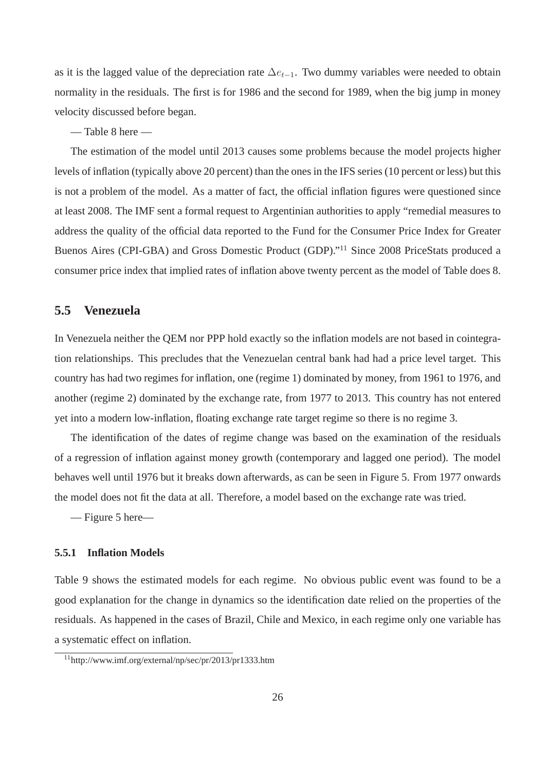as it is the lagged value of the depreciation rate $\Delta e_{t-1}$. Two dummy variables were needed to obtain normality in the residuals. The first is for 1986 and the second for 1989, when the big jump in money velocity discussed before began.

— Table 8 here —

The estimation of the model until 2013 causes some problems because the model projects higher levels of inflation (typically above 20 percent) than the ones in the IFS series (10 percent or less) but this is not a problem of the model. As a matter of fact, the official inflation figures were questioned since at least 2008. The IMF sent a formal request to Argentinian authorities to apply "remedial measures to address the quality of the official data reported to the Fund for the Consumer Price Index for Greater Buenos Aires (CPI-GBA) and Gross Domestic Product (GDP)."[11] Since 2008 PriceStats produced a consumer price index that implied rates of inflation above twenty percent as the model of Table does 8.

## 5.5 Venezuela

In Venezuela neither the QEM nor PPP hold exactly so the inflation models are not based in cointegration relationships. This precludes that the Venezuelan central bank had had a price level target. This country has had two regimes for inflation, one (regime 1) dominated by money, from 1961 to 1976, and another (regime 2) dominated by the exchange rate, from 1977 to 2013. This country has not entered yet into a modern low-inflation, floating exchange rate target regime so there is no regime 3.

The identification of the dates of regime change was based on the examination of the residuals of a regression of inflation against money growth (contemporary and lagged one period). The model behaves well until 1976 but it breaks down afterwards, as can be seen in Figure 5. From 1977 onwards the model does not fit the data at all. Therefore, a model based on the exchange rate was tried.

— Figure 5 here—

### 5.5.1 Inflation Models

Table 9 shows the estimated models for each regime. No obvious public event was found to be a good explanation for the change in dynamics so the identification date relied on the properties of the residuals. As happened in the cases of Brazil, Chile and Mexico, in each regime only one variable has a systematic effect on inflation.

[11] http://www.imf.org/external/np/sec/pr/2013/pr1333.htm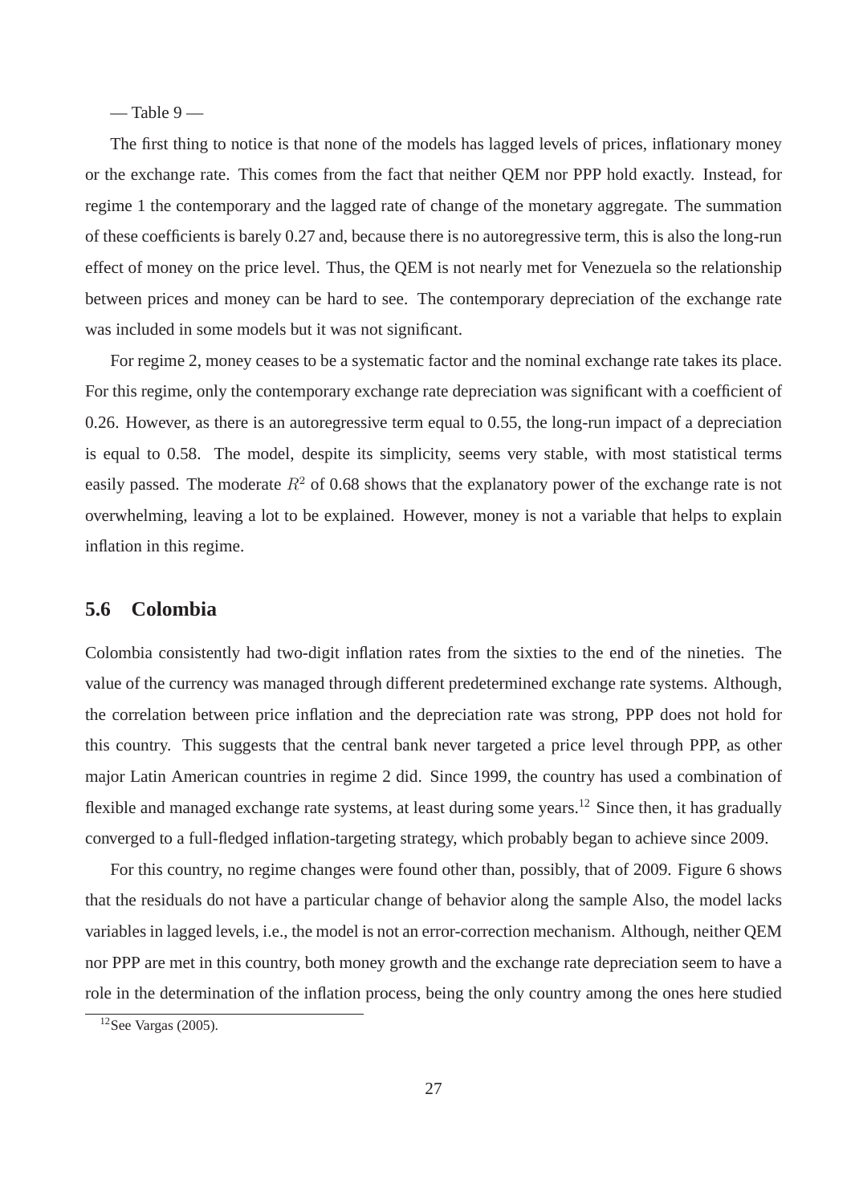— Table 9 —

The first thing to notice is that none of the models has lagged levels of prices, inflationary money or the exchange rate. This comes from the fact that neither QEM nor PPP hold exactly. Instead, for regime 1 the contemporary and the lagged rate of change of the monetary aggregate. The summation of these coefficients is barely 0.27 and, because there is no autoregressive term, this is also the long-run effect of money on the price level. Thus, the QEM is not nearly met for Venezuela so the relationship between prices and money can be hard to see. The contemporary depreciation of the exchange rate was included in some models but it was not significant.

For regime 2, money ceases to be a systematic factor and the nominal exchange rate takes its place. For this regime, only the contemporary exchange rate depreciation was significant with a coefficient of 0.26. However, as there is an autoregressive term equal to 0.55, the long-run impact of a depreciation is equal to 0.58. The model, despite its simplicity, seems very stable, with most statistical terms easily passed. The moderate $R^2$ of 0.68 shows that the explanatory power of the exchange rate is not overwhelming, leaving a lot to be explained. However, money is not a variable that helps to explain inflation in this regime.

## 5.6 Colombia

Colombia consistently had two-digit inflation rates from the sixties to the end of the nineties. The value of the currency was managed through different predetermined exchange rate systems. Although, the correlation between price inflation and the depreciation rate was strong, PPP does not hold for this country. This suggests that the central bank never targeted a price level through PPP, as other major Latin American countries in regime 2 did. Since 1999, the country has used a combination of flexible and managed exchange rate systems, at least during some years.[12] Since then, it has gradually converged to a full-fledged inflation-targeting strategy, which probably began to achieve since 2009.

For this country, no regime changes were found other than, possibly, that of 2009. Figure 6 shows that the residuals do not have a particular change of behavior along the sample Also, the model lacks variables in lagged levels, i.e., the model is not an error-correction mechanism. Although, neither QEM nor PPP are met in this country, both money growth and the exchange rate depreciation seem to have a role in the determination of the inflation process, being the only country among the ones here studied

[12] See Vargas (2005).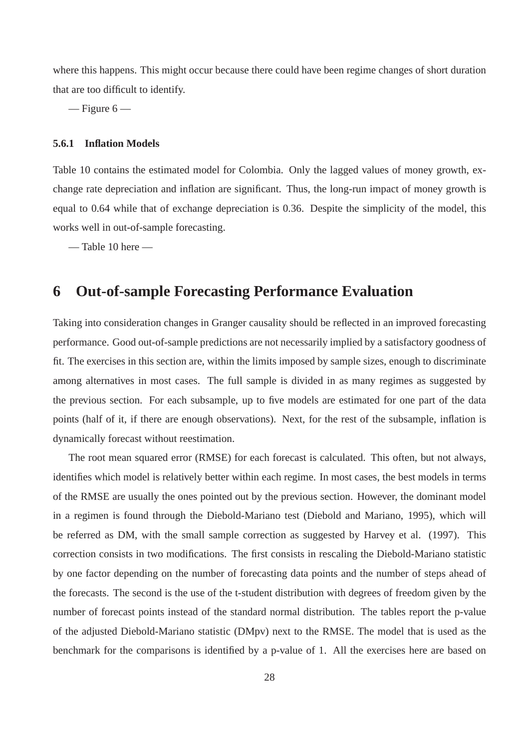where this happens. This might occur because there could have been regime changes of short duration that are too difficult to identify.

— Figure 6 —

#### 5.6.1 Inflation Models

Table 10 contains the estimated model for Colombia. Only the lagged values of money growth, exchange rate depreciation and inflation are significant. Thus, the long-run impact of money growth is equal to 0.64 while that of exchange depreciation is 0.36. Despite the simplicity of the model, this works well in out-of-sample forecasting.

— Table 10 here —

## 6 Out-of-sample Forecasting Performance Evaluation

Taking into consideration changes in Granger causality should be reflected in an improved forecasting performance. Good out-of-sample predictions are not necessarily implied by a satisfactory goodness of fit. The exercises in this section are, within the limits imposed by sample sizes, enough to discriminate among alternatives in most cases. The full sample is divided in as many regimes as suggested by the previous section. For each subsample, up to five models are estimated for one part of the data points (half of it, if there are enough observations). Next, for the rest of the subsample, inflation is dynamically forecast without reestimation.

The root mean squared error (RMSE) for each forecast is calculated. This often, but not always, identifies which model is relatively better within each regime. In most cases, the best models in terms of the RMSE are usually the ones pointed out by the previous section. However, the dominant model in a regimen is found through the Diebold-Mariano test (Diebold and Mariano, 1995), which will be referred as DM, with the small sample correction as suggested by Harvey et al. (1997). This correction consists in two modifications. The first consists in rescaling the Diebold-Mariano statistic by one factor depending on the number of forecasting data points and the number of steps ahead of the forecasts. The second is the use of the t-student distribution with degrees of freedom given by the number of forecast points instead of the standard normal distribution. The tables report the p-value of the adjusted Diebold-Mariano statistic (DMpv) next to the RMSE. The model that is used as the benchmark for the comparisons is identified by a p-value of 1. All the exercises here are based on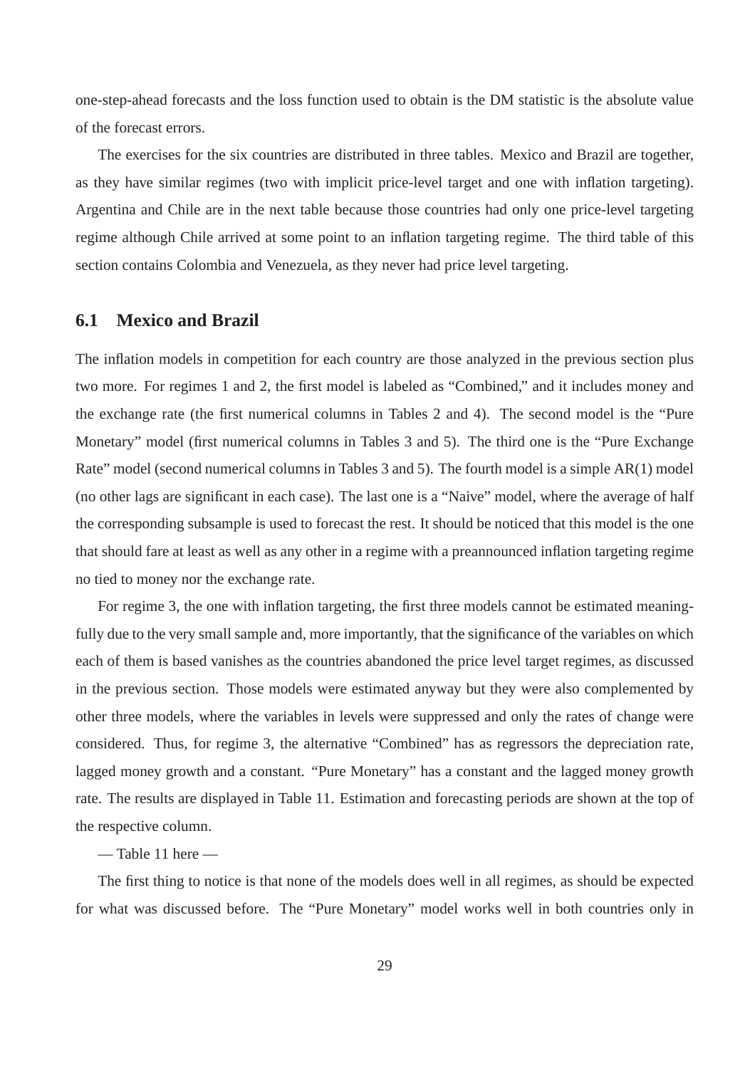one-step-ahead forecasts and the loss function used to obtain is the DM statistic is the absolute value of the forecast errors.

The exercises for the six countries are distributed in three tables. Mexico and Brazil are together, as they have similar regimes (two with implicit price-level target and one with inflation targeting). Argentina and Chile are in the next table because those countries had only one price-level targeting regime although Chile arrived at some point to an inflation targeting regime. The third table of this section contains Colombia and Venezuela, as they never had price level targeting.

## 6.1 Mexico and Brazil

The inflation models in competition for each country are those analyzed in the previous section plus two more. For regimes 1 and 2, the first model is labeled as "Combined," and it includes money and the exchange rate (the first numerical columns in Tables 2 and 4). The second model is the "Pure Monetary" model (first numerical columns in Tables 3 and 5). The third one is the "Pure Exchange Rate" model (second numerical columns in Tables 3 and 5). The fourth model is a simple AR(1) model (no other lags are significant in each case). The last one is a "Naive" model, where the average of half the corresponding subsample is used to forecast the rest. It should be noticed that this model is the one that should fare at least as well as any other in a regime with a preannounced inflation targeting regime no tied to money nor the exchange rate.

For regime 3, the one with inflation targeting, the first three models cannot be estimated meaningfully due to the very small sample and, more importantly, that the significance of the variables on which each of them is based vanishes as the countries abandoned the price level target regimes, as discussed in the previous section. Those models were estimated anyway but they were also complemented by other three models, where the variables in levels were suppressed and only the rates of change were considered. Thus, for regime 3, the alternative "Combined" has as regressors the depreciation rate, lagged money growth and a constant. "Pure Monetary" has a constant and the lagged money growth rate. The results are displayed in Table 11. Estimation and forecasting periods are shown at the top of the respective column.

— Table 11 here —

The first thing to notice is that none of the models does well in all regimes, as should be expected for what was discussed before. The "Pure Monetary" model works well in both countries only in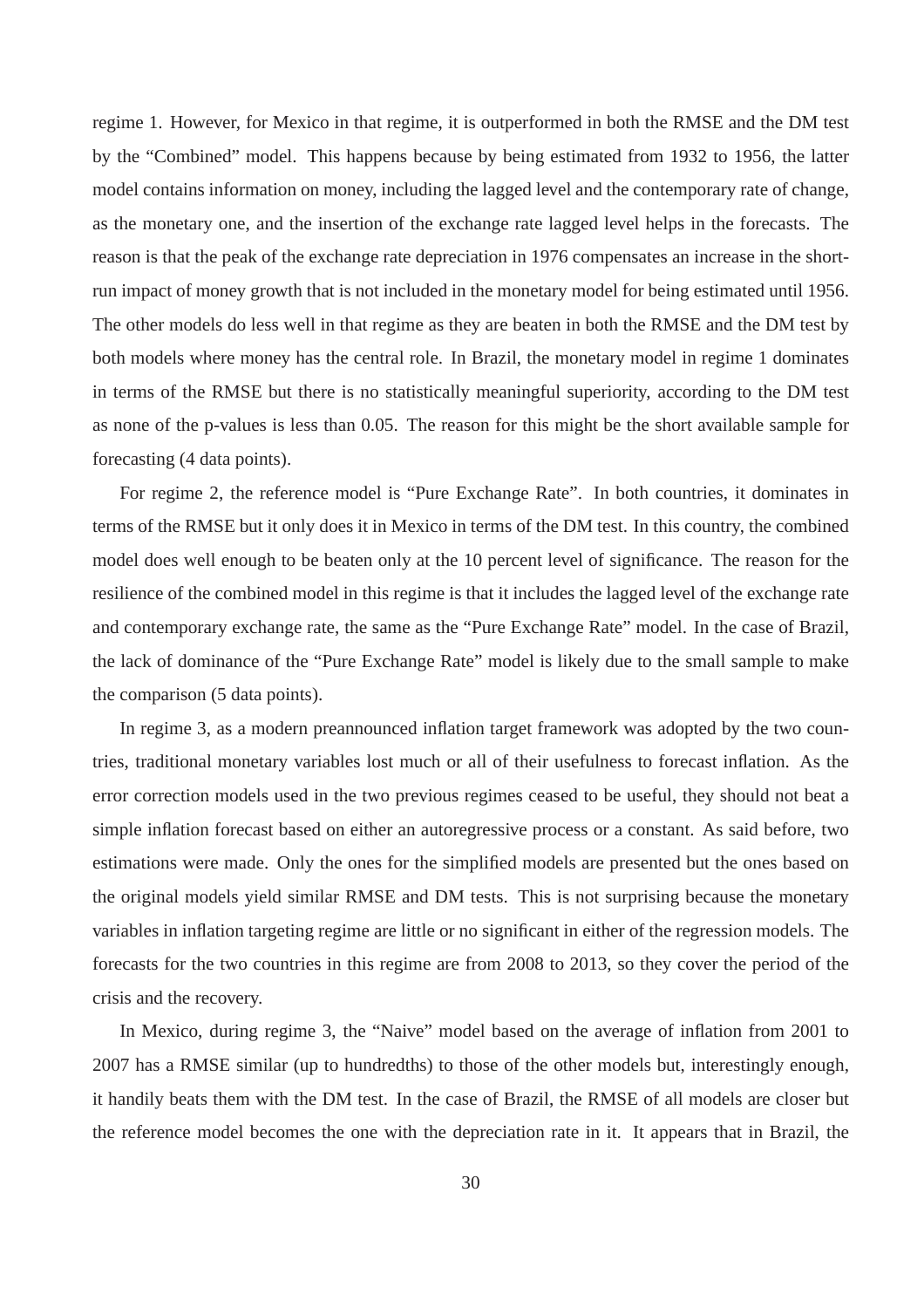regime 1. However, for Mexico in that regime, it is outperformed in both the RMSE and the DM test by the "Combined" model. This happens because by being estimated from 1932 to 1956, the latter model contains information on money, including the lagged level and the contemporary rate of change, as the monetary one, and the insertion of the exchange rate lagged level helps in the forecasts. The reason is that the peak of the exchange rate depreciation in 1976 compensates an increase in the short-run impact of money growth that is not included in the monetary model for being estimated until 1956. The other models do less well in that regime as they are beaten in both the RMSE and the DM test by both models where money has the central role. In Brazil, the monetary model in regime 1 dominates in terms of the RMSE but there is no statistically meaningful superiority, according to the DM test as none of the p-values is less than 0.05. The reason for this might be the short available sample for forecasting (4 data points).

For regime 2, the reference model is "Pure Exchange Rate". In both countries, it dominates in terms of the RMSE but it only does it in Mexico in terms of the DM test. In this country, the combined model does well enough to be beaten only at the 10 percent level of significance. The reason for the resilience of the combined model in this regime is that it includes the lagged level of the exchange rate and contemporary exchange rate, the same as the "Pure Exchange Rate" model. In the case of Brazil, the lack of dominance of the "Pure Exchange Rate" model is likely due to the small sample to make the comparison (5 data points).

In regime 3, as a modern preannounced inflation target framework was adopted by the two countries, traditional monetary variables lost much or all of their usefulness to forecast inflation. As the error correction models used in the two previous regimes ceased to be useful, they should not beat a simple inflation forecast based on either an autoregressive process or a constant. As said before, two estimations were made. Only the ones for the simplified models are presented but the ones based on the original models yield similar RMSE and DM tests. This is not surprising because the monetary variables in inflation targeting regime are little or no significant in either of the regression models. The forecasts for the two countries in this regime are from 2008 to 2013, so they cover the period of the crisis and the recovery.

In Mexico, during regime 3, the "Naive" model based on the average of inflation from 2001 to 2007 has a RMSE similar (up to hundredths) to those of the other models but, interestingly enough, it handily beats them with the DM test. In the case of Brazil, the RMSE of all models are closer but the reference model becomes the one with the depreciation rate in it. It appears that in Brazil, the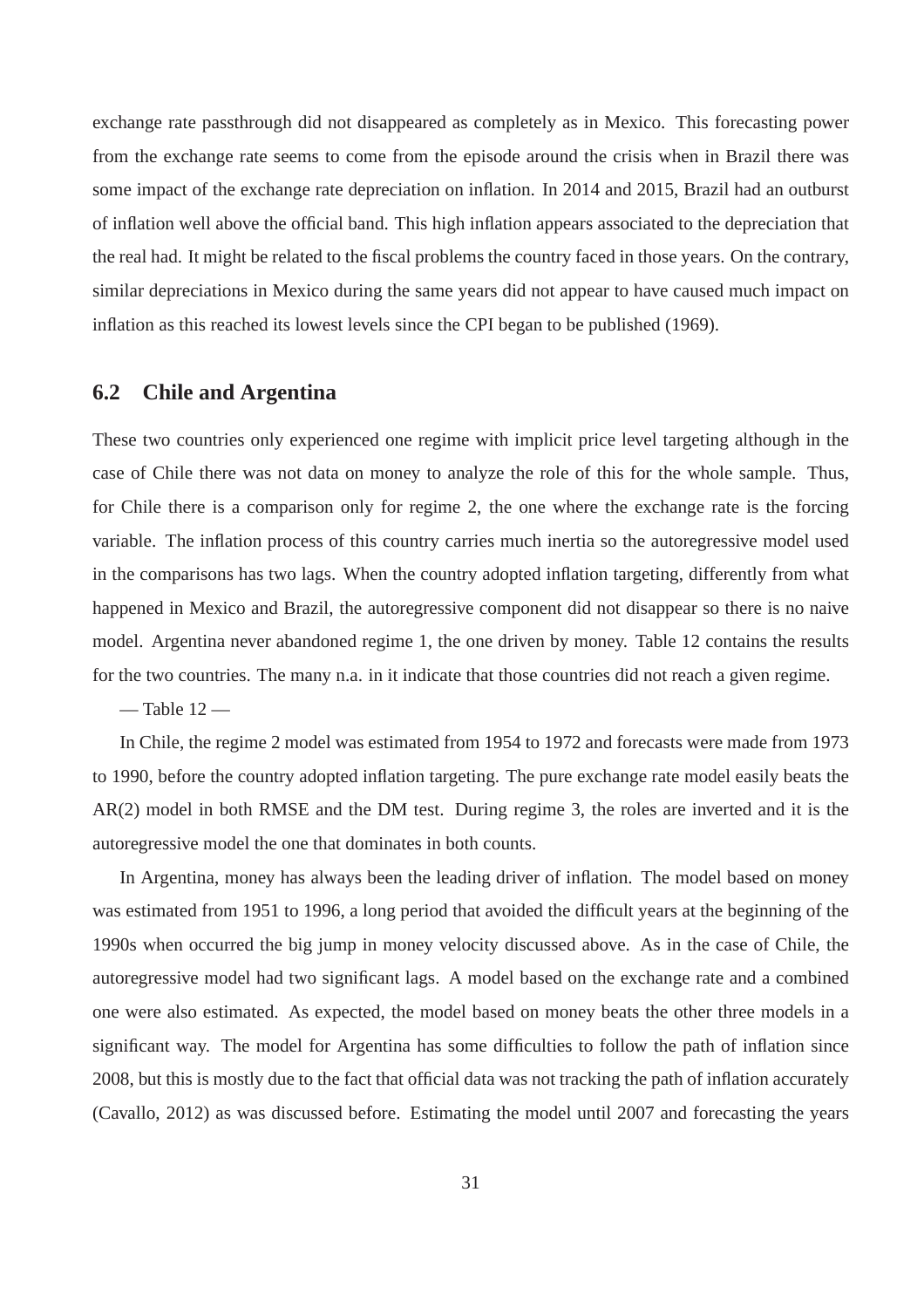exchange rate passthrough did not disappeared as completely as in Mexico. This forecasting power from the exchange rate seems to come from the episode around the crisis when in Brazil there was some impact of the exchange rate depreciation on inflation. In 2014 and 2015, Brazil had an outburst of inflation well above the official band. This high inflation appears associated to the depreciation that the real had. It might be related to the fiscal problems the country faced in those years. On the contrary, similar depreciations in Mexico during the same years did not appear to have caused much impact on inflation as this reached its lowest levels since the CPI began to be published (1969).

### 6.2 Chile and Argentina

These two countries only experienced one regime with implicit price level targeting although in the case of Chile there was not data on money to analyze the role of this for the whole sample. Thus, for Chile there is a comparison only for regime 2, the one where the exchange rate is the forcing variable. The inflation process of this country carries much inertia so the autoregressive model used in the comparisons has two lags. When the country adopted inflation targeting, differently from what happened in Mexico and Brazil, the autoregressive component did not disappear so there is no naive model. Argentina never abandoned regime 1, the one driven by money. Table 12 contains the results for the two countries. The many n.a. in it indicate that those countries did not reach a given regime.

— Table 12 —

In Chile, the regime 2 model was estimated from 1954 to 1972 and forecasts were made from 1973 to 1990, before the country adopted inflation targeting. The pure exchange rate model easily beats the AR(2) model in both RMSE and the DM test. During regime 3, the roles are inverted and it is the autoregressive model the one that dominates in both counts.

In Argentina, money has always been the leading driver of inflation. The model based on money was estimated from 1951 to 1996, a long period that avoided the difficult years at the beginning of the 1990s when occurred the big jump in money velocity discussed above. As in the case of Chile, the autoregressive model had two significant lags. A model based on the exchange rate and a combined one were also estimated. As expected, the model based on money beats the other three models in a significant way. The model for Argentina has some difficulties to follow the path of inflation since 2008, but this is mostly due to the fact that official data was not tracking the path of inflation accurately (Cavallo, 2012) as was discussed before. Estimating the model until 2007 and forecasting the years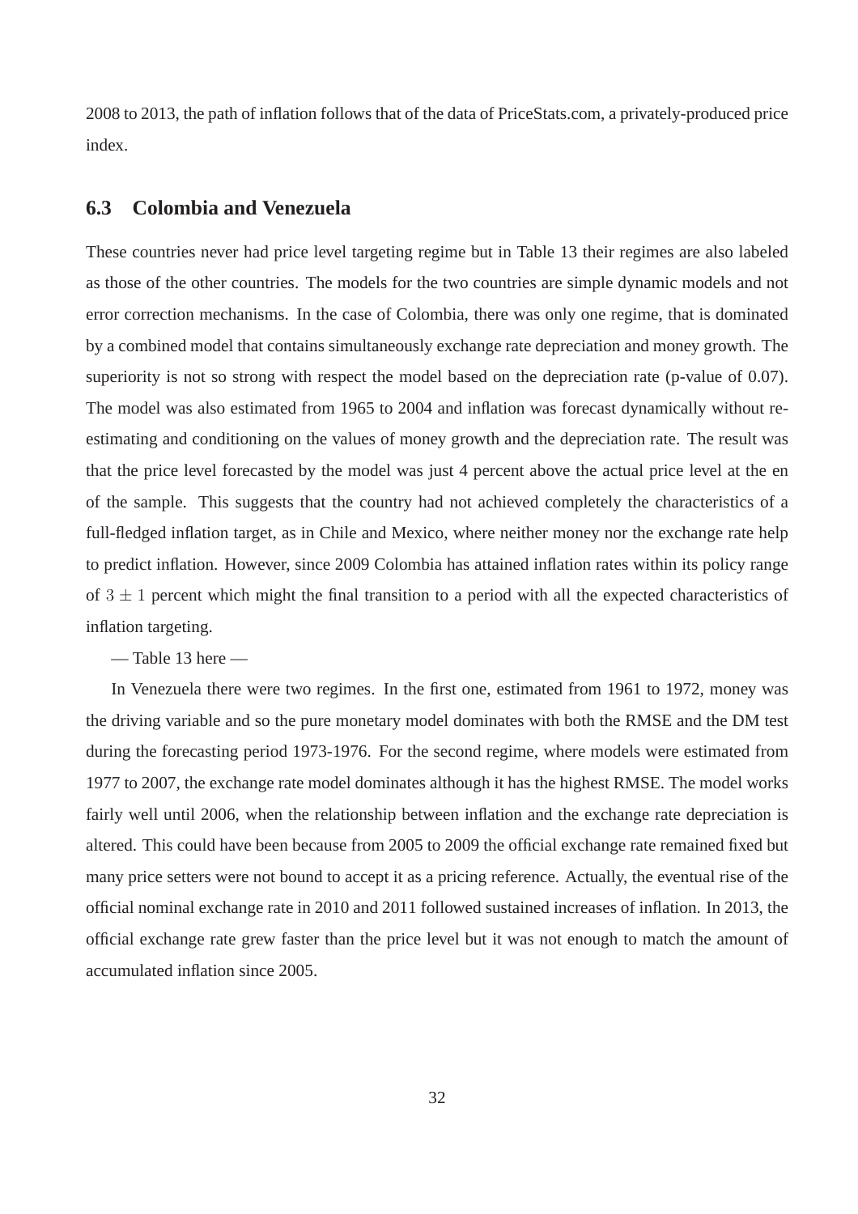2008 to 2013, the path of inflation follows that of the data of PriceStats.com, a privately-produced price index.

## 6.3 Colombia and Venezuela

These countries never had price level targeting regime but in Table 13 their regimes are also labeled as those of the other countries. The models for the two countries are simple dynamic models and not error correction mechanisms. In the case of Colombia, there was only one regime, that is dominated by a combined model that contains simultaneously exchange rate depreciation and money growth. The superiority is not so strong with respect the model based on the depreciation rate (p-value of 0.07). The model was also estimated from 1965 to 2004 and inflation was forecast dynamically without re-estimating and conditioning on the values of money growth and the depreciation rate. The result was that the price level forecasted by the model was just 4 percent above the actual price level at the en of the sample. This suggests that the country had not achieved completely the characteristics of a full-fledged inflation target, as in Chile and Mexico, where neither money nor the exchange rate help to predict inflation. However, since 2009 Colombia has attained inflation rates within its policy range of $3 \pm 1$ percent which might the final transition to a period with all the expected characteristics of inflation targeting.

— Table 13 here —

In Venezuela there were two regimes. In the first one, estimated from 1961 to 1972, money was the driving variable and so the pure monetary model dominates with both the RMSE and the DM test during the forecasting period 1973-1976. For the second regime, where models were estimated from 1977 to 2007, the exchange rate model dominates although it has the highest RMSE. The model works fairly well until 2006, when the relationship between inflation and the exchange rate depreciation is altered. This could have been because from 2005 to 2009 the official exchange rate remained fixed but many price setters were not bound to accept it as a pricing reference. Actually, the eventual rise of the official nominal exchange rate in 2010 and 2011 followed sustained increases of inflation. In 2013, the official exchange rate grew faster than the price level but it was not enough to match the amount of accumulated inflation since 2005.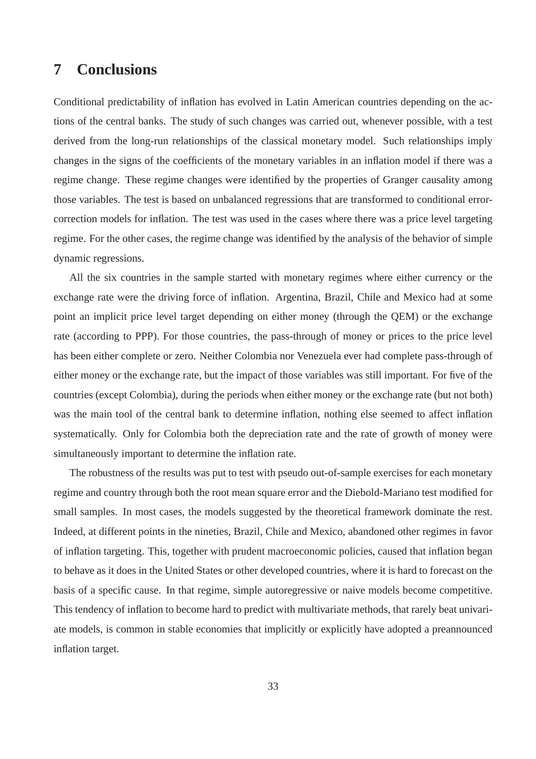## 7 Conclusions

Conditional predictability of inflation has evolved in Latin American countries depending on the actions of the central banks. The study of such changes was carried out, whenever possible, with a test derived from the long-run relationships of the classical monetary model. Such relationships imply changes in the signs of the coefficients of the monetary variables in an inflation model if there was a regime change. These regime changes were identified by the properties of Granger causality among those variables. The test is based on unbalanced regressions that are transformed to conditional error-correction models for inflation. The test was used in the cases where there was a price level targeting regime. For the other cases, the regime change was identified by the analysis of the behavior of simple dynamic regressions.

All the six countries in the sample started with monetary regimes where either currency or the exchange rate were the driving force of inflation. Argentina, Brazil, Chile and Mexico had at some point an implicit price level target depending on either money (through the QEM) or the exchange rate (according to PPP). For those countries, the pass-through of money or prices to the price level has been either complete or zero. Neither Colombia nor Venezuela ever had complete pass-through of either money or the exchange rate, but the impact of those variables was still important. For five of the countries (except Colombia), during the periods when either money or the exchange rate (but not both) was the main tool of the central bank to determine inflation, nothing else seemed to affect inflation systematically. Only for Colombia both the depreciation rate and the rate of growth of money were simultaneously important to determine the inflation rate.

The robustness of the results was put to test with pseudo out-of-sample exercises for each monetary regime and country through both the root mean square error and the Diebold-Mariano test modified for small samples. In most cases, the models suggested by the theoretical framework dominate the rest. Indeed, at different points in the nineties, Brazil, Chile and Mexico, abandoned other regimes in favor of inflation targeting. This, together with prudent macroeconomic policies, caused that inflation began to behave as it does in the United States or other developed countries, where it is hard to forecast on the basis of a specific cause. In that regime, simple autoregressive or naive models become competitive. This tendency of inflation to become hard to predict with multivariate methods, that rarely beat univariate models, is common in stable economies that implicitly or explicitly have adopted a preannounced inflation target.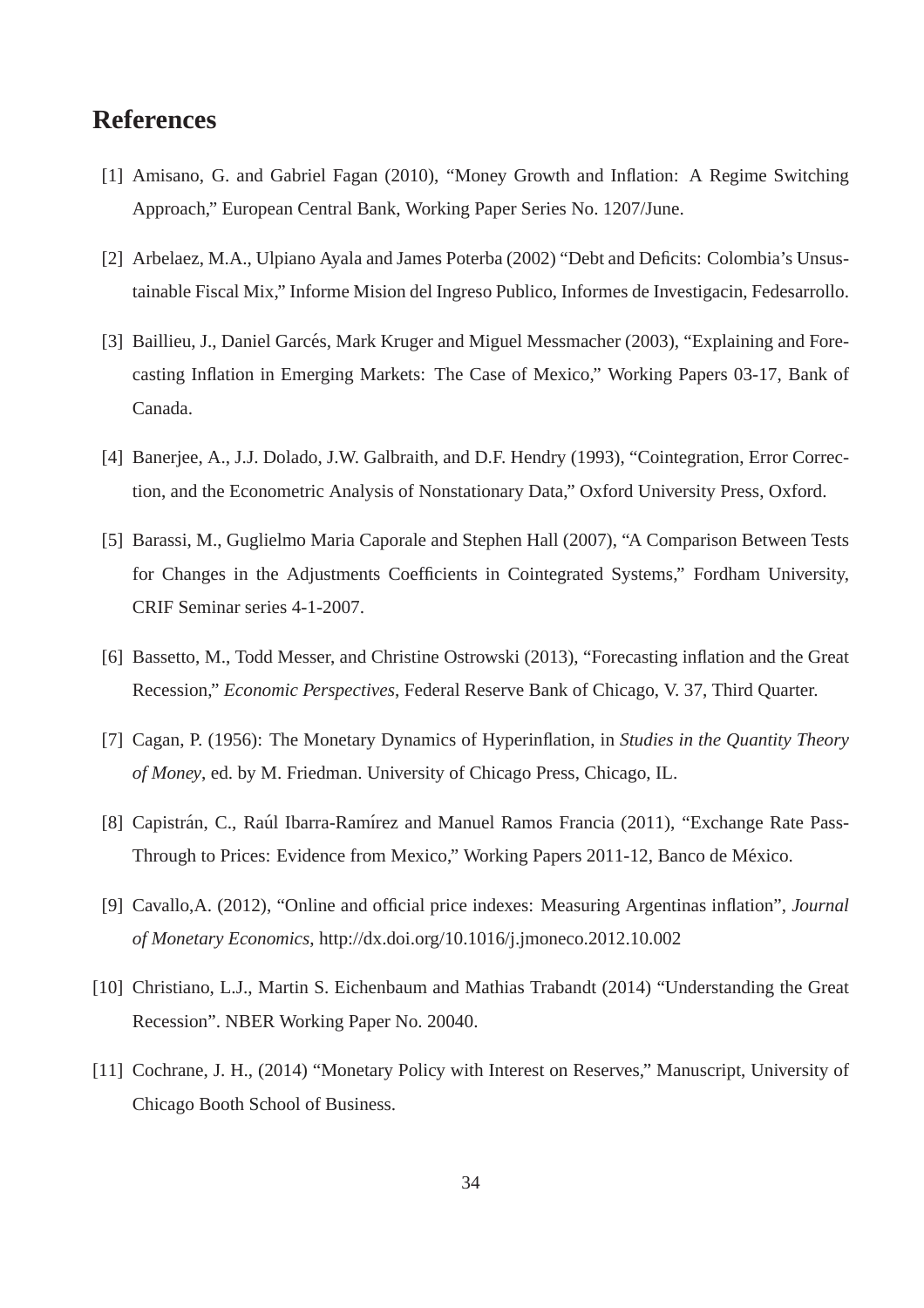# References

[1] Amisano, G. and Gabriel Fagan (2010), "Money Growth and Inflation: A Regime Switching Approach," European Central Bank, Working Paper Series No. 1207/June.

[2] Arbelaez, M.A., Ulpiano Ayala and James Poterba (2002) "Debt and Deficits: Colombia's Unsustainable Fiscal Mix," Informe Mision del Ingreso Publico, Informes de Investigacin, Fedesarrollo.

[3] Baillieu, J., Daniel Garcés, Mark Kruger and Miguel Messmacher (2003), "Explaining and Forecasting Inflation in Emerging Markets: The Case of Mexico," Working Papers 03-17, Bank of Canada.

[4] Banerjee, A., J.J. Dolado, J.W. Galbraith, and D.F. Hendry (1993), "Cointegration, Error Correction, and the Econometric Analysis of Nonstationary Data," Oxford University Press, Oxford.

[5] Barassi, M., Guglielmo Maria Caporale and Stephen Hall (2007), "A Comparison Between Tests for Changes in the Adjustments Coefficients in Cointegrated Systems," Fordham University, CRIF Seminar series 4-1-2007.

[6] Bassetto, M., Todd Messer, and Christine Ostrowski (2013), "Forecasting inflation and the Great Recession," *Economic Perspectives*, Federal Reserve Bank of Chicago, V. 37, Third Quarter.

[7] Cagan, P. (1956): The Monetary Dynamics of Hyperinflation, in *Studies in the Quantity Theory of Money*, ed. by M. Friedman. University of Chicago Press, Chicago, IL.

[8] Capistrán, C., Raúl Ibarra-Ramírez and Manuel Ramos Francia (2011), "Exchange Rate Pass-Through to Prices: Evidence from Mexico," Working Papers 2011-12, Banco de México.

[9] Cavallo,A. (2012), "Online and official price indexes: Measuring Argentinas inflation", *Journal of Monetary Economics*, http://dx.doi.org/10.1016/j.jmoneco.2012.10.002

[10] Christiano, L.J., Martin S. Eichenbaum and Mathias Trabandt (2014) "Understanding the Great Recession". NBER Working Paper No. 20040.

[11] Cochrane, J. H., (2014) "Monetary Policy with Interest on Reserves," Manuscript, University of Chicago Booth School of Business.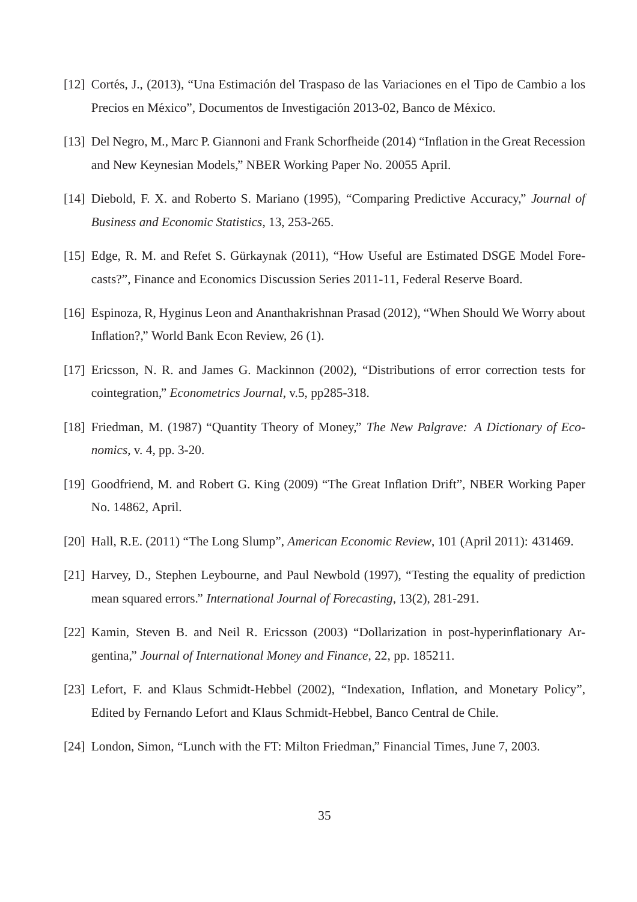[12] Cortés, J., (2013), "Una Estimación del Traspaso de las Variaciones en el Tipo de Cambio a los Precios en México", Documentos de Investigación 2013-02, Banco de México.

[13] Del Negro, M., Marc P. Giannoni and Frank Schorfheide (2014) "Inflation in the Great Recession and New Keynesian Models," NBER Working Paper No. 20055 April.

[14] Diebold, F. X. and Roberto S. Mariano (1995), "Comparing Predictive Accuracy," *Journal of Business and Economic Statistics*, 13, 253-265.

[15] Edge, R. M. and Refet S. Gürkaynak (2011), "How Useful are Estimated DSGE Model Forecasts?", Finance and Economics Discussion Series 2011-11, Federal Reserve Board.

[16] Espinoza, R, Hyginus Leon and Ananthakrishnan Prasad (2012), "When Should We Worry about Inflation?," World Bank Econ Review, 26 (1).

[17] Ericsson, N. R. and James G. Mackinnon (2002), "Distributions of error correction tests for cointegration," *Econometrics Journal*, v.5, pp285-318.

[18] Friedman, M. (1987) "Quantity Theory of Money," *The New Palgrave: A Dictionary of Economics*, v. 4, pp. 3-20.

[19] Goodfriend, M. and Robert G. King (2009) "The Great Inflation Drift", NBER Working Paper No. 14862, April.

[20] Hall, R.E. (2011) "The Long Slump", *American Economic Review*, 101 (April 2011): 431469.

[21] Harvey, D., Stephen Leybourne, and Paul Newbold (1997), "Testing the equality of prediction mean squared errors." *International Journal of Forecasting*, 13(2), 281-291.

[22] Kamin, Steven B. and Neil R. Ericsson (2003) "Dollarization in post-hyperinflationary Argentina," *Journal of International Money and Finance*, 22, pp. 185211.

[23] Lefort, F. and Klaus Schmidt-Hebbel (2002), "Indexation, Inflation, and Monetary Policy", Edited by Fernando Lefort and Klaus Schmidt-Hebbel, Banco Central de Chile.

[24] London, Simon, "Lunch with the FT: Milton Friedman," Financial Times, June 7, 2003.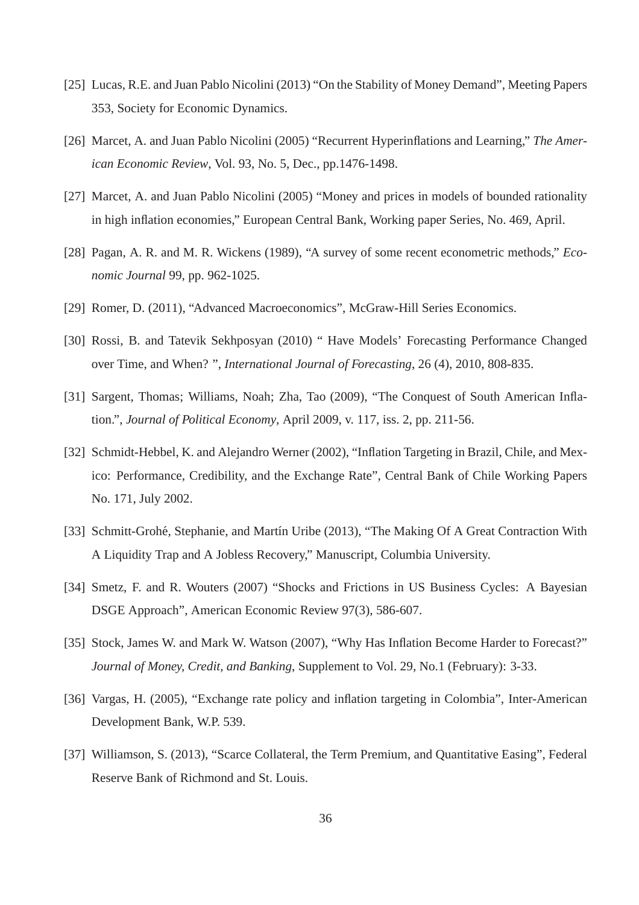[25] Lucas, R.E. and Juan Pablo Nicolini (2013) "On the Stability of Money Demand", Meeting Papers 353, Society for Economic Dynamics.

[26] Marcet, A. and Juan Pablo Nicolini (2005) "Recurrent Hyperinflations and Learning," *The American Economic Review*, Vol. 93, No. 5, Dec., pp.1476-1498.

[27] Marcet, A. and Juan Pablo Nicolini (2005) "Money and prices in models of bounded rationality in high inflation economies," European Central Bank, Working paper Series, No. 469, April.

[28] Pagan, A. R. and M. R. Wickens (1989), "A survey of some recent econometric methods," *Economic Journal* 99, pp. 962-1025.

[29] Romer, D. (2011), "Advanced Macroeconomics", McGraw-Hill Series Economics.

[30] Rossi, B. and Tatevik Sekhposyan (2010) " Have Models' Forecasting Performance Changed over Time, and When? ", *International Journal of Forecasting*, 26 (4), 2010, 808-835.

[31] Sargent, Thomas; Williams, Noah; Zha, Tao (2009), "The Conquest of South American Inflation.", *Journal of Political Economy*, April 2009, v. 117, iss. 2, pp. 211-56.

[32] Schmidt-Hebbel, K. and Alejandro Werner (2002), "Inflation Targeting in Brazil, Chile, and Mexico: Performance, Credibility, and the Exchange Rate", Central Bank of Chile Working Papers No. 171, July 2002.

[33] Schmitt-Grohé, Stephanie, and Martín Uribe (2013), "The Making Of A Great Contraction With A Liquidity Trap and A Jobless Recovery," Manuscript, Columbia University.

[34] Smetz, F. and R. Wouters (2007) "Shocks and Frictions in US Business Cycles: A Bayesian DSGE Approach", American Economic Review 97(3), 586-607.

[35] Stock, James W. and Mark W. Watson (2007), "Why Has Inflation Become Harder to Forecast?" *Journal of Money, Credit, and Banking*, Supplement to Vol. 29, No.1 (February): 3-33.

[36] Vargas, H. (2005), "Exchange rate policy and inflation targeting in Colombia", Inter-American Development Bank, W.P. 539.

[37] Williamson, S. (2013), "Scarce Collateral, the Term Premium, and Quantitative Easing", Federal Reserve Bank of Richmond and St. Louis.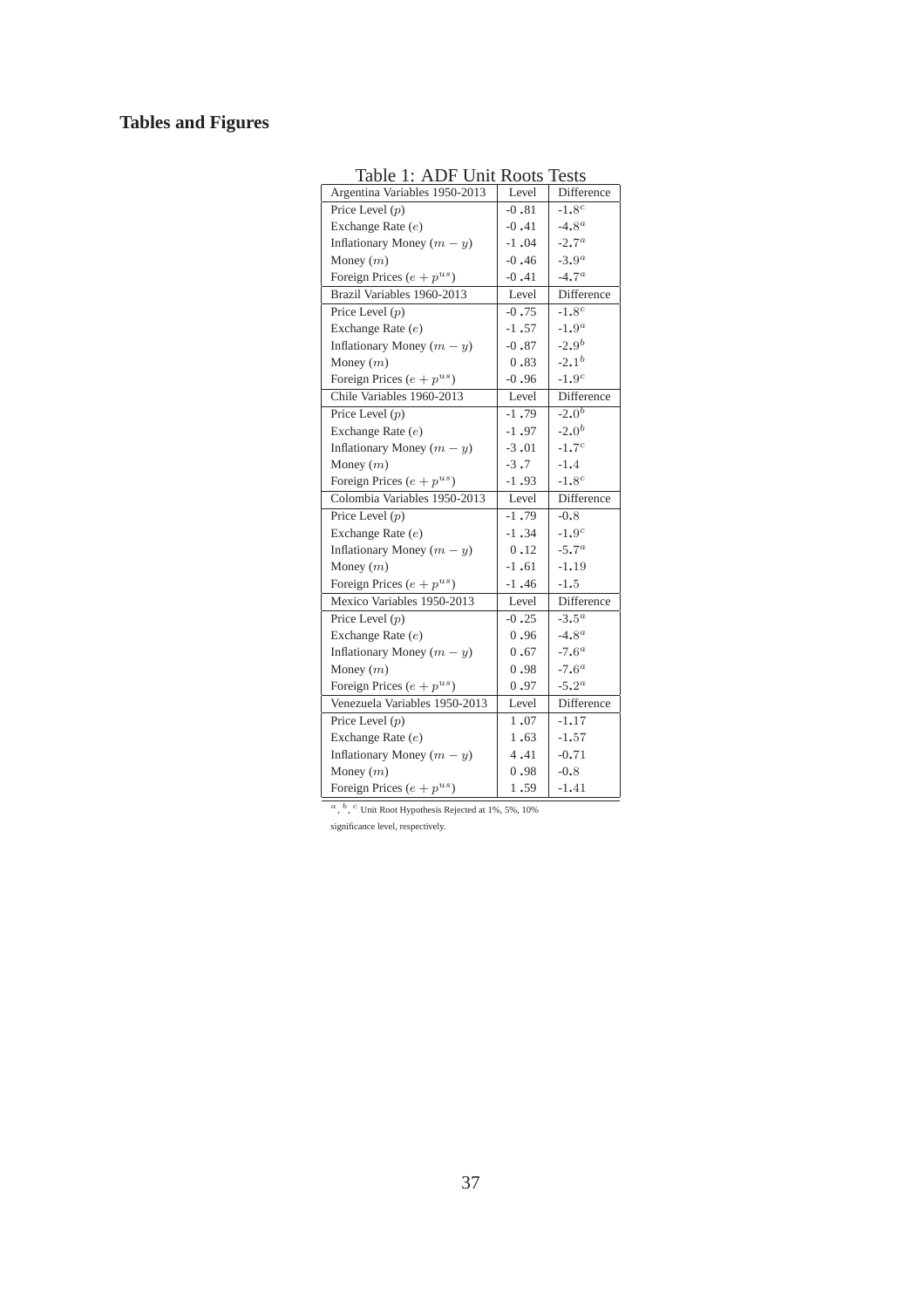# Tables and Figures

Table 1: ADF Unit Roots Tests

| Argentina Variables 1950-2013 | Level | Difference |
|---|---|---|
| Price Level ($p$) | -0.81 | -1.8[c] |
| Exchange Rate ($e$) | -0.41 | -4.8[a] |
| Inflationary Money ($m-y$) | -1.04 | -2.7[a] |
| Money ($m$) | -0.46 | -3.9[a] |
| Foreign Prices ($e+p^{us}$) | -0.41 | -4.7[a] |
| **Brazil Variables 1960-2013** | **Level** | **Difference** |
| Price Level ($p$) | -0.75 | -1.8[c] |
| Exchange Rate ($e$) | -1.57 | -1.9[a] |
| Inflationary Money ($m-y$) | -0.87 | -2.9[b] |
| Money ($m$) | 0.83 | -2.1[b] |
| Foreign Prices ($e+p^{us}$) | -0.96 | -1.9[c] |
| **Chile Variables 1960-2013** | **Level** | **Difference** |
| Price Level ($p$) | -1.79 | -2.0[b] |
| Exchange Rate ($e$) | -1.97 | -2.0[b] |
| Inflationary Money ($m-y$) | -3.01 | -1.7[c] |
| Money ($m$) | -3.7 | -1.4 |
| Foreign Prices ($e+p^{us}$) | -1.93 | -1.8[c] |
| **Colombia Variables 1950-2013** | **Level** | **Difference** |
| Price Level ($p$) | -1.79 | -0.8 |
| Exchange Rate ($e$) | -1.34 | -1.9[c] |
| Inflationary Money ($m-y$) | 0.12 | -5.7[a] |
| Money ($m$) | -1.61 | -1.19 |
| Foreign Prices ($e+p^{us}$) | -1.46 | -1.5 |
| **Mexico Variables 1950-2013** | **Level** | **Difference** |
| Price Level ($p$) | -0.25 | -3.5[a] |
| Exchange Rate ($e$) | 0.96 | -4.8[a] |
| Inflationary Money ($m-y$) | 0.67 | -7.6[a] |
| Money ($m$) | 0.98 | -7.6[a] |
| Foreign Prices ($e+p^{us}$) | 0.97 | -5.2[a] |
| **Venezuela Variables 1950-2013** | **Level** | **Difference** |
| Price Level ($p$) | 1.07 | -1.17 |
| Exchange Rate ($e$) | 1.63 | -1.57 |
| Inflationary Money ($m-y$) | 4.41 | -0.71 |
| Money ($m$) | 0.98 | -0.8 |
| Foreign Prices ($e+p^{us}$) | 1.59 | -1.41 |

[a], [b], [c] Unit Root Hypothesis Rejected at 1%, 5%, 10% significance level, respectively.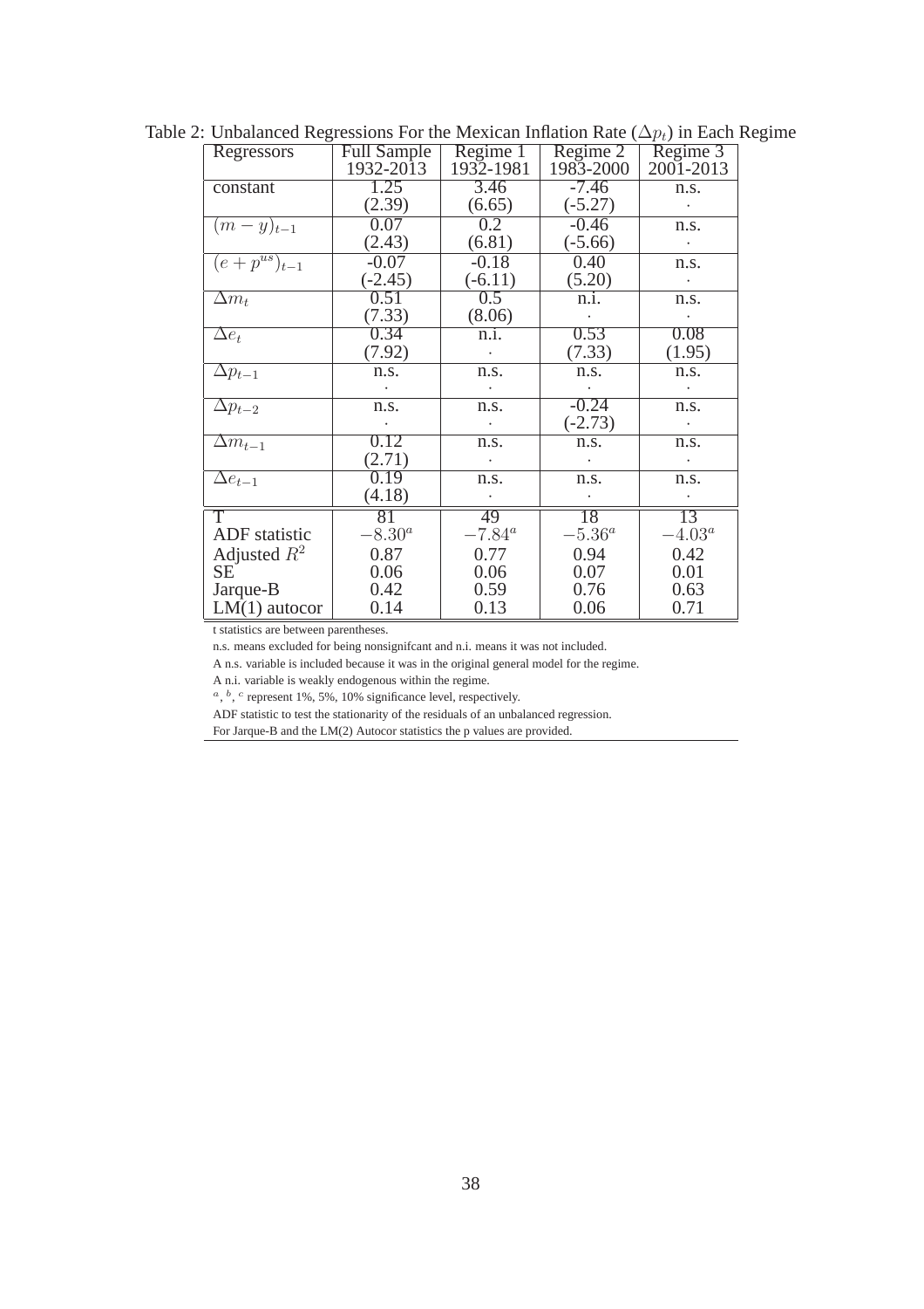Table 2: Unbalanced Regressions For the Mexican Inflation Rate ($\Delta p_t$) in Each Regime

| Regressors | Full Sample 1932-2013 | Regime 1 1932-1981 | Regime 2 1983-2000 | Regime 3 2001-2013 |
|---|---|---|---|---|
| constant | 1.25 | 3.46 | -7.46 | n.s. |
| | (2.39) | (6.65) | (-5.27) | . |
| $(m-y)_{t-1}$ | 0.07 | 0.2 | -0.46 | n.s. |
| | (2.43) | (6.81) | (-5.66) | . |
| $(e+p^{us})_{t-1}$ | -0.07 | -0.18 | 0.40 | n.s. |
| | (-2.45) | (-6.11) | (5.20) | . |
| $\Delta m_t$ | 0.51 | 0.5 | n.i. | n.s. |
| | (7.33) | (8.06) | . | . |
| $\Delta e_t$ | 0.34 | n.i. | 0.53 | 0.08 |
| | (7.92) | . | (7.33) | (1.95) |
| $\Delta p_{t-1}$ | n.s. | n.s. | n.s. | n.s. |
| | . | . | . | . |
| $\Delta p_{t-2}$ | n.s. | n.s. | -0.24 | n.s. |
| | . | . | (-2.73) | . |
| $\Delta m_{t-1}$ | 0.12 | n.s. | n.s. | n.s. |
| | (2.71) | . | . | . |
| $\Delta e_{t-1}$ | 0.19 | n.s. | n.s. | n.s. |
| | (4.18) | . | . | . |
| T | 81 | 49 | 18 | 13 |
| ADF statistic | $-8.30^a$ | $-7.84^a$ | $-5.36^a$ | $-4.03^a$ |
| Adjusted $R^2$ | 0.87 | 0.77 | 0.94 | 0.42 |
| SE | 0.06 | 0.06 | 0.07 | 0.01 |
| Jarque-B | 0.42 | 0.59 | 0.76 | 0.63 |
| LM(1) autocor | 0.14 | 0.13 | 0.06 | 0.71 |

t statistics are between parentheses.

n.s. means excluded for being nonsignifcant and n.i. means it was not included.

A n.s. variable is included because it was in the original general model for the regime.

A n.i. variable is weakly endogenous within the regime.

$^a$, $^b$, $^c$ represent 1%, 5%, 10% significance level, respectively.

ADF statistic to test the stationarity of the residuals of an unbalanced regression.

For Jarque-B and the LM(2) Autocor statistics the p values are provided.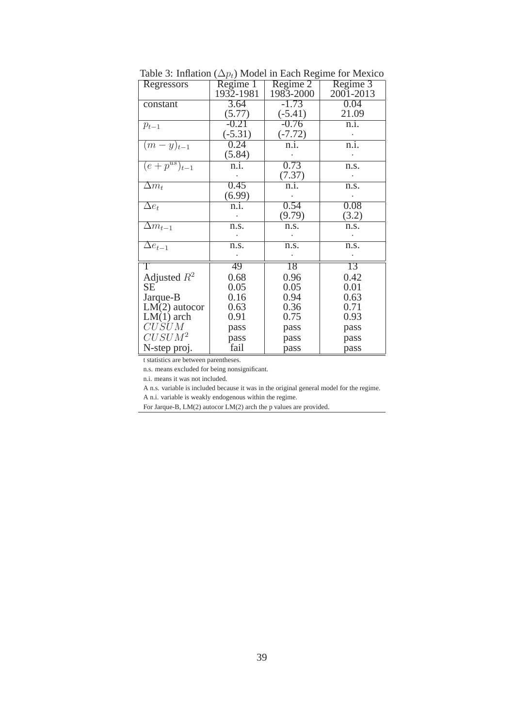Table 3: Inflation ($\Delta p_t$) Model in Each Regime for Mexico

| Regressors | Regime 1 1932-1981 | Regime 2 1983-2000 | Regime 3 2001-2013 |
|---|---|---|---|
| constant | 3.64 | -1.73 | 0.04 |
| | (5.77) | (-5.41) | 21.09 |
| $p_{t-1}$ | -0.21 | -0.76 | n.i. |
| | (-5.31) | (-7.72) | . |
| $(m-y)_{t-1}$ | 0.24 | n.i. | n.i. |
| | (5.84) | . | . |
| $(e+p^{us})_{t-1}$ | n.i. | 0.73 | n.s. |
| | . | (7.37) | . |
| $\Delta m_t$ | 0.45 | n.i. | n.s. |
| | (6.99) | . | . |
| $\Delta e_t$ | n.i. | 0.54 | 0.08 |
| | . | (9.79) | (3.2) |
| $\Delta m_{t-1}$ | n.s. | n.s. | n.s. |
| | . | . | . |
| $\Delta e_{t-1}$ | n.s. | n.s. | n.s. |
| | . | . | . |
| T | 49 | 18 | 13 |
| Adjusted $R^2$ | 0.68 | 0.96 | 0.42 |
| SE | 0.05 | 0.05 | 0.01 |
| Jarque-B | 0.16 | 0.94 | 0.63 |
| LM(2) autocor | 0.63 | 0.36 | 0.71 |
| LM(1) arch | 0.91 | 0.75 | 0.93 |
| $CUSUM$ | pass | pass | pass |
| $CUSUM^2$ | pass | pass | pass |
| N-step proj. | fail | pass | pass |

t statistics are between parentheses.

n.s. means excluded for being nonsignificant.

n.i. means it was not included.

A n.s. variable is included because it was in the original general model for the regime.

A n.i. variable is weakly endogenous within the regime.

For Jarque-B, LM(2) autocor LM(2) arch the p values are provided.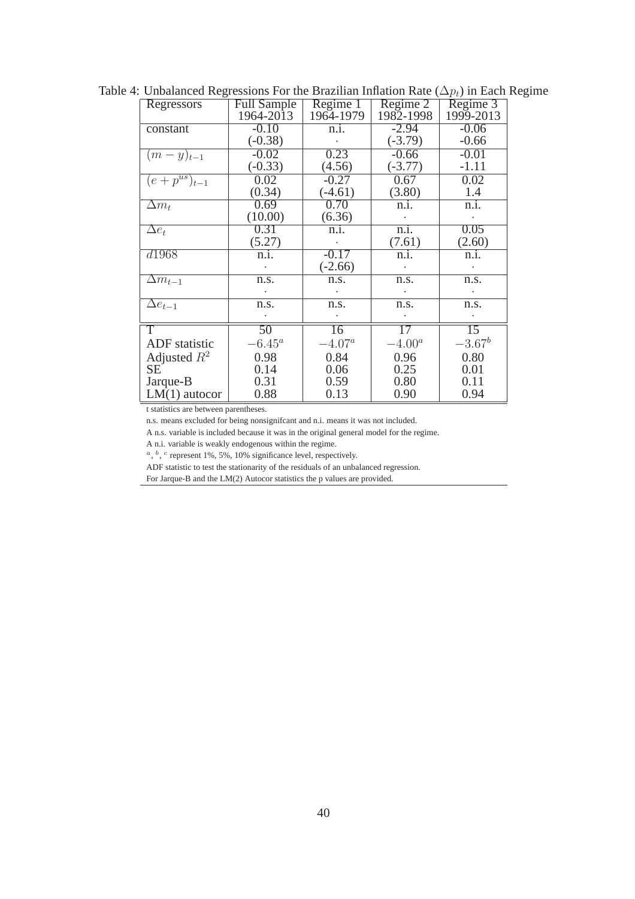Table 4: Unbalanced Regressions For the Brazilian Inflation Rate ($\Delta p_t$) in Each Regime

| Regressors | Full Sample 1964-2013 | Regime 1 1964-1979 | Regime 2 1982-1998 | Regime 3 1999-2013 |
|---|---|---|---|---|
| constant | -0.10 | n.i. | -2.94 | -0.06 |
| | (-0.38) | . | (-3.79) | -0.66 |
| $(m-y)_{t-1}$ | -0.02 | 0.23 | -0.66 | -0.01 |
| | (-0.33) | (4.56) | (-3.77) | -1.11 |
| $(e+p^{us})_{t-1}$ | 0.02 | -0.27 | 0.67 | 0.02 |
| | (0.34) | (-4.61) | (3.80) | 1.4 |
| $\Delta m_t$ | 0.69 | 0.70 | n.i. | n.i. |
| | (10.00) | (6.36) | . | . |
| $\Delta e_t$ | 0.31 | n.i. | n.i. | 0.05 |
| | (5.27) | . | (7.61) | (2.60) |
| $d1968$ | n.i. | -0.17 | n.i. | n.i. |
| | . | (-2.66) | . | . |
| $\Delta m_{t-1}$ | n.s. | n.s. | n.s. | n.s. |
| | . | . | . | . |
| $\Delta e_{t-1}$ | n.s. | n.s. | n.s. | n.s. |
| | . | . | . | . |
| T | 50 | 16 | 17 | 15 |
| ADF statistic | $-6.45^a$ | $-4.07^a$ | $-4.00^a$ | $-3.67^b$ |
| Adjusted $R^2$ | 0.98 | 0.84 | 0.96 | 0.80 |
| SE | 0.14 | 0.06 | 0.25 | 0.01 |
| Jarque-B | 0.31 | 0.59 | 0.80 | 0.11 |
| LM(1) autocor | 0.88 | 0.13 | 0.90 | 0.94 |

t statistics are between parentheses.

n.s. means excluded for being nonsignifcant and n.i. means it was not included.

A n.s. variable is included because it was in the original general model for the regime.

A n.i. variable is weakly endogenous within the regime.

$^a$, $^b$, $^c$ represent 1%, 5%, 10% significance level, respectively.

ADF statistic to test the stationarity of the residuals of an unbalanced regression.

For Jarque-B and the LM(2) Autocor statistics the p values are provided.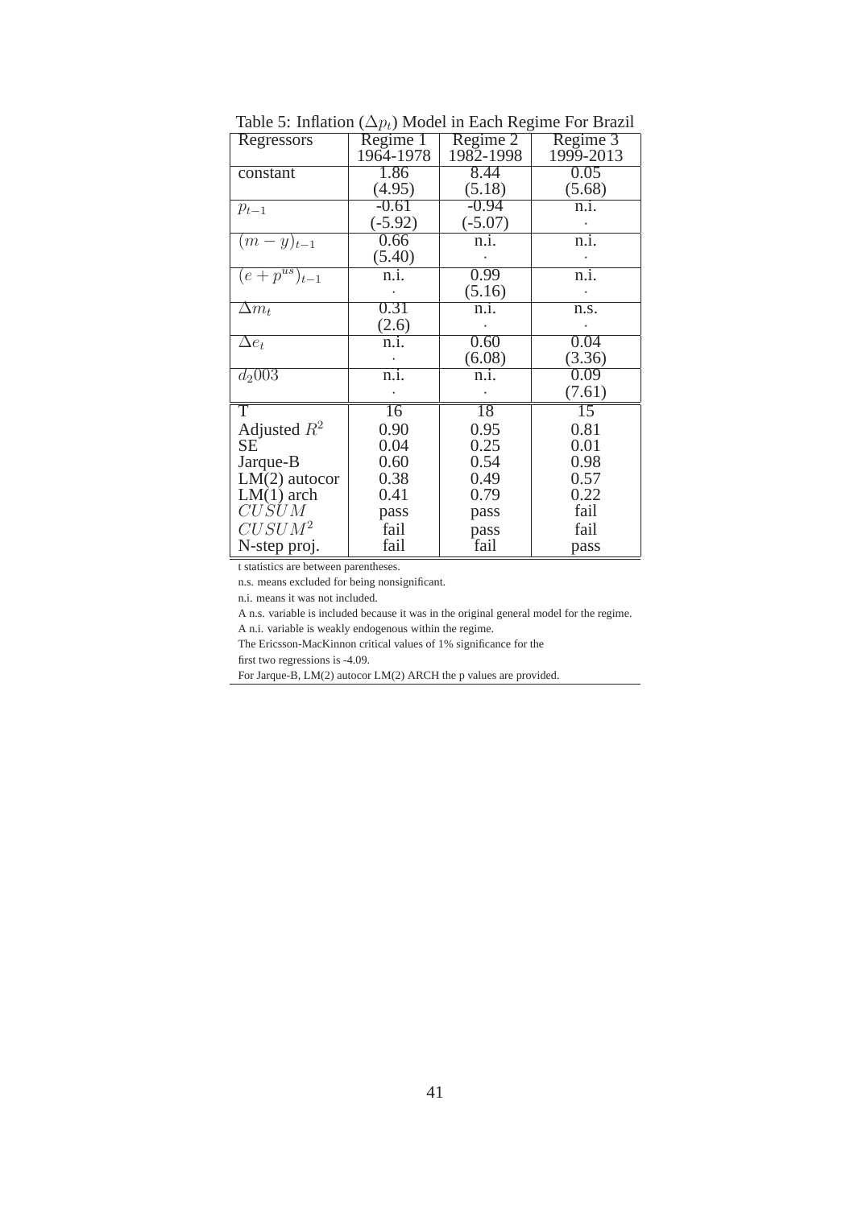Table 5: Inflation ($\Delta p_t$) Model in Each Regime For Brazil

| Regressors | Regime 1 1964-1978 | Regime 2 1982-1998 | Regime 3 1999-2013 |
|---|---|---|---|
| constant | 1.86 | 8.44 | 0.05 |
| | (4.95) | (5.18) | (5.68) |
| $p_{t-1}$ | -0.61 | -0.94 | n.i. |
| | (-5.92) | (-5.07) | . |
| $(m-y)_{t-1}$ | 0.66 | n.i. | n.i. |
| | (5.40) | . | . |
| $(e+p^{us})_{t-1}$ | n.i. | 0.99 | n.i. |
| | . | (5.16) | . |
| $\Delta m_t$ | 0.31 | n.i. | n.s. |
| | (2.6) | . | . |
| $\Delta e_t$ | n.i. | 0.60 | 0.04 |
| | . | (6.08) | (3.36) |
| $d_2 003$ | n.i. | n.i. | 0.09 |
| | . | . | (7.61) |
| T | 16 | 18 | 15 |
| Adjusted $R^2$ | 0.90 | 0.95 | 0.81 |
| SE | 0.04 | 0.25 | 0.01 |
| Jarque-B | 0.60 | 0.54 | 0.98 |
| LM(2) autocor | 0.38 | 0.49 | 0.57 |
| LM(1) arch | 0.41 | 0.79 | 0.22 |
| $CUSUM$ | pass | pass | fail |
| $CUSUM^2$ | fail | pass | fail |
| N-step proj. | fail | fail | pass |

t statistics are between parentheses.

n.s. means excluded for being nonsignificant.

n.i. means it was not included.

A n.s. variable is included because it was in the original general model for the regime.

A n.i. variable is weakly endogenous within the regime.

The Ericsson-MacKinnon critical values of 1% significance for the first two regressions is -4.09.

For Jarque-B, LM(2) autocor LM(2) ARCH the p values are provided.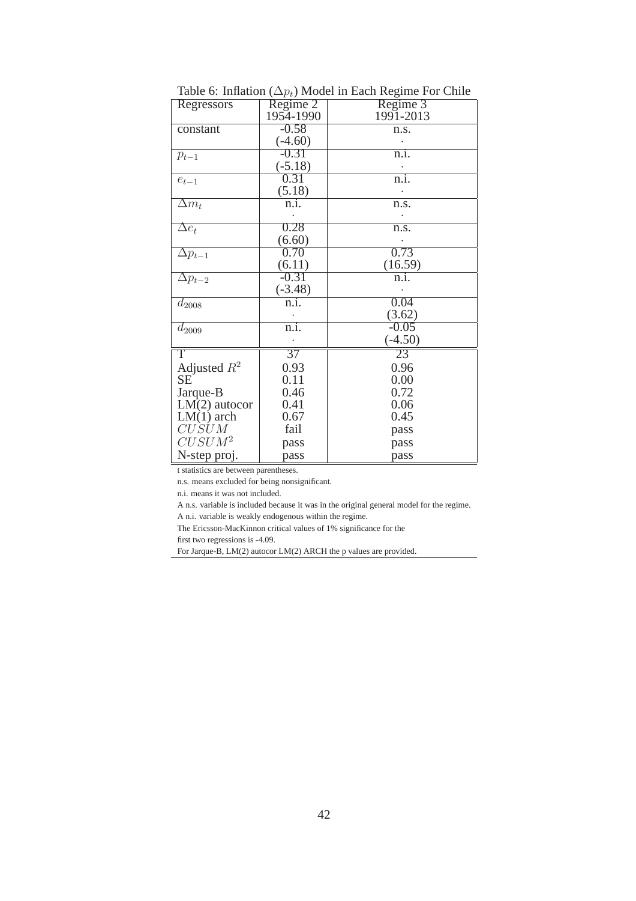Table 6: Inflation ($\Delta p_t$) Model in Each Regime For Chile

| Regressors | Regime 2<br>1954-1990 | Regime 3<br>1991-2013 |
|---|---|---|
| constant | -0.58<br>(-4.60) | n.s.<br>. |
| $p_{t-1}$ | -0.31<br>(-5.18) | n.i.<br>. |
| $e_{t-1}$ | 0.31<br>(5.18) | n.i.<br>. |
| $\Delta m_t$ | n.i.<br>. | n.s.<br>. |
| $\Delta e_t$ | 0.28<br>(6.60) | n.s.<br>. |
| $\Delta p_{t-1}$ | 0.70<br>(6.11) | 0.73<br>(16.59) |
| $\Delta p_{t-2}$ | -0.31<br>(-3.48) | n.i.<br>. |
| $d_{2008}$ | n.i.<br>. | 0.04<br>(3.62) |
| $d_{2009}$ | n.i.<br>. | -0.05<br>(-4.50) |
| T | 37 | 23 |
| Adjusted $R^2$ | 0.93 | 0.96 |
| SE | 0.11 | 0.00 |
| Jarque-B | 0.46 | 0.72 |
| LM(2) autocor | 0.41 | 0.06 |
| LM(1) arch | 0.67 | 0.45 |
| $CUSUM$ | fail | pass |
| $CUSUM^2$ | pass | pass |
| N-step proj. | pass | pass |

t statistics are between parentheses.

n.s. means excluded for being nonsignificant.

n.i. means it was not included.

A n.s. variable is included because it was in the original general model for the regime.

A n.i. variable is weakly endogenous within the regime.

The Ericsson-MacKinnon critical values of 1% significance for the first two regressions is -4.09.

For Jarque-B, LM(2) autocor LM(2) ARCH the p values are provided.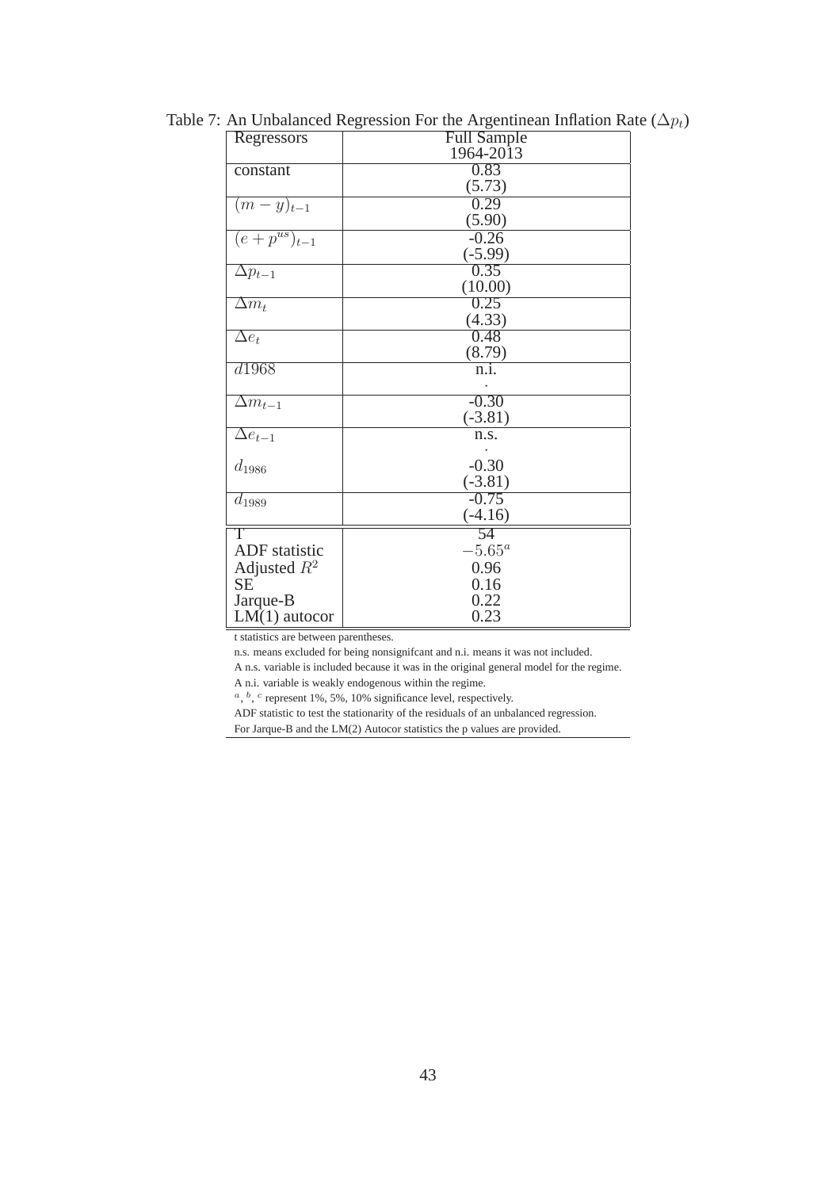Table 7: An Unbalanced Regression For the Argentinean Inflation Rate ($\Delta p_t$)

| Regressors | Full Sample 1964-2013 |
|---|---|
| constant | 0.83 (5.73) |
| $(m-y)_{t-1}$ | 0.29 (5.90) |
| $(e+p^{us})_{t-1}$ | -0.26 (-5.99) |
| $\Delta p_{t-1}$ | 0.35 (10.00) |
| $\Delta m_t$ | 0.25 (4.33) |
| $\Delta e_t$ | 0.48 (8.79) |
| $d1968$ | n.i. . |
| $\Delta m_{t-1}$ | -0.30 (-3.81) |
| $\Delta e_{t-1}$ | n.s. . |
| $d_{1986}$ | -0.30 (-3.81) |
| $d_{1989}$ | -0.75 (-4.16) |
| T | 54 |
| ADF statistic | $-5.65^a$ |
| Adjusted $R^2$ | 0.96 |
| SE | 0.16 |
| Jarque-B | 0.22 |
| LM(1) autocor | 0.23 |

t statistics are between parentheses.

n.s. means excluded for being nonsignifcant and n.i. means it was not included.

A n.s. variable is included because it was in the original general model for the regime.

A n.i. variable is weakly endogenous within the regime.

$^a$, $^b$, $^c$ represent 1%, 5%, 10% significance level, respectively.

ADF statistic to test the stationarity of the residuals of an unbalanced regression.

For Jarque-B and the LM(2) Autocor statistics the p values are provided.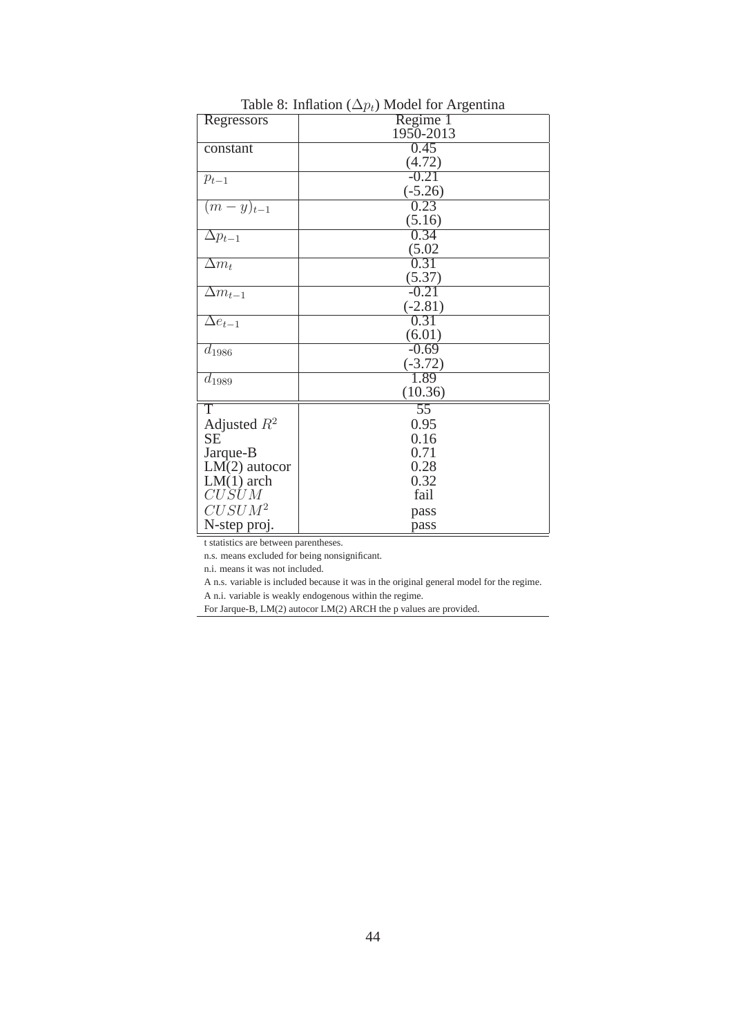Table 8: Inflation ($\Delta p_t$) Model for Argentina

| Regressors | Regime 1<br>1950-2013 |
|---|---|
| constant | 0.45<br>(4.72) |
| $p_{t-1}$ | -0.21<br>(-5.26) |
| $(m-y)_{t-1}$ | 0.23<br>(5.16) |
| $\Delta p_{t-1}$ | 0.34<br>(5.02 |
| $\Delta m_t$ | 0.31<br>(5.37) |
| $\Delta m_{t-1}$ | -0.21<br>(-2.81) |
| $\Delta e_{t-1}$ | 0.31<br>(6.01) |
| $d_{1986}$ | -0.69<br>(-3.72) |
| $d_{1989}$ | 1.89<br>(10.36) |
| T | 55 |
| Adjusted $R^2$ | 0.95 |
| SE | 0.16 |
| Jarque-B | 0.71 |
| LM(2) autocor | 0.28 |
| LM(1) arch | 0.32 |
| $CUSUM$ | fail |
| $CUSUM^2$ | pass |
| N-step proj. | pass |

t statistics are between parentheses.

n.s. means excluded for being nonsignificant.

n.i. means it was not included.

A n.s. variable is included because it was in the original general model for the regime.

A n.i. variable is weakly endogenous within the regime.

For Jarque-B, LM(2) autocor LM(2) ARCH the p values are provided.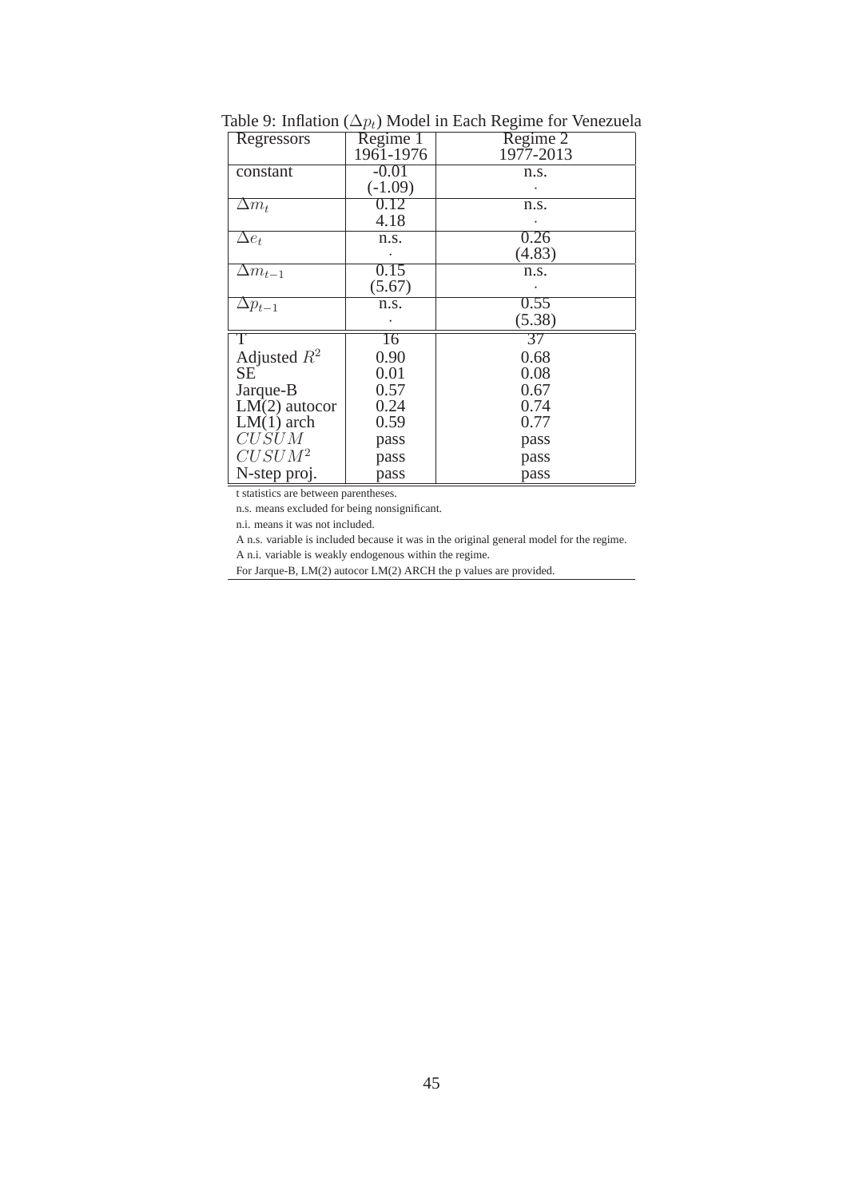Table 9: Inflation ($\Delta p_t$) Model in Each Regime for Venezuela

| Regressors | Regime 1<br>1961-1976 | Regime 2<br>1977-2013 |
|---|---|---|
| constant | -0.01<br>(-1.09) | n.s.<br>. |
| $\Delta m_t$ | 0.12<br>4.18 | n.s.<br>. |
| $\Delta e_t$ | n.s.<br>. | 0.26<br>(4.83) |
| $\Delta m_{t-1}$ | 0.15<br>(5.67) | n.s.<br>. |
| $\Delta p_{t-1}$ | n.s.<br>. | 0.55<br>(5.38) |
| T | 16 | 37 |
| Adjusted $R^2$ | 0.90 | 0.68 |
| SE | 0.01 | 0.08 |
| Jarque-B | 0.57 | 0.67 |
| LM(2) autocor | 0.24 | 0.74 |
| LM(1) arch | 0.59 | 0.77 |
| $CUSUM$ | pass | pass |
| $CUSUM^2$ | pass | pass |
| N-step proj. | pass | pass |

t statistics are between parentheses.

n.s. means excluded for being nonsignificant.

n.i. means it was not included.

A n.s. variable is included because it was in the original general model for the regime.

A n.i. variable is weakly endogenous within the regime.

For Jarque-B, LM(2) autocor LM(2) ARCH the p values are provided.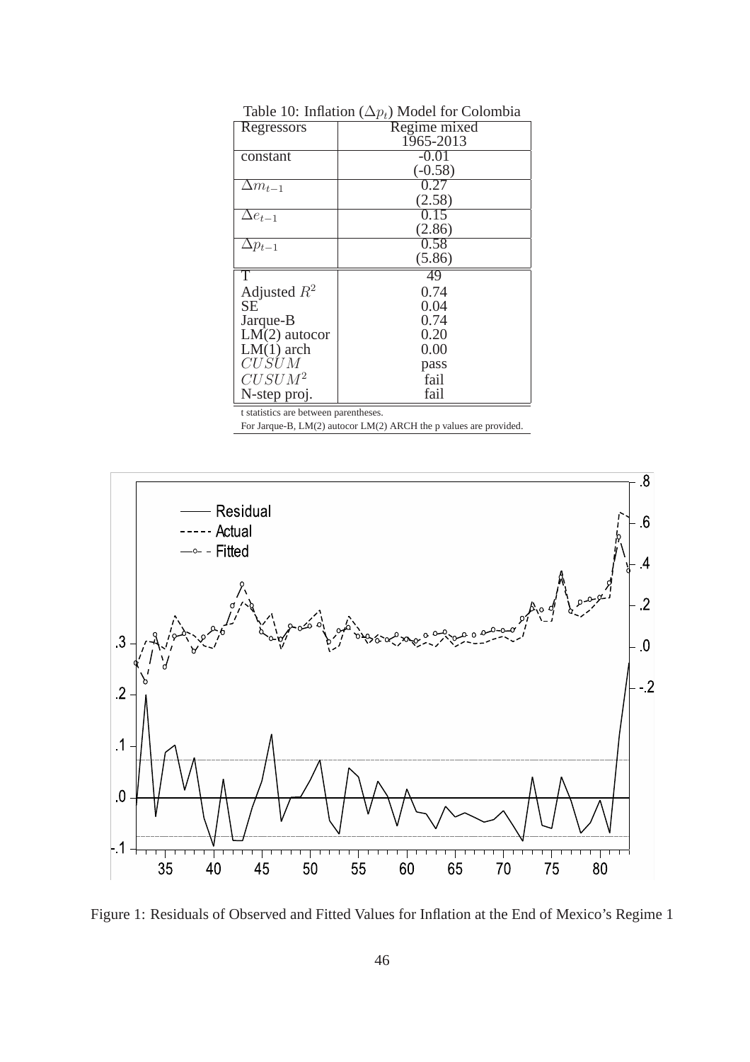Table 10: Inflation ($\Delta p_t$) Model for Colombia

| Regressors | Regime mixed 1965-2013 |
|---|---|
| constant | -0.01 (-0.58) |
| $\Delta m_{t-1}$ | 0.27 (2.58) |
| $\Delta e_{t-1}$ | 0.15 (2.86) |
| $\Delta p_{t-1}$ | 0.58 (5.86) |
| T | 49 |
| Adjusted $R^2$ | 0.74 |
| SE | 0.04 |
| Jarque-B | 0.74 |
| LM(2) autocor | 0.20 |
| LM(1) arch | 0.00 |
| $CUSUM$ | pass |
| $CUSUM^2$ | fail |
| N-step proj. | fail |

t statistics are between parentheses.
For Jarque-B, LM(2) autocor LM(2) ARCH the p values are provided.

Figure 1: Residuals of Observed and Fitted Values for Inflation at the End of Mexico's Regime 1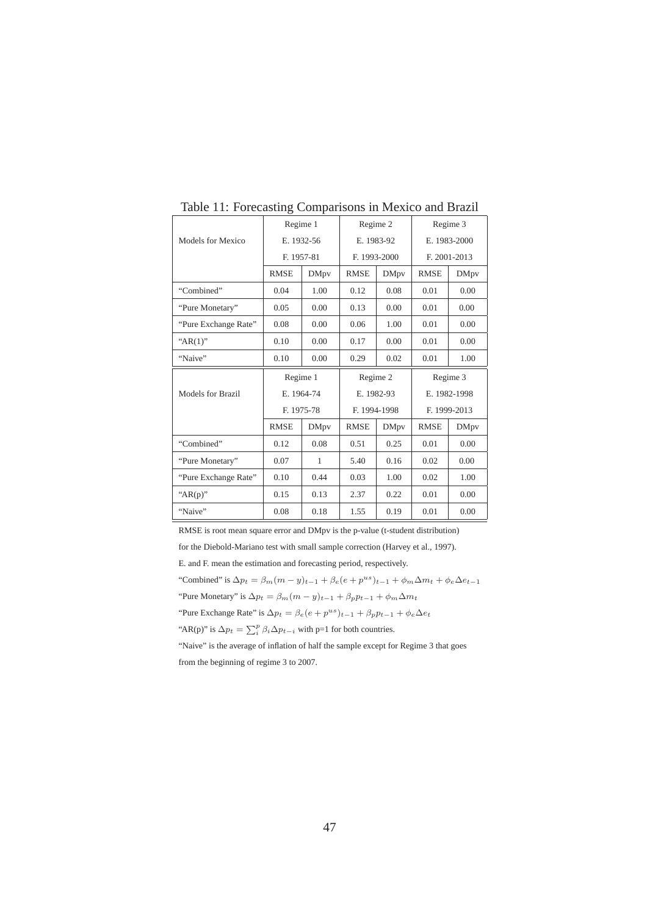Table 11: Forecasting Comparisons in Mexico and Brazil

| Models for Mexico | Regime 1 E. 1932-56 F. 1957-81 | | Regime 2 E. 1983-92 F. 1993-2000 | | Regime 3 E. 1983-2000 F. 2001-2013 | |
|---|---|---|---|---|---|---|
| | RMSE | DMpv | RMSE | DMpv | RMSE | DMpv |
| “Combined” | 0.04 | 1.00 | 0.12 | 0.08 | 0.01 | 0.00 |
| “Pure Monetary” | 0.05 | 0.00 | 0.13 | 0.00 | 0.01 | 0.00 |
| “Pure Exchange Rate” | 0.08 | 0.00 | 0.06 | 1.00 | 0.01 | 0.00 |
| “AR(1)” | 0.10 | 0.00 | 0.17 | 0.00 | 0.01 | 0.00 |
| “Naive” | 0.10 | 0.00 | 0.29 | 0.02 | 0.01 | 1.00 |

| Models for Brazil | Regime 1 E. 1964-74 F. 1975-78 | | Regime 2 E. 1982-93 F. 1994-1998 | | Regime 3 E. 1982-1998 F. 1999-2013 | |
|---|---|---|---|---|---|---|
| | RMSE | DMpv | RMSE | DMpv | RMSE | DMpv |
| “Combined” | 0.12 | 0.08 | 0.51 | 0.25 | 0.01 | 0.00 |
| “Pure Monetary” | 0.07 | 1 | 5.40 | 0.16 | 0.02 | 0.00 |
| “Pure Exchange Rate” | 0.10 | 0.44 | 0.03 | 1.00 | 0.02 | 1.00 |
| “AR(p)” | 0.15 | 0.13 | 2.37 | 0.22 | 0.01 | 0.00 |
| “Naive” | 0.08 | 0.18 | 1.55 | 0.19 | 0.01 | 0.00 |

RMSE is root mean square error and DMpv is the p-value (t-student distribution) for the Diebold-Mariano test with small sample correction (Harvey et al., 1997).

E. and F. mean the estimation and forecasting period, respectively.

“Combined” is $\Delta p_t = \beta_m(m-y)_{t-1} + \beta_e(e+p^{us})_{t-1} + \phi_m \Delta m_t + \phi_e \Delta e_{t-1}$

“Pure Monetary” is $\Delta p_t = \beta_m(m-y)_{t-1} + \beta_p p_{t-1} + \phi_m \Delta m_t$

“Pure Exchange Rate” is $\Delta p_t = \beta_e(e+p^{us})_{t-1} + \beta_p p_{t-1} + \phi_e \Delta e_t$

“AR(p)” is $\Delta p_t = \sum_i^p \beta_i \Delta p_{t-i}$ with p=1 for both countries.

“Naive” is the average of inflation of half the sample except for Regime 3 that goes from the beginning of regime 3 to 2007.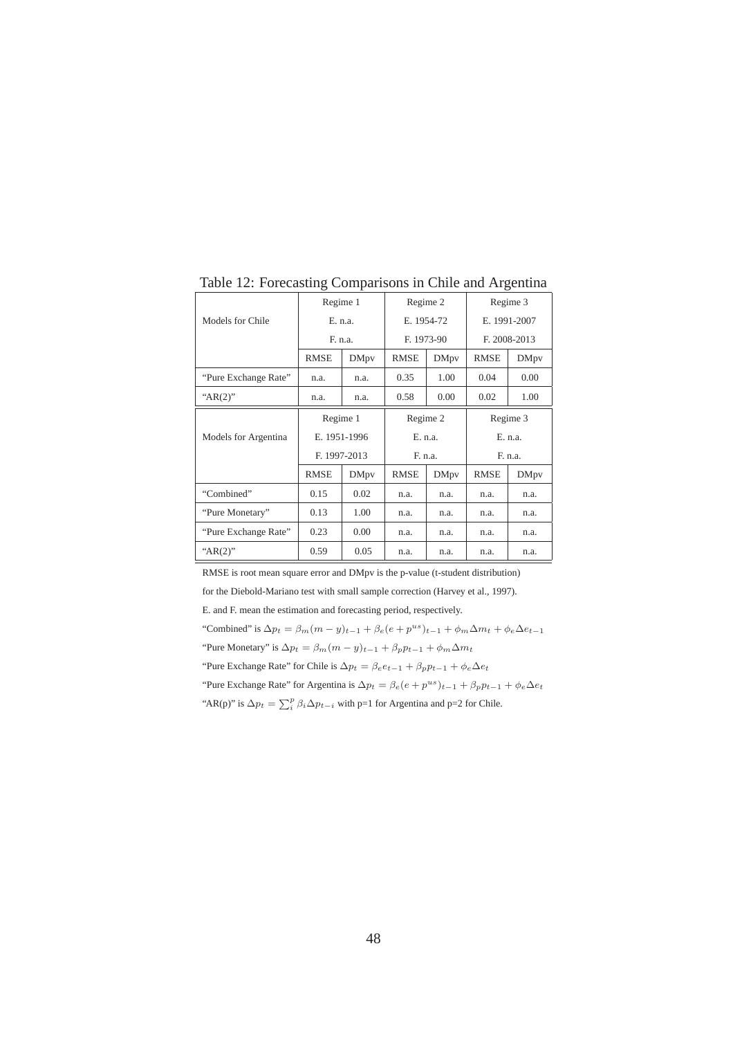Table 12: Forecasting Comparisons in Chile and Argentina

| Models for Chile | Regime 1 E. n.a. F. n.a. | | Regime 2 E. 1954-72 F. 1973-90 | | Regime 3 E. 1991-2007 F. 2008-2013 | |
|---|---|---|---|---|---|---|
| | RMSE | DMpv | RMSE | DMpv | RMSE | DMpv |
| "Pure Exchange Rate" | n.a. | n.a. | 0.35 | 1.00 | 0.04 | 0.00 |
| "AR(2)" | n.a. | n.a. | 0.58 | 0.00 | 0.02 | 1.00 |

| Models for Argentina | Regime 1 E. 1951-1996 F. 1997-2013 | | Regime 2 E. n.a. F. n.a. | | Regime 3 E. n.a. F. n.a. | |
|---|---|---|---|---|---|---|
| | RMSE | DMpv | RMSE | DMpv | RMSE | DMpv |
| "Combined" | 0.15 | 0.02 | n.a. | n.a. | n.a. | n.a. |
| "Pure Monetary" | 0.13 | 1.00 | n.a. | n.a. | n.a. | n.a. |
| "Pure Exchange Rate" | 0.23 | 0.00 | n.a. | n.a. | n.a. | n.a. |
| "AR(2)" | 0.59 | 0.05 | n.a. | n.a. | n.a. | n.a. |

RMSE is root mean square error and DMpv is the p-value (t-student distribution)

for the Diebold-Mariano test with small sample correction (Harvey et al., 1997).

E. and F. mean the estimation and forecasting period, respectively.

"Combined" is $\Delta p_t = \beta_m(m-y)_{t-1} + \beta_e(e+p^{us})_{t-1} + \phi_m \Delta m_t + \phi_e \Delta e_{t-1}$

"Pure Monetary" is $\Delta p_t = \beta_m(m-y)_{t-1} + \beta_p p_{t-1} + \phi_m \Delta m_t$

"Pure Exchange Rate" for Chile is $\Delta p_t = \beta_e e_{t-1} + \beta_p p_{t-1} + \phi_e \Delta e_t$

"Pure Exchange Rate" for Argentina is $\Delta p_t = \beta_e(e+p^{us})_{t-1} + \beta_p p_{t-1} + \phi_e \Delta e_t$

"AR(p)" is $\Delta p_t = \sum_i^p \beta_i \Delta p_{t-i}$ with p=1 for Argentina and p=2 for Chile.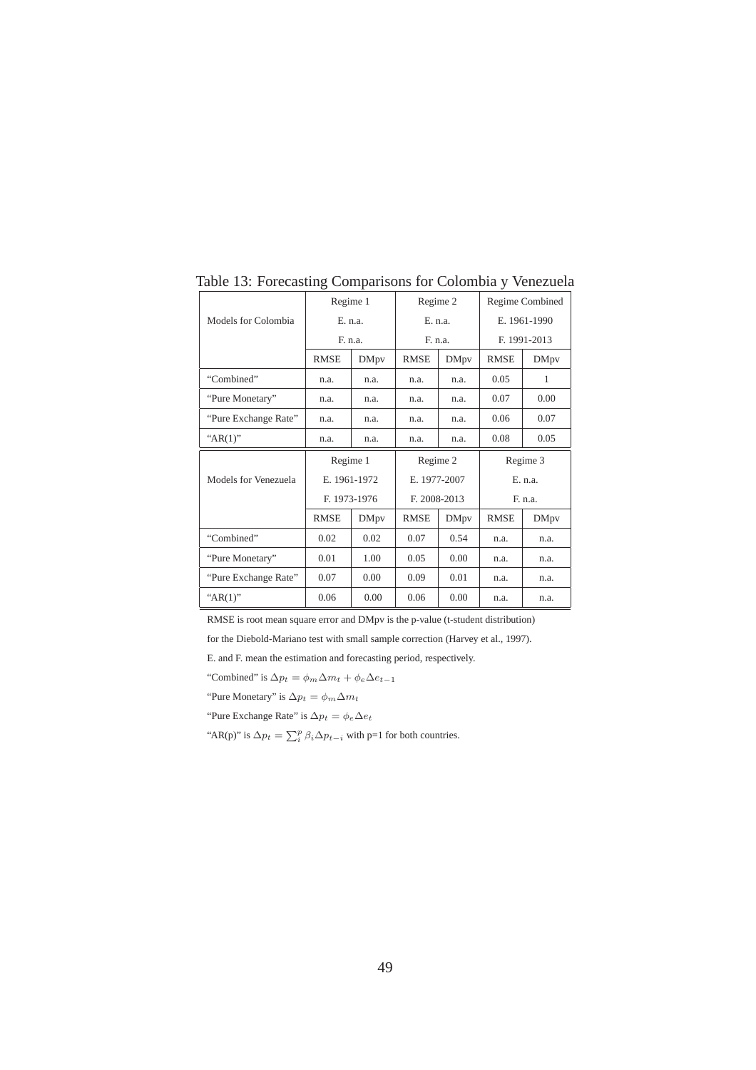Table 13: Forecasting Comparisons for Colombia y Venezuela

| Models for Colombia | Regime 1<br>E. n.a.<br>F. n.a. | | Regime 2<br>E. n.a.<br>F. n.a. | | Regime Combined<br>E. 1961-1990<br>F. 1991-2013 | |
|---|---|---|---|---|---|---|
| | RMSE | DMpv | RMSE | DMpv | RMSE | DMpv |
| "Combined" | n.a. | n.a. | n.a. | n.a. | 0.05 | 1 |
| "Pure Monetary" | n.a. | n.a. | n.a. | n.a. | 0.07 | 0.00 |
| "Pure Exchange Rate" | n.a. | n.a. | n.a. | n.a. | 0.06 | 0.07 |
| "AR(1)" | n.a. | n.a. | n.a. | n.a. | 0.08 | 0.05 |
| **Models for Venezuela** | **Regime 1<br>E. 1961-1972<br>F. 1973-1976** | | **Regime 2<br>E. 1977-2007<br>F. 2008-2013** | | **Regime 3<br>E. n.a.<br>F. n.a.** | |
| | RMSE | DMpv | RMSE | DMpv | RMSE | DMpv |
| "Combined" | 0.02 | 0.02 | 0.07 | 0.54 | n.a. | n.a. |
| "Pure Monetary" | 0.01 | 1.00 | 0.05 | 0.00 | n.a. | n.a. |
| "Pure Exchange Rate" | 0.07 | 0.00 | 0.09 | 0.01 | n.a. | n.a. |
| "AR(1)" | 0.06 | 0.00 | 0.06 | 0.00 | n.a. | n.a. |

RMSE is root mean square error and DMpv is the p-value (t-student distribution) for the Diebold-Mariano test with small sample correction (Harvey et al., 1997).

E. and F. mean the estimation and forecasting period, respectively.

"Combined" is $\Delta p_t = \phi_m \Delta m_t + \phi_e \Delta e_{t-1}$

"Pure Monetary" is $\Delta p_t = \phi_m \Delta m_t$

"Pure Exchange Rate" is $\Delta p_t = \phi_e \Delta e_t$

"AR(p)" is $\Delta p_t = \sum_i^p \beta_i \Delta p_{t-i}$ with p=1 for both countries.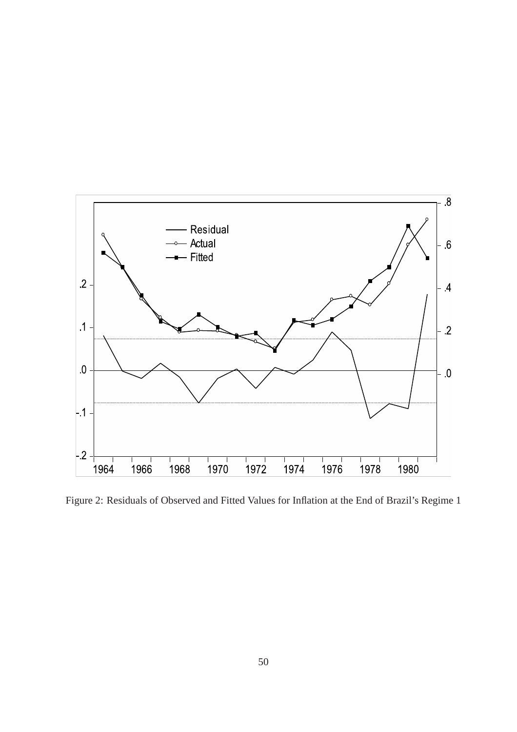Figure 2: Residuals of Observed and Fitted Values for Inflation at the End of Brazil's Regime 1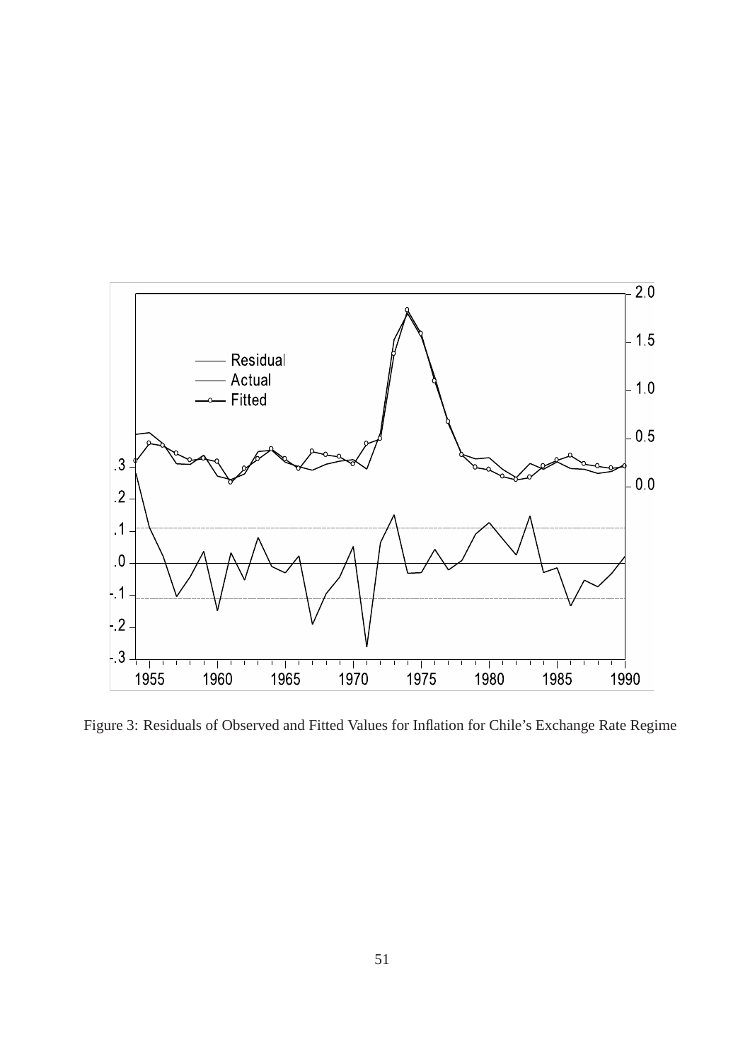Figure 3: Residuals of Observed and Fitted Values for Inflation for Chile’s Exchange Rate Regime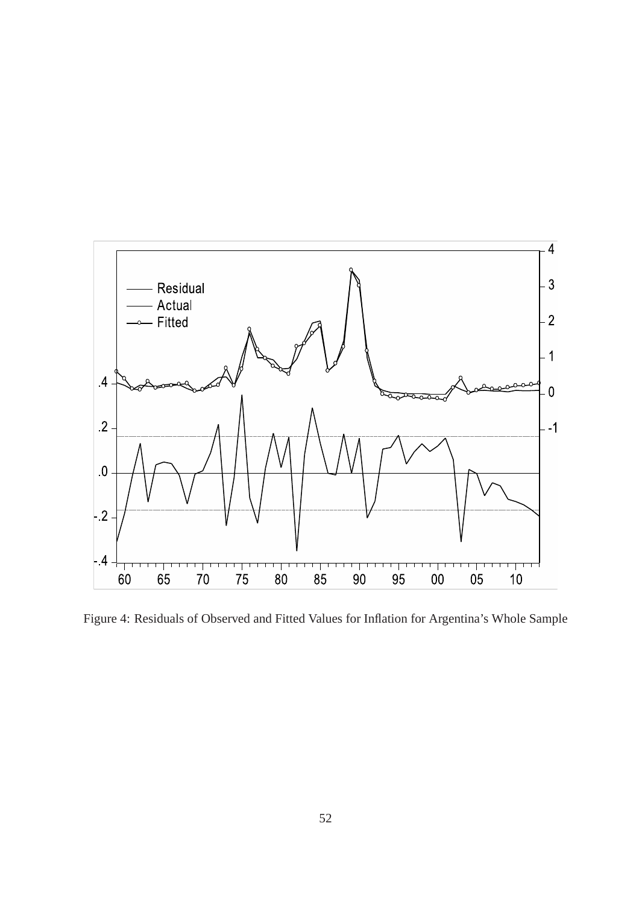Figure 4: Residuals of Observed and Fitted Values for Inflation for Argentina's Whole Sample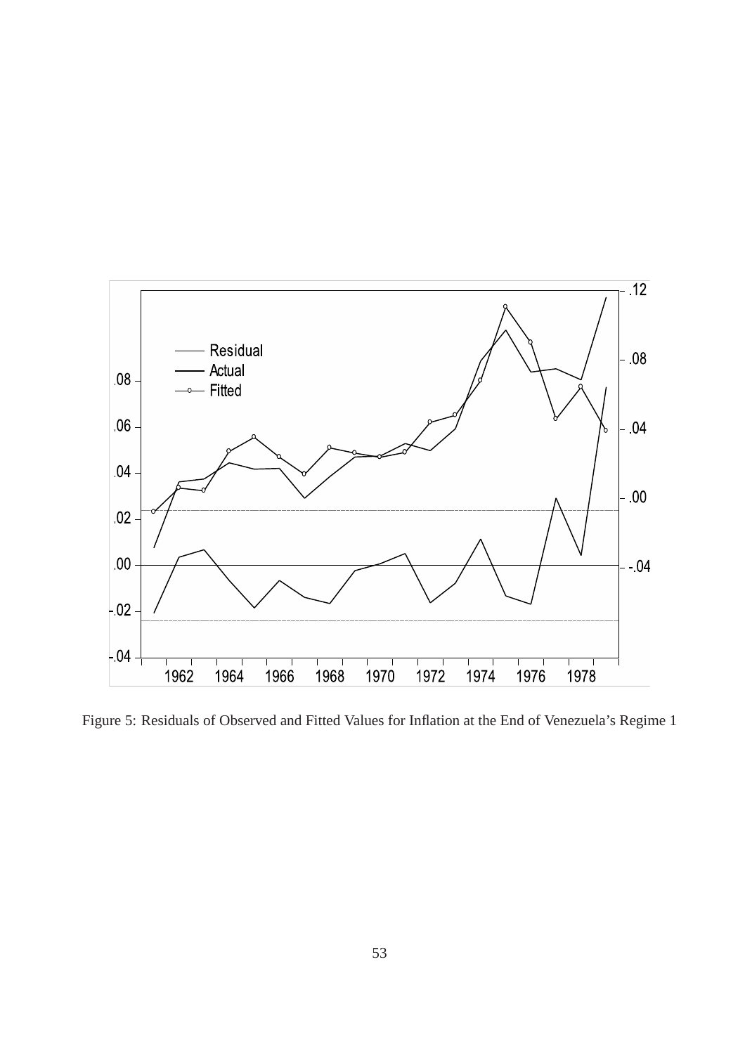Figure 5: Residuals of Observed and Fitted Values for Inflation at the End of Venezuela's Regime 1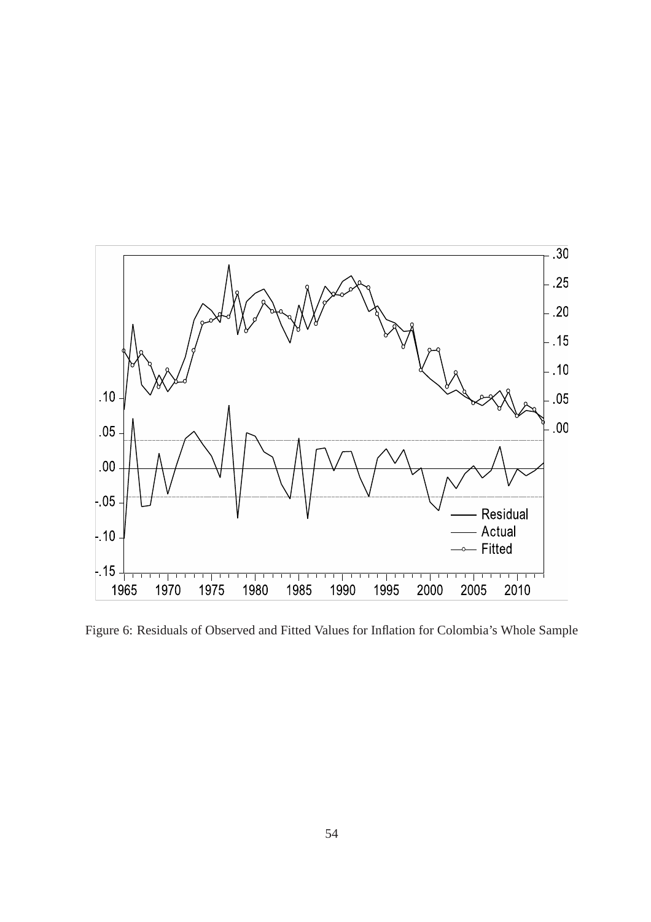.30
.25
.20
.15
.10
.05
.00

.10
.05
.00
-.05
-.10
-.15

1965 1970 1975 1980 1985 1990 1995 2000 2005 2010

Residual
Actual
Fitted

Figure 6: Residuals of Observed and Fitted Values for Inflation for Colombia's Whole Sample